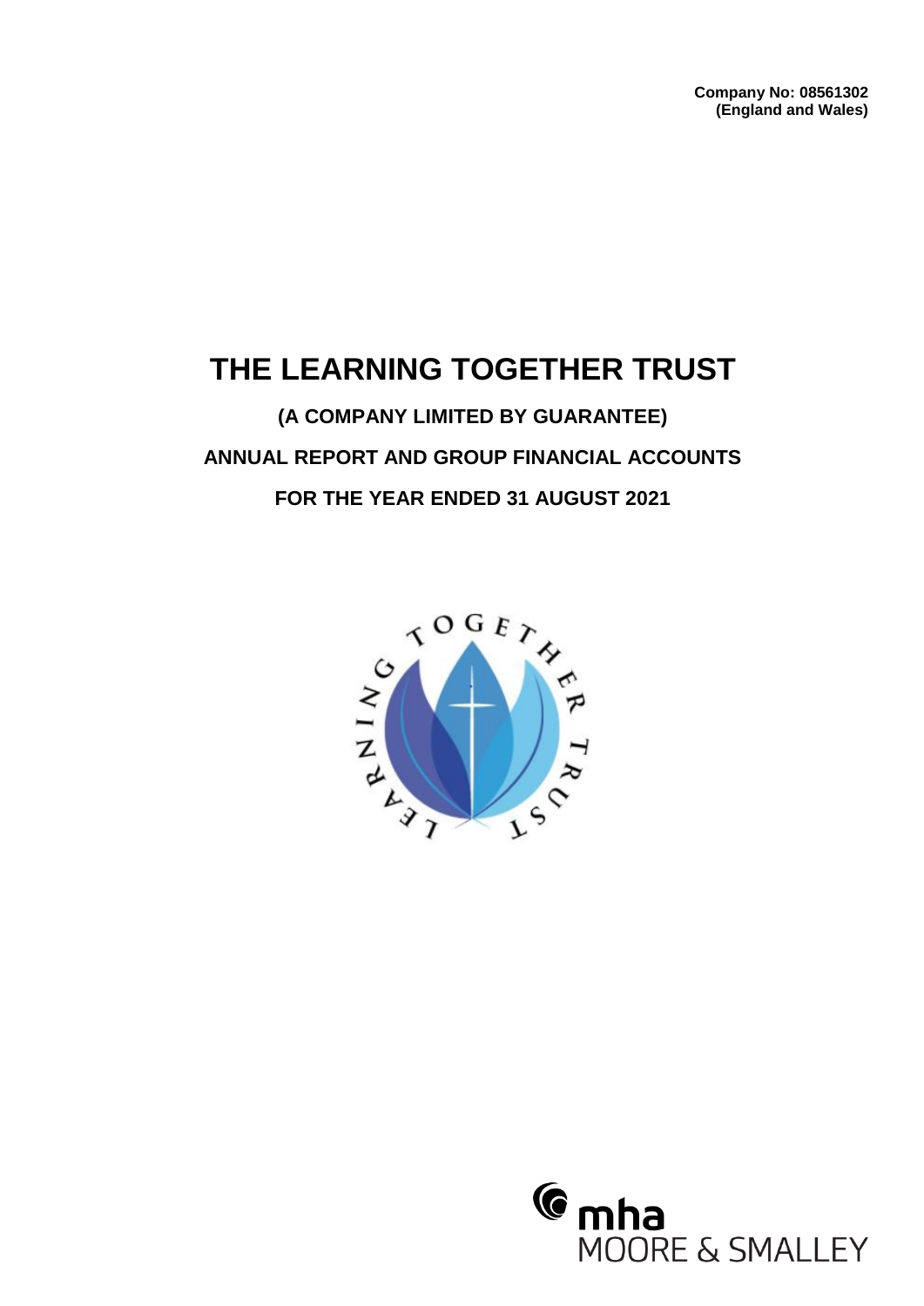**Company No: 08561302**
**(England and Wales)**

# THE LEARNING TOGETHER TRUST

**(A COMPANY LIMITED BY GUARANTEE)**

**ANNUAL REPORT AND GROUP FINANCIAL ACCOUNTS**

**FOR THE YEAR ENDED 31 AUGUST 2021**

mha
MOORE & SMALLEY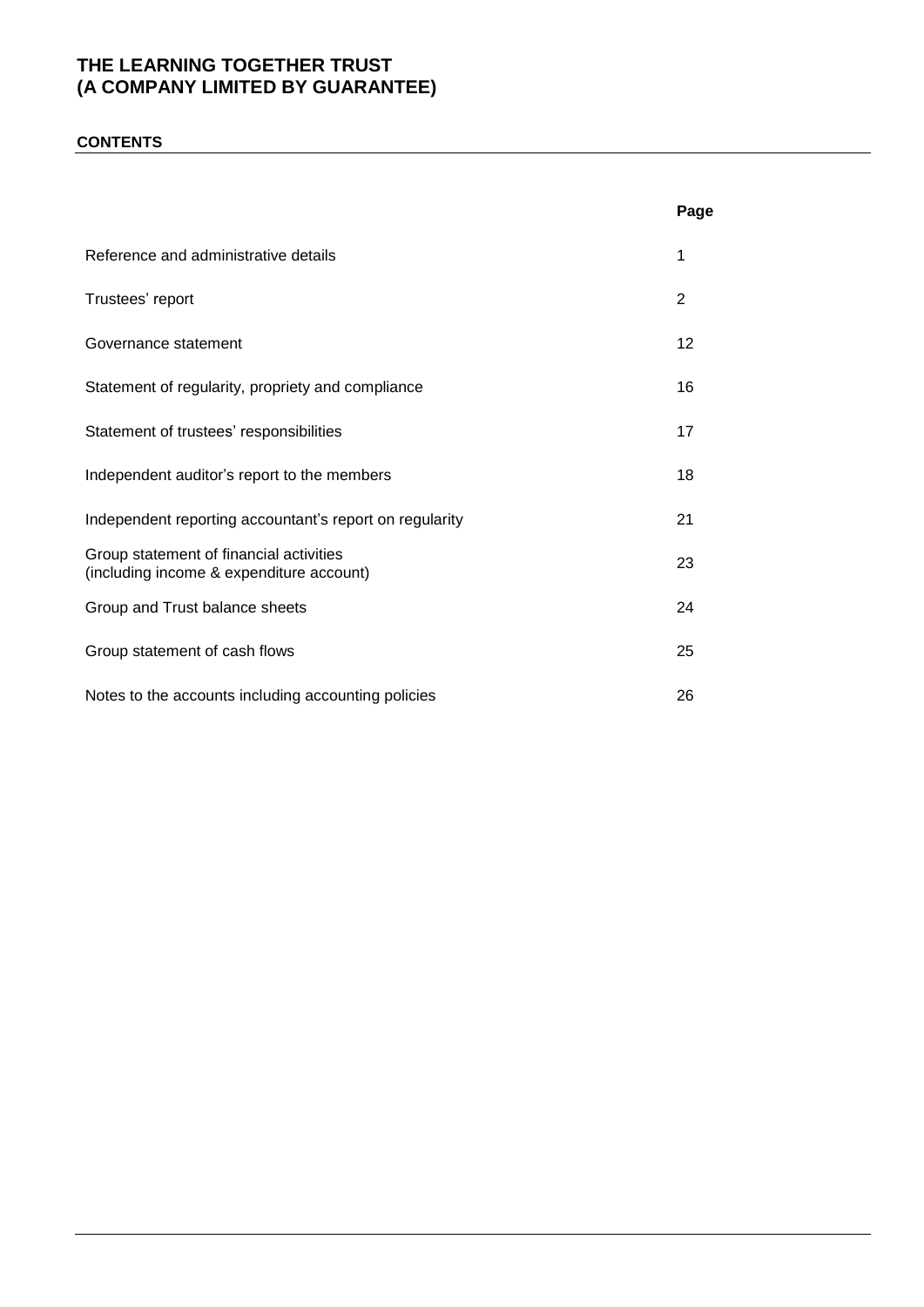# THE LEARNING TOGETHER TRUST
# (A COMPANY LIMITED BY GUARANTEE)

## CONTENTS

| | Page |
|---|---|
| Reference and administrative details | 1 |
| Trustees' report | 2 |
| Governance statement | 12 |
| Statement of regularity, propriety and compliance | 16 |
| Statement of trustees' responsibilities | 17 |
| Independent auditor's report to the members | 18 |
| Independent reporting accountant's report on regularity | 21 |
| Group statement of financial activities (including income & expenditure account) | 23 |
| Group and Trust balance sheets | 24 |
| Group statement of cash flows | 25 |
| Notes to the accounts including accounting policies | 26 |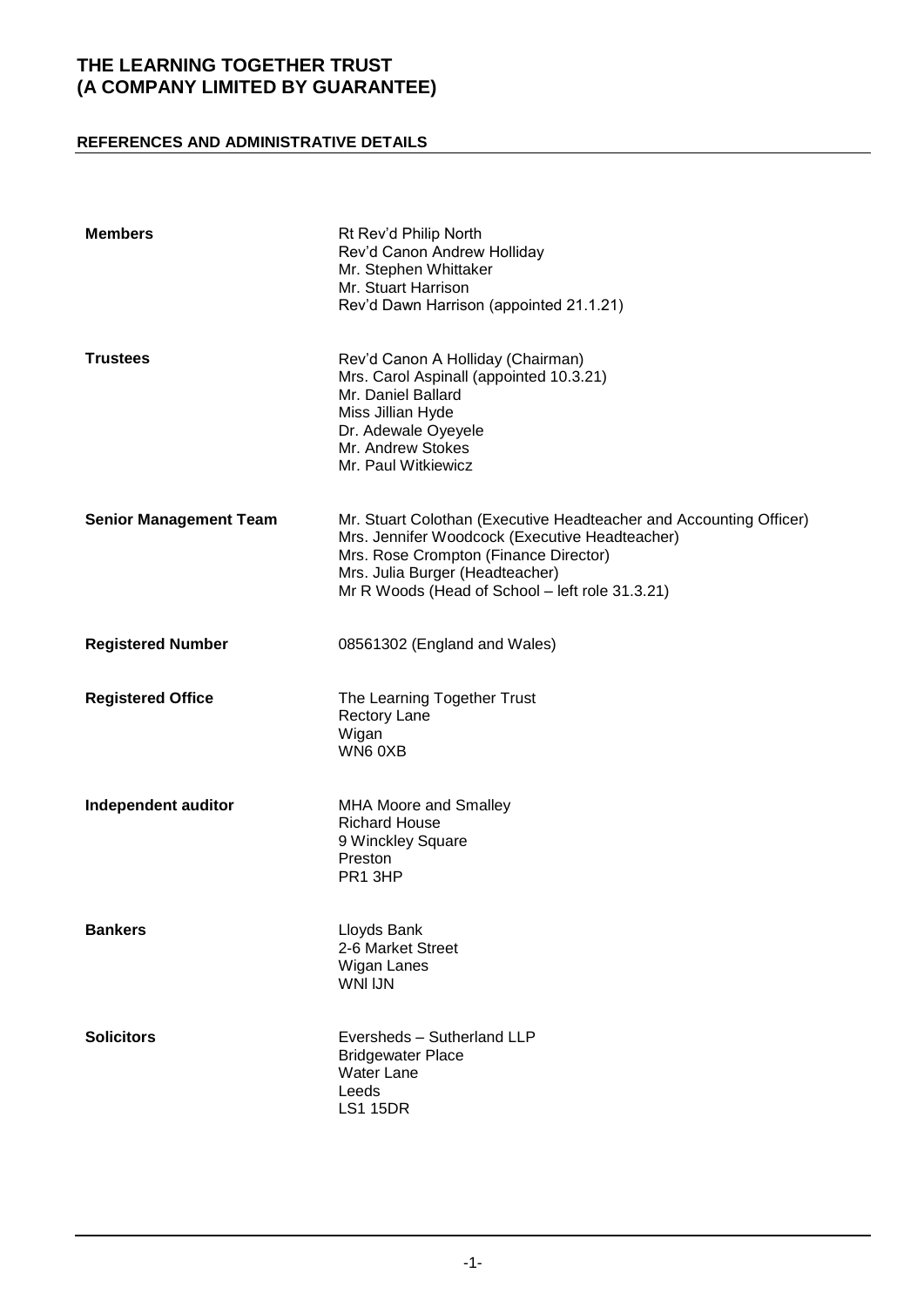# THE LEARNING TOGETHER TRUST
# (A COMPANY LIMITED BY GUARANTEE)

## REFERENCES AND ADMINISTRATIVE DETAILS

| | |
|---|---|
| **Members** | Rt Rev'd Philip North<br>Rev'd Canon Andrew Holliday<br>Mr. Stephen Whittaker<br>Mr. Stuart Harrison<br>Rev'd Dawn Harrison (appointed 21.1.21) |
| **Trustees** | Rev'd Canon A Holliday (Chairman)<br>Mrs. Carol Aspinall (appointed 10.3.21)<br>Mr. Daniel Ballard<br>Miss Jillian Hyde<br>Dr. Adewale Oyeyele<br>Mr. Andrew Stokes<br>Mr. Paul Witkiewicz |
| **Senior Management Team** | Mr. Stuart Colothan (Executive Headteacher and Accounting Officer)<br>Mrs. Jennifer Woodcock (Executive Headteacher)<br>Mrs. Rose Crompton (Finance Director)<br>Mrs. Julia Burger (Headteacher)<br>Mr R Woods (Head of School – left role 31.3.21) |
| **Registered Number** | 08561302 (England and Wales) |
| **Registered Office** | The Learning Together Trust<br>Rectory Lane<br>Wigan<br>WN6 0XB |
| **Independent auditor** | MHA Moore and Smalley<br>Richard House<br>9 Winckley Square<br>Preston<br>PR1 3HP |
| **Bankers** | Lloyds Bank<br>2-6 Market Street<br>Wigan Lanes<br>WNl lJN |
| **Solicitors** | Eversheds – Sutherland LLP<br>Bridgewater Place<br>Water Lane<br>Leeds<br>LS1 15DR |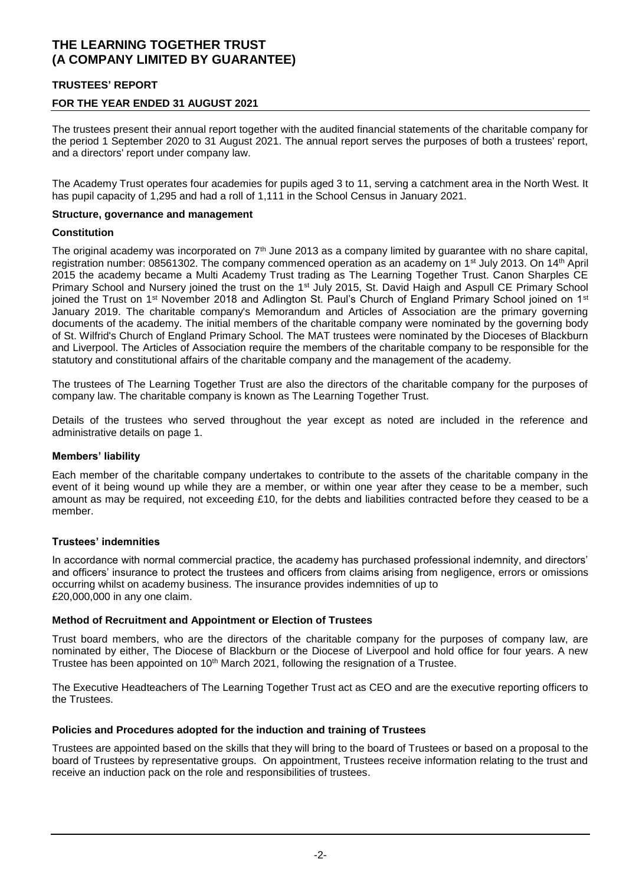# THE LEARNING TOGETHER TRUST
# (A COMPANY LIMITED BY GUARANTEE)

## TRUSTEES' REPORT

## FOR THE YEAR ENDED 31 AUGUST 2021

The trustees present their annual report together with the audited financial statements of the charitable company for the period 1 September 2020 to 31 August 2021. The annual report serves the purposes of both a trustees' report, and a directors' report under company law.

The Academy Trust operates four academies for pupils aged 3 to 11, serving a catchment area in the North West. It has pupil capacity of 1,295 and had a roll of 1,111 in the School Census in January 2021.

### Structure, governance and management

#### Constitution

The original academy was incorporated on 7th June 2013 as a company limited by guarantee with no share capital, registration number: 08561302. The company commenced operation as an academy on 1st July 2013. On 14th April 2015 the academy became a Multi Academy Trust trading as The Learning Together Trust. Canon Sharples CE Primary School and Nursery joined the trust on the 1st July 2015, St. David Haigh and Aspull CE Primary School joined the Trust on 1st November 2018 and Adlington St. Paul's Church of England Primary School joined on 1st January 2019. The charitable company's Memorandum and Articles of Association are the primary governing documents of the academy. The initial members of the charitable company were nominated by the governing body of St. Wilfrid's Church of England Primary School. The MAT trustees were nominated by the Dioceses of Blackburn and Liverpool. The Articles of Association require the members of the charitable company to be responsible for the statutory and constitutional affairs of the charitable company and the management of the academy.

The trustees of The Learning Together Trust are also the directors of the charitable company for the purposes of company law. The charitable company is known as The Learning Together Trust.

Details of the trustees who served throughout the year except as noted are included in the reference and administrative details on page 1.

#### Members' liability

Each member of the charitable company undertakes to contribute to the assets of the charitable company in the event of it being wound up while they are a member, or within one year after they cease to be a member, such amount as may be required, not exceeding £10, for the debts and liabilities contracted before they ceased to be a member.

#### Trustees' indemnities

In accordance with normal commercial practice, the academy has purchased professional indemnity, and directors' and officers' insurance to protect the trustees and officers from claims arising from negligence, errors or omissions occurring whilst on academy business. The insurance provides indemnities of up to £20,000,000 in any one claim.

#### Method of Recruitment and Appointment or Election of Trustees

Trust board members, who are the directors of the charitable company for the purposes of company law, are nominated by either, The Diocese of Blackburn or the Diocese of Liverpool and hold office for four years. A new Trustee has been appointed on 10th March 2021, following the resignation of a Trustee.

The Executive Headteachers of The Learning Together Trust act as CEO and are the executive reporting officers to the Trustees.

#### Policies and Procedures adopted for the induction and training of Trustees

Trustees are appointed based on the skills that they will bring to the board of Trustees or based on a proposal to the board of Trustees by representative groups. On appointment, Trustees receive information relating to the trust and receive an induction pack on the role and responsibilities of trustees.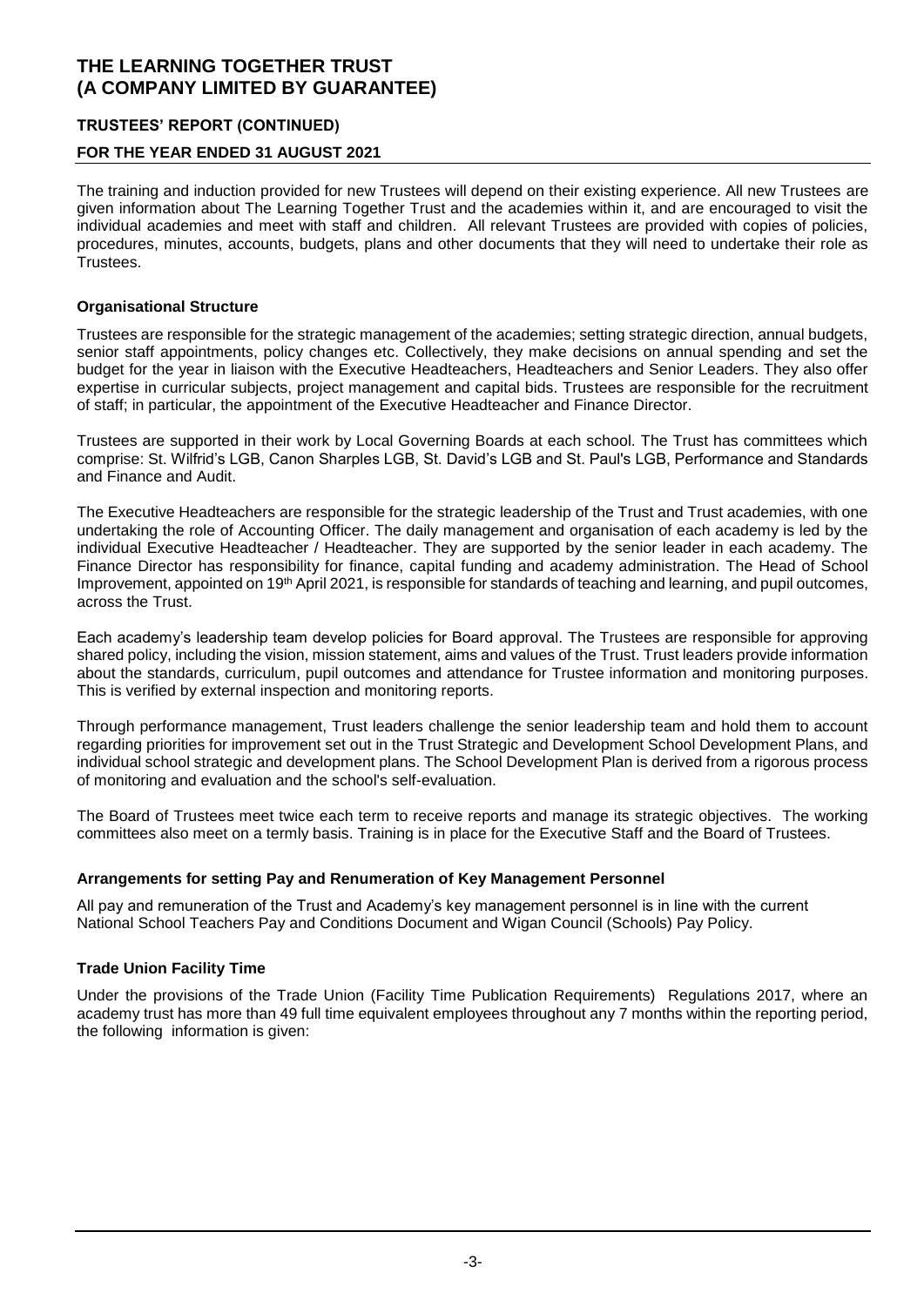# THE LEARNING TOGETHER TRUST (A COMPANY LIMITED BY GUARANTEE)

## TRUSTEES' REPORT (CONTINUED)

## FOR THE YEAR ENDED 31 AUGUST 2021

The training and induction provided for new Trustees will depend on their existing experience. All new Trustees are given information about The Learning Together Trust and the academies within it, and are encouraged to visit the individual academies and meet with staff and children. All relevant Trustees are provided with copies of policies, procedures, minutes, accounts, budgets, plans and other documents that they will need to undertake their role as Trustees.

### Organisational Structure

Trustees are responsible for the strategic management of the academies; setting strategic direction, annual budgets, senior staff appointments, policy changes etc. Collectively, they make decisions on annual spending and set the budget for the year in liaison with the Executive Headteachers, Headteachers and Senior Leaders. They also offer expertise in curricular subjects, project management and capital bids. Trustees are responsible for the recruitment of staff; in particular, the appointment of the Executive Headteacher and Finance Director.

Trustees are supported in their work by Local Governing Boards at each school. The Trust has committees which comprise: St. Wilfrid's LGB, Canon Sharples LGB, St. David's LGB and St. Paul's LGB, Performance and Standards and Finance and Audit.

The Executive Headteachers are responsible for the strategic leadership of the Trust and Trust academies, with one undertaking the role of Accounting Officer. The daily management and organisation of each academy is led by the individual Executive Headteacher / Headteacher. They are supported by the senior leader in each academy. The Finance Director has responsibility for finance, capital funding and academy administration. The Head of School Improvement, appointed on 19th April 2021, is responsible for standards of teaching and learning, and pupil outcomes, across the Trust.

Each academy's leadership team develop policies for Board approval. The Trustees are responsible for approving shared policy, including the vision, mission statement, aims and values of the Trust. Trust leaders provide information about the standards, curriculum, pupil outcomes and attendance for Trustee information and monitoring purposes. This is verified by external inspection and monitoring reports.

Through performance management, Trust leaders challenge the senior leadership team and hold them to account regarding priorities for improvement set out in the Trust Strategic and Development School Development Plans, and individual school strategic and development plans. The School Development Plan is derived from a rigorous process of monitoring and evaluation and the school's self-evaluation.

The Board of Trustees meet twice each term to receive reports and manage its strategic objectives. The working committees also meet on a termly basis. Training is in place for the Executive Staff and the Board of Trustees.

### Arrangements for setting Pay and Renumeration of Key Management Personnel

All pay and remuneration of the Trust and Academy's key management personnel is in line with the current National School Teachers Pay and Conditions Document and Wigan Council (Schools) Pay Policy.

### Trade Union Facility Time

Under the provisions of the Trade Union (Facility Time Publication Requirements) Regulations 2017, where an academy trust has more than 49 full time equivalent employees throughout any 7 months within the reporting period, the following information is given: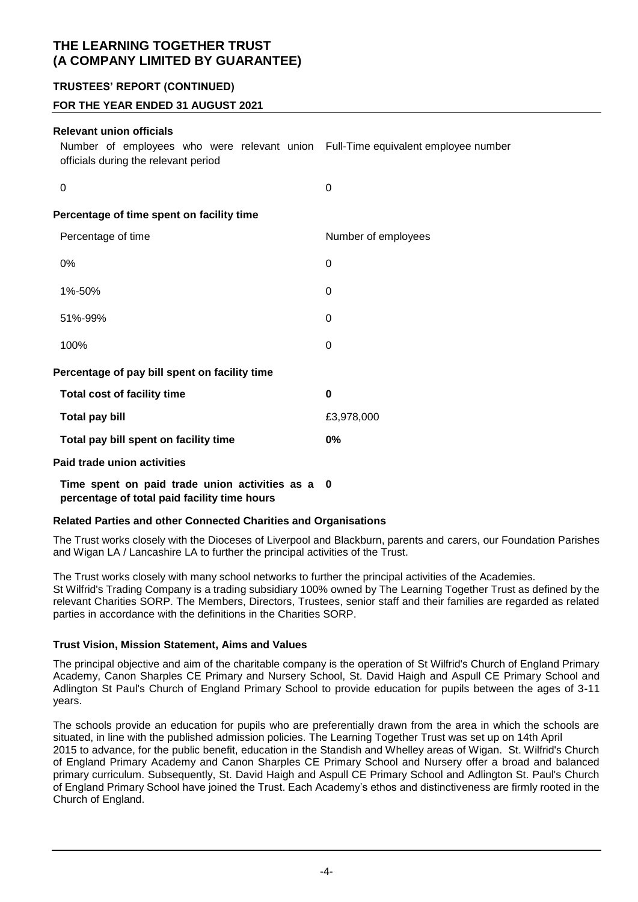### Relevant union officials

| Number of employees who were relevant union officials during the relevant period | Full-Time equivalent employee number |
|---|---|
| 0 | 0 |

### Percentage of time spent on facility time

| Percentage of time | Number of employees |
|---|---|
| 0% | 0 |
| 1%-50% | 0 |
| 51%-99% | 0 |
| 100% | 0 |

### Percentage of pay bill spent on facility time

| | |
|---|---|
| **Total cost of facility time** | **0** |
| **Total pay bill** | £3,978,000 |
| **Total pay bill spent on facility time** | **0%** |

### Paid trade union activities

| | |
|---|---|
| **Time spent on paid trade union activities as a percentage of total paid facility time hours** | **0** |

### Related Parties and other Connected Charities and Organisations

The Trust works closely with the Dioceses of Liverpool and Blackburn, parents and carers, our Foundation Parishes and Wigan LA / Lancashire LA to further the principal activities of the Trust.

The Trust works closely with many school networks to further the principal activities of the Academies.
St Wilfrid's Trading Company is a trading subsidiary 100% owned by The Learning Together Trust as defined by the relevant Charities SORP. The Members, Directors, Trustees, senior staff and their families are regarded as related parties in accordance with the definitions in the Charities SORP.

### Trust Vision, Mission Statement, Aims and Values

The principal objective and aim of the charitable company is the operation of St Wilfrid's Church of England Primary Academy, Canon Sharples CE Primary and Nursery School, St. David Haigh and Aspull CE Primary School and Adlington St Paul's Church of England Primary School to provide education for pupils between the ages of 3-11 years.

The schools provide an education for pupils who are preferentially drawn from the area in which the schools are situated, in line with the published admission policies. The Learning Together Trust was set up on 14th April 2015 to advance, for the public benefit, education in the Standish and Whelley areas of Wigan. St. Wilfrid's Church of England Primary Academy and Canon Sharples CE Primary School and Nursery offer a broad and balanced primary curriculum. Subsequently, St. David Haigh and Aspull CE Primary School and Adlington St. Paul's Church of England Primary School have joined the Trust. Each Academy's ethos and distinctiveness are firmly rooted in the Church of England.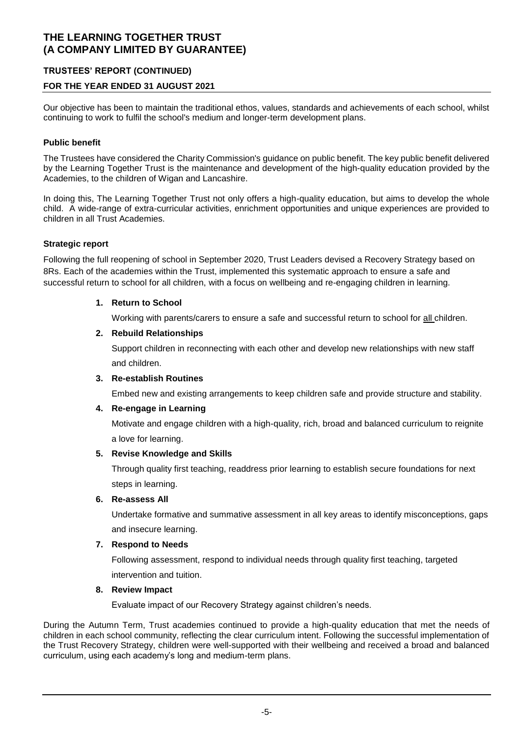Our objective has been to maintain the traditional ethos, values, standards and achievements of each school, whilst continuing to work to fulfil the school's medium and longer-term development plans.

### Public benefit

The Trustees have considered the Charity Commission's guidance on public benefit. The key public benefit delivered by the Learning Together Trust is the maintenance and development of the high-quality education provided by the Academies, to the children of Wigan and Lancashire.

In doing this, The Learning Together Trust not only offers a high-quality education, but aims to develop the whole child. A wide-range of extra-curricular activities, enrichment opportunities and unique experiences are provided to children in all Trust Academies.

### Strategic report

Following the full reopening of school in September 2020, Trust Leaders devised a Recovery Strategy based on 8Rs. Each of the academies within the Trust, implemented this systematic approach to ensure a safe and successful return to school for all children, with a focus on wellbeing and re-engaging children in learning.

1. **Return to School**

   Working with parents/carers to ensure a safe and successful return to school for all children.

2. **Rebuild Relationships**

   Support children in reconnecting with each other and develop new relationships with new staff and children.

3. **Re-establish Routines**

   Embed new and existing arrangements to keep children safe and provide structure and stability.

4. **Re-engage in Learning**

   Motivate and engage children with a high-quality, rich, broad and balanced curriculum to reignite a love for learning.

5. **Revise Knowledge and Skills**

   Through quality first teaching, readdress prior learning to establish secure foundations for next steps in learning.

6. **Re-assess All**

   Undertake formative and summative assessment in all key areas to identify misconceptions, gaps and insecure learning.

7. **Respond to Needs**

   Following assessment, respond to individual needs through quality first teaching, targeted intervention and tuition.

8. **Review Impact**

   Evaluate impact of our Recovery Strategy against children's needs.

During the Autumn Term, Trust academies continued to provide a high-quality education that met the needs of children in each school community, reflecting the clear curriculum intent. Following the successful implementation of the Trust Recovery Strategy, children were well-supported with their wellbeing and received a broad and balanced curriculum, using each academy's long and medium-term plans.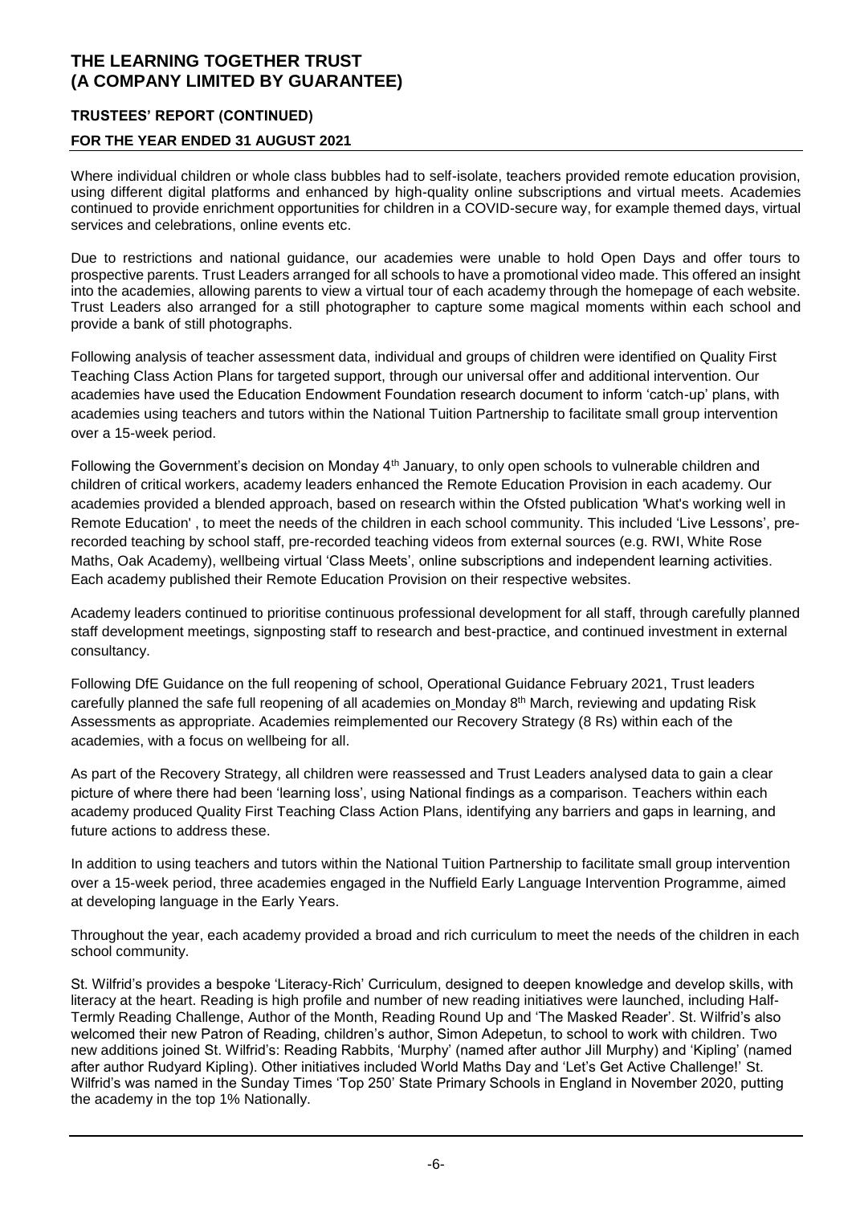Where individual children or whole class bubbles had to self-isolate, teachers provided remote education provision, using different digital platforms and enhanced by high-quality online subscriptions and virtual meets. Academies continued to provide enrichment opportunities for children in a COVID-secure way, for example themed days, virtual services and celebrations, online events etc.

Due to restrictions and national guidance, our academies were unable to hold Open Days and offer tours to prospective parents. Trust Leaders arranged for all schools to have a promotional video made. This offered an insight into the academies, allowing parents to view a virtual tour of each academy through the homepage of each website. Trust Leaders also arranged for a still photographer to capture some magical moments within each school and provide a bank of still photographs.

Following analysis of teacher assessment data, individual and groups of children were identified on Quality First Teaching Class Action Plans for targeted support, through our universal offer and additional intervention. Our academies have used the Education Endowment Foundation research document to inform 'catch-up' plans, with academies using teachers and tutors within the National Tuition Partnership to facilitate small group intervention over a 15-week period.

Following the Government's decision on Monday 4th January, to only open schools to vulnerable children and children of critical workers, academy leaders enhanced the Remote Education Provision in each academy. Our academies provided a blended approach, based on research within the Ofsted publication 'What's working well in Remote Education' , to meet the needs of the children in each school community. This included 'Live Lessons', pre-recorded teaching by school staff, pre-recorded teaching videos from external sources (e.g. RWI, White Rose Maths, Oak Academy), wellbeing virtual 'Class Meets', online subscriptions and independent learning activities. Each academy published their Remote Education Provision on their respective websites.

Academy leaders continued to prioritise continuous professional development for all staff, through carefully planned staff development meetings, signposting staff to research and best-practice, and continued investment in external consultancy.

Following DfE Guidance on the full reopening of school, Operational Guidance February 2021, Trust leaders carefully planned the safe full reopening of all academies on Monday 8th March, reviewing and updating Risk Assessments as appropriate. Academies reimplemented our Recovery Strategy (8 Rs) within each of the academies, with a focus on wellbeing for all.

As part of the Recovery Strategy, all children were reassessed and Trust Leaders analysed data to gain a clear picture of where there had been 'learning loss', using National findings as a comparison. Teachers within each academy produced Quality First Teaching Class Action Plans, identifying any barriers and gaps in learning, and future actions to address these.

In addition to using teachers and tutors within the National Tuition Partnership to facilitate small group intervention over a 15-week period, three academies engaged in the Nuffield Early Language Intervention Programme, aimed at developing language in the Early Years.

Throughout the year, each academy provided a broad and rich curriculum to meet the needs of the children in each school community.

St. Wilfrid's provides a bespoke 'Literacy-Rich' Curriculum, designed to deepen knowledge and develop skills, with literacy at the heart. Reading is high profile and number of new reading initiatives were launched, including Half-Termly Reading Challenge, Author of the Month, Reading Round Up and 'The Masked Reader'. St. Wilfrid's also welcomed their new Patron of Reading, children's author, Simon Adepetun, to school to work with children. Two new additions joined St. Wilfrid's: Reading Rabbits, 'Murphy' (named after author Jill Murphy) and 'Kipling' (named after author Rudyard Kipling). Other initiatives included World Maths Day and 'Let's Get Active Challenge!' St. Wilfrid's was named in the Sunday Times 'Top 250' State Primary Schools in England in November 2020, putting the academy in the top 1% Nationally.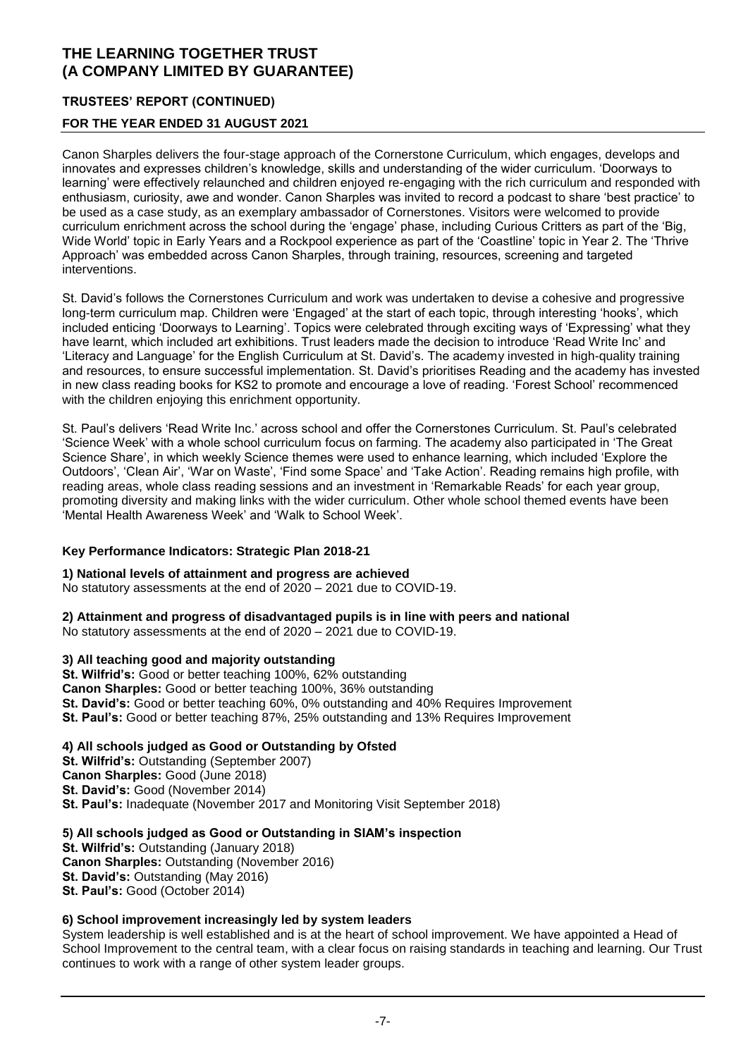Canon Sharples delivers the four-stage approach of the Cornerstone Curriculum, which engages, develops and innovates and expresses children's knowledge, skills and understanding of the wider curriculum. 'Doorways to learning' were effectively relaunched and children enjoyed re-engaging with the rich curriculum and responded with enthusiasm, curiosity, awe and wonder. Canon Sharples was invited to record a podcast to share 'best practice' to be used as a case study, as an exemplary ambassador of Cornerstones. Visitors were welcomed to provide curriculum enrichment across the school during the 'engage' phase, including Curious Critters as part of the 'Big, Wide World' topic in Early Years and a Rockpool experience as part of the 'Coastline' topic in Year 2. The 'Thrive Approach' was embedded across Canon Sharples, through training, resources, screening and targeted interventions.

St. David's follows the Cornerstones Curriculum and work was undertaken to devise a cohesive and progressive long-term curriculum map. Children were 'Engaged' at the start of each topic, through interesting 'hooks', which included enticing 'Doorways to Learning'. Topics were celebrated through exciting ways of 'Expressing' what they have learnt, which included art exhibitions. Trust leaders made the decision to introduce 'Read Write Inc' and 'Literacy and Language' for the English Curriculum at St. David's. The academy invested in high-quality training and resources, to ensure successful implementation. St. David's prioritises Reading and the academy has invested in new class reading books for KS2 to promote and encourage a love of reading. 'Forest School' recommenced with the children enjoying this enrichment opportunity.

St. Paul's delivers 'Read Write Inc.' across school and offer the Cornerstones Curriculum. St. Paul's celebrated 'Science Week' with a whole school curriculum focus on farming. The academy also participated in 'The Great Science Share', in which weekly Science themes were used to enhance learning, which included 'Explore the Outdoors', 'Clean Air', 'War on Waste', 'Find some Space' and 'Take Action'. Reading remains high profile, with reading areas, whole class reading sessions and an investment in 'Remarkable Reads' for each year group, promoting diversity and making links with the wider curriculum. Other whole school themed events have been 'Mental Health Awareness Week' and 'Walk to School Week'.

**Key Performance Indicators: Strategic Plan 2018-21**

**1) National levels of attainment and progress are achieved**
No statutory assessments at the end of 2020 – 2021 due to COVID-19.

**2) Attainment and progress of disadvantaged pupils is in line with peers and national**
No statutory assessments at the end of 2020 – 2021 due to COVID-19.

**3) All teaching good and majority outstanding**
**St. Wilfrid's:** Good or better teaching 100%, 62% outstanding
**Canon Sharples:** Good or better teaching 100%, 36% outstanding
**St. David's:** Good or better teaching 60%, 0% outstanding and 40% Requires Improvement
**St. Paul's:** Good or better teaching 87%, 25% outstanding and 13% Requires Improvement

**4) All schools judged as Good or Outstanding by Ofsted**
**St. Wilfrid's:** Outstanding (September 2007)
**Canon Sharples:** Good (June 2018)
**St. David's:** Good (November 2014)
**St. Paul's:** Inadequate (November 2017 and Monitoring Visit September 2018)

**5) All schools judged as Good or Outstanding in SIAM's inspection**
**St. Wilfrid's:** Outstanding (January 2018)
**Canon Sharples:** Outstanding (November 2016)
**St. David's:** Outstanding (May 2016)
**St. Paul's:** Good (October 2014)

**6) School improvement increasingly led by system leaders**
System leadership is well established and is at the heart of school improvement. We have appointed a Head of School Improvement to the central team, with a clear focus on raising standards in teaching and learning. Our Trust continues to work with a range of other system leader groups.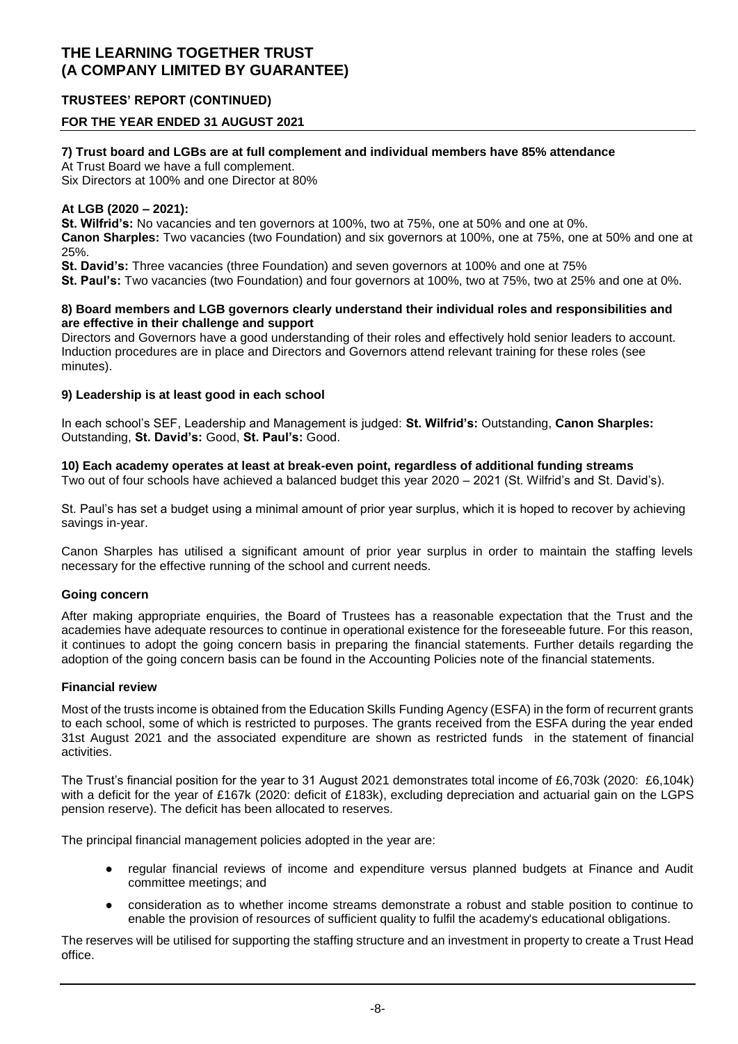**7) Trust board and LGBs are at full complement and individual members have 85% attendance**

At Trust Board we have a full complement.
Six Directors at 100% and one Director at 80%

**At LGB (2020 – 2021):**

**St. Wilfrid's:** No vacancies and ten governors at 100%, two at 75%, one at 50% and one at 0%.
**Canon Sharples:** Two vacancies (two Foundation) and six governors at 100%, one at 75%, one at 50% and one at 25%.
**St. David's:** Three vacancies (three Foundation) and seven governors at 100% and one at 75%
**St. Paul's:** Two vacancies (two Foundation) and four governors at 100%, two at 75%, two at 25% and one at 0%.

**8) Board members and LGB governors clearly understand their individual roles and responsibilities and are effective in their challenge and support**

Directors and Governors have a good understanding of their roles and effectively hold senior leaders to account. Induction procedures are in place and Directors and Governors attend relevant training for these roles (see minutes).

**9) Leadership is at least good in each school**

In each school's SEF, Leadership and Management is judged: **St. Wilfrid's:** Outstanding, **Canon Sharples:** Outstanding, **St. David's:** Good, **St. Paul's:** Good.

**10) Each academy operates at least at break-even point, regardless of additional funding streams**

Two out of four schools have achieved a balanced budget this year 2020 – 2021 (St. Wilfrid's and St. David's).

St. Paul's has set a budget using a minimal amount of prior year surplus, which it is hoped to recover by achieving savings in-year.

Canon Sharples has utilised a significant amount of prior year surplus in order to maintain the staffing levels necessary for the effective running of the school and current needs.

**Going concern**

After making appropriate enquiries, the Board of Trustees has a reasonable expectation that the Trust and the academies have adequate resources to continue in operational existence for the foreseeable future. For this reason, it continues to adopt the going concern basis in preparing the financial statements. Further details regarding the adoption of the going concern basis can be found in the Accounting Policies note of the financial statements.

**Financial review**

Most of the trusts income is obtained from the Education Skills Funding Agency (ESFA) in the form of recurrent grants to each school, some of which is restricted to purposes. The grants received from the ESFA during the year ended 31st August 2021 and the associated expenditure are shown as restricted funds in the statement of financial activities.

The Trust's financial position for the year to 31 August 2021 demonstrates total income of £6,703k (2020: £6,104k) with a deficit for the year of £167k (2020: deficit of £183k), excluding depreciation and actuarial gain on the LGPS pension reserve). The deficit has been allocated to reserves.

The principal financial management policies adopted in the year are:

- regular financial reviews of income and expenditure versus planned budgets at Finance and Audit committee meetings; and
- consideration as to whether income streams demonstrate a robust and stable position to continue to enable the provision of resources of sufficient quality to fulfil the academy's educational obligations.

The reserves will be utilised for supporting the staffing structure and an investment in property to create a Trust Head office.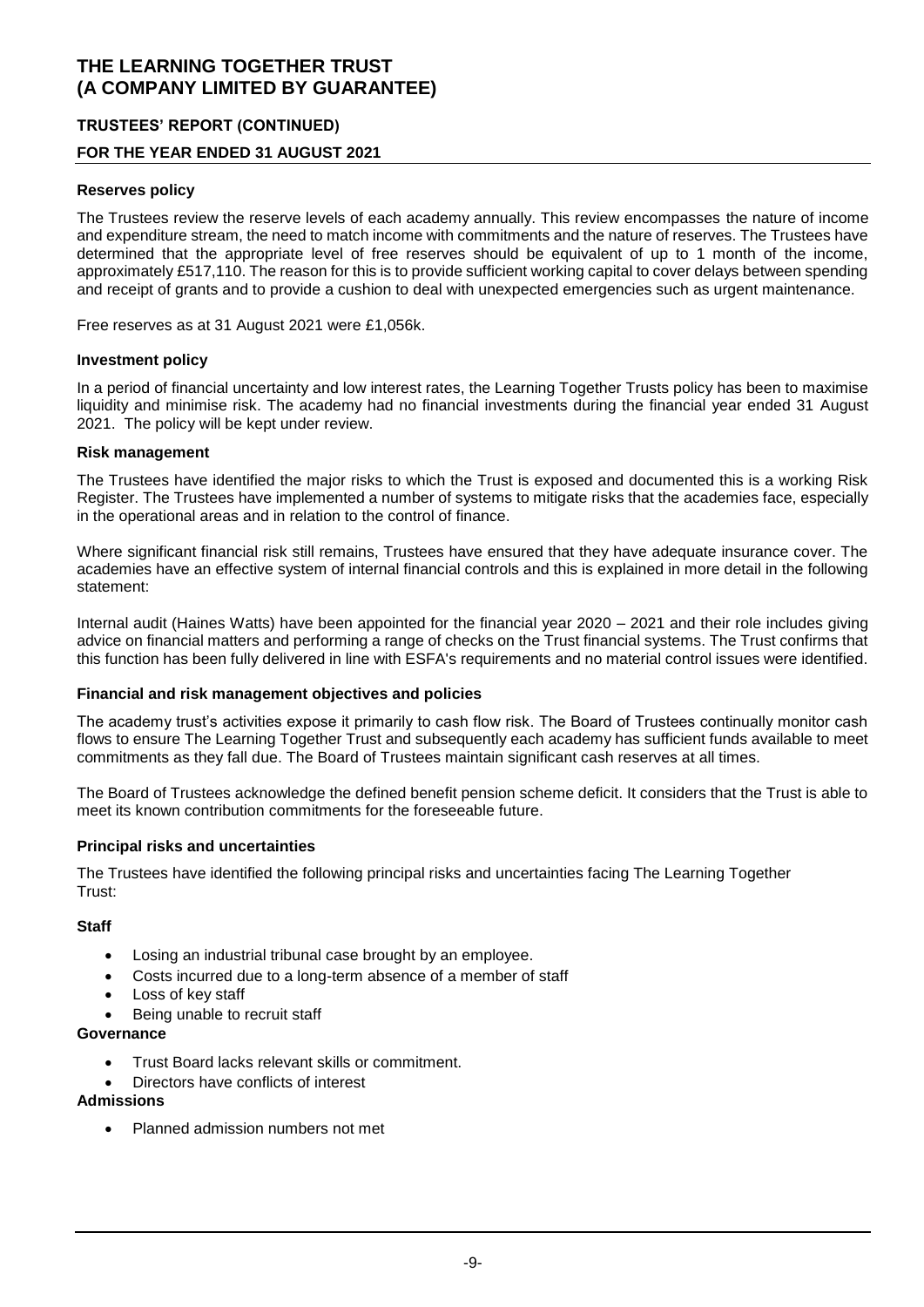## Reserves policy

The Trustees review the reserve levels of each academy annually. This review encompasses the nature of income and expenditure stream, the need to match income with commitments and the nature of reserves. The Trustees have determined that the appropriate level of free reserves should be equivalent of up to 1 month of the income, approximately £517,110. The reason for this is to provide sufficient working capital to cover delays between spending and receipt of grants and to provide a cushion to deal with unexpected emergencies such as urgent maintenance.

Free reserves as at 31 August 2021 were £1,056k.

## Investment policy

In a period of financial uncertainty and low interest rates, the Learning Together Trusts policy has been to maximise liquidity and minimise risk. The academy had no financial investments during the financial year ended 31 August 2021. The policy will be kept under review.

## Risk management

The Trustees have identified the major risks to which the Trust is exposed and documented this is a working Risk Register. The Trustees have implemented a number of systems to mitigate risks that the academies face, especially in the operational areas and in relation to the control of finance.

Where significant financial risk still remains, Trustees have ensured that they have adequate insurance cover. The academies have an effective system of internal financial controls and this is explained in more detail in the following statement:

Internal audit (Haines Watts) have been appointed for the financial year 2020 – 2021 and their role includes giving advice on financial matters and performing a range of checks on the Trust financial systems. The Trust confirms that this function has been fully delivered in line with ESFA's requirements and no material control issues were identified.

## Financial and risk management objectives and policies

The academy trust's activities expose it primarily to cash flow risk. The Board of Trustees continually monitor cash flows to ensure The Learning Together Trust and subsequently each academy has sufficient funds available to meet commitments as they fall due. The Board of Trustees maintain significant cash reserves at all times.

The Board of Trustees acknowledge the defined benefit pension scheme deficit. It considers that the Trust is able to meet its known contribution commitments for the foreseeable future.

## Principal risks and uncertainties

The Trustees have identified the following principal risks and uncertainties facing The Learning Together Trust:

**Staff**

- Losing an industrial tribunal case brought by an employee.
- Costs incurred due to a long-term absence of a member of staff
- Loss of key staff
- Being unable to recruit staff

**Governance**

- Trust Board lacks relevant skills or commitment.
- Directors have conflicts of interest

**Admissions**

- Planned admission numbers not met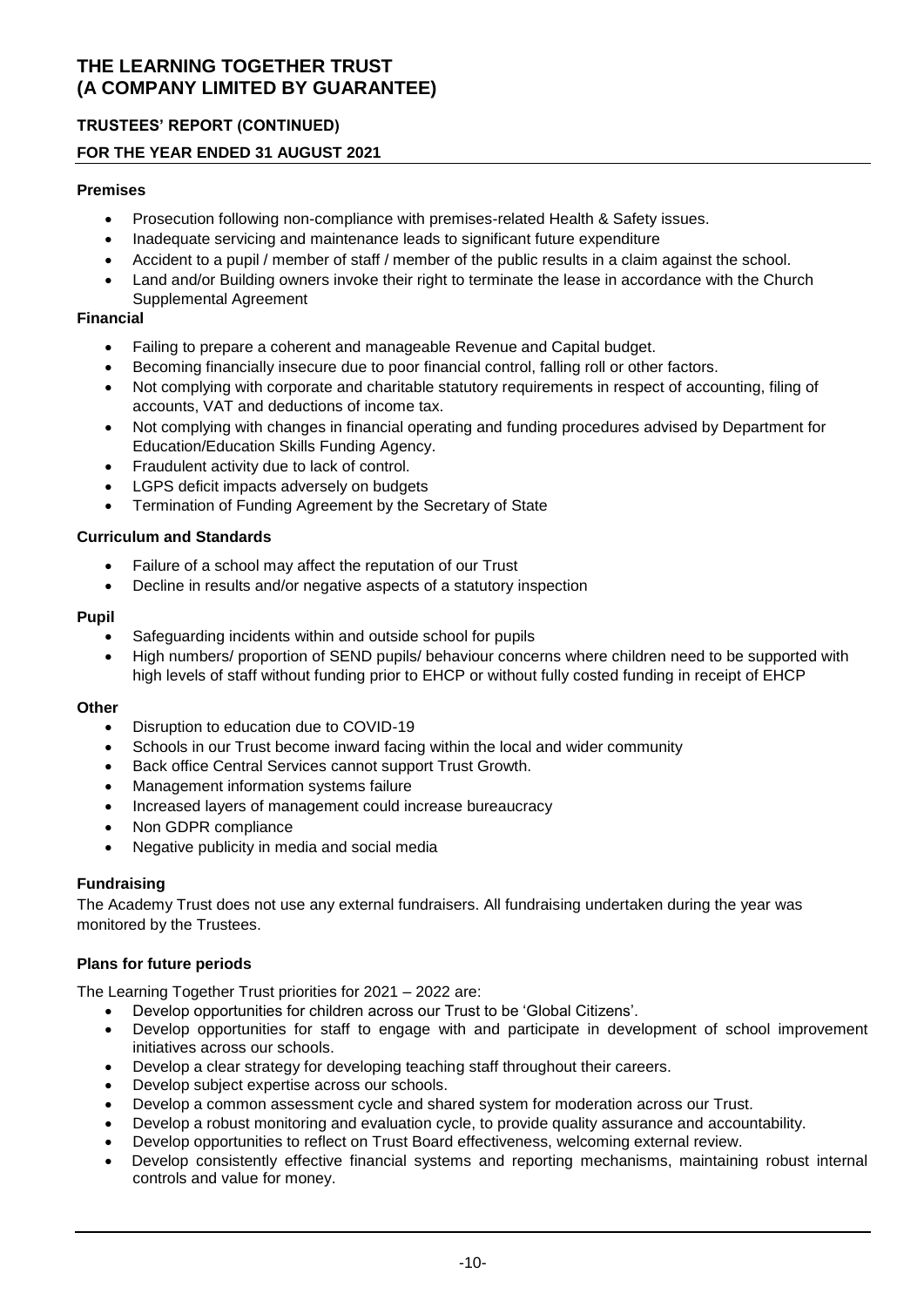**Premises**

- Prosecution following non-compliance with premises-related Health & Safety issues.
- Inadequate servicing and maintenance leads to significant future expenditure
- Accident to a pupil / member of staff / member of the public results in a claim against the school.
- Land and/or Building owners invoke their right to terminate the lease in accordance with the Church Supplemental Agreement

**Financial**

- Failing to prepare a coherent and manageable Revenue and Capital budget.
- Becoming financially insecure due to poor financial control, falling roll or other factors.
- Not complying with corporate and charitable statutory requirements in respect of accounting, filing of accounts, VAT and deductions of income tax.
- Not complying with changes in financial operating and funding procedures advised by Department for Education/Education Skills Funding Agency.
- Fraudulent activity due to lack of control.
- LGPS deficit impacts adversely on budgets
- Termination of Funding Agreement by the Secretary of State

**Curriculum and Standards**

- Failure of a school may affect the reputation of our Trust
- Decline in results and/or negative aspects of a statutory inspection

**Pupil**

- Safeguarding incidents within and outside school for pupils
- High numbers/ proportion of SEND pupils/ behaviour concerns where children need to be supported with high levels of staff without funding prior to EHCP or without fully costed funding in receipt of EHCP

**Other**

- Disruption to education due to COVID-19
- Schools in our Trust become inward facing within the local and wider community
- Back office Central Services cannot support Trust Growth.
- Management information systems failure
- Increased layers of management could increase bureaucracy
- Non GDPR compliance
- Negative publicity in media and social media

**Fundraising**

The Academy Trust does not use any external fundraisers. All fundraising undertaken during the year was monitored by the Trustees.

**Plans for future periods**

The Learning Together Trust priorities for 2021 – 2022 are:

- Develop opportunities for children across our Trust to be 'Global Citizens'.
- Develop opportunities for staff to engage with and participate in development of school improvement initiatives across our schools.
- Develop a clear strategy for developing teaching staff throughout their careers.
- Develop subject expertise across our schools.
- Develop a common assessment cycle and shared system for moderation across our Trust.
- Develop a robust monitoring and evaluation cycle, to provide quality assurance and accountability.
- Develop opportunities to reflect on Trust Board effectiveness, welcoming external review.
- Develop consistently effective financial systems and reporting mechanisms, maintaining robust internal controls and value for money.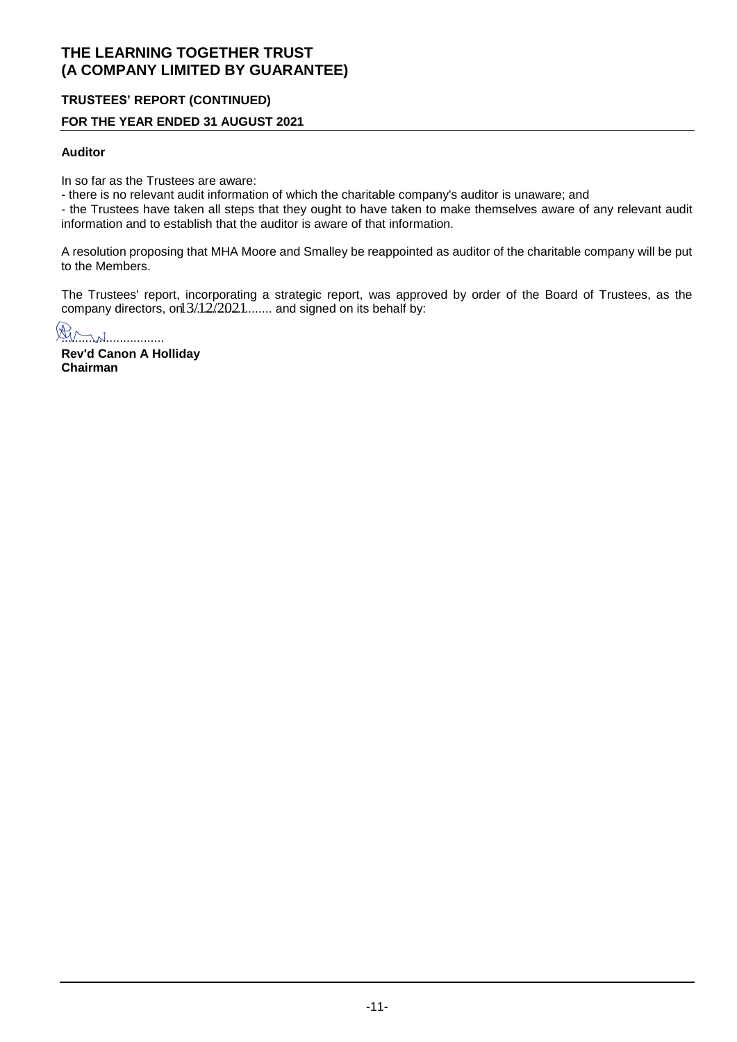# THE LEARNING TOGETHER TRUST
# (A COMPANY LIMITED BY GUARANTEE)

## TRUSTEES' REPORT (CONTINUED)

## FOR THE YEAR ENDED 31 AUGUST 2021

**Auditor**

In so far as the Trustees are aware:

- there is no relevant audit information of which the charitable company's auditor is unaware; and
- the Trustees have taken all steps that they ought to have taken to make themselves aware of any relevant audit information and to establish that the auditor is aware of that information.

A resolution proposing that MHA Moore and Smalley be reappointed as auditor of the charitable company will be put to the Members.

The Trustees' report, incorporating a strategic report, was approved by order of the Board of Trustees, as the company directors, on 13/12/2021 and signed on its behalf by:

................................

**Rev'd Canon A Holliday**
**Chairman**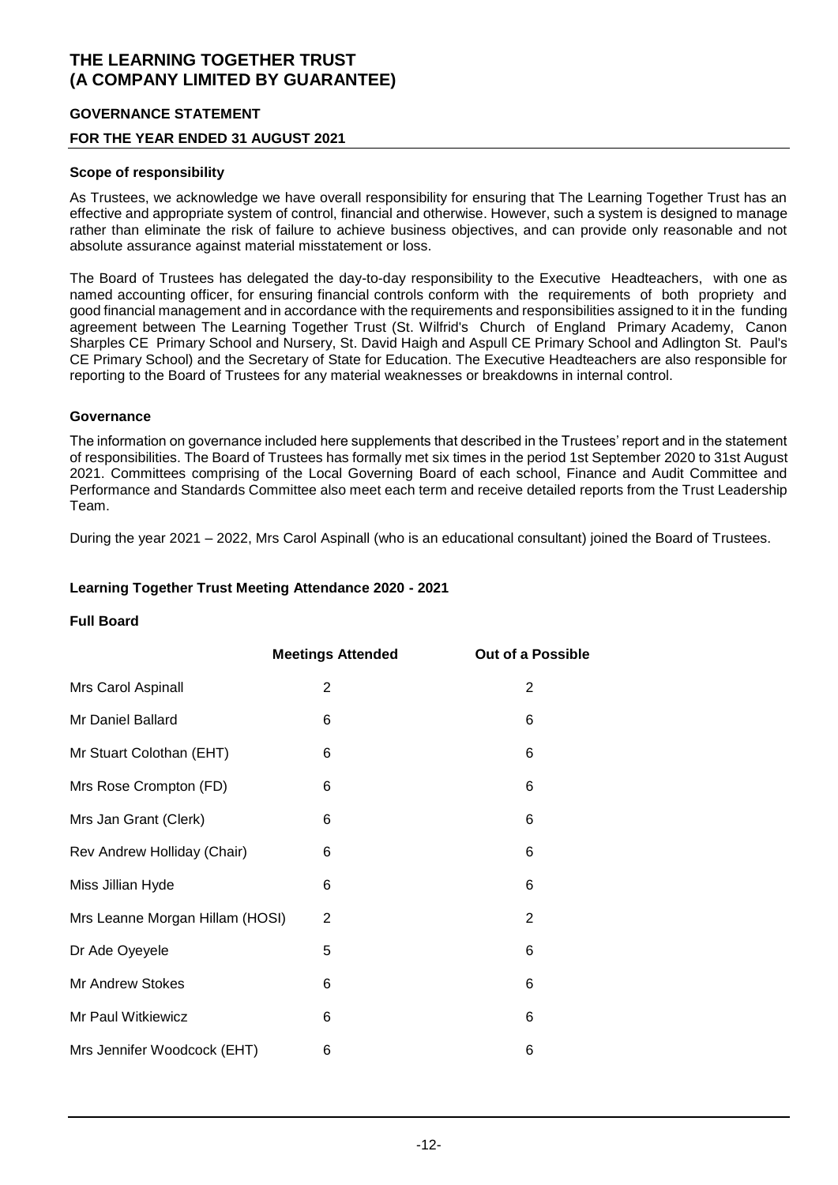# THE LEARNING TOGETHER TRUST
# (A COMPANY LIMITED BY GUARANTEE)

## GOVERNANCE STATEMENT

## FOR THE YEAR ENDED 31 AUGUST 2021

### Scope of responsibility

As Trustees, we acknowledge we have overall responsibility for ensuring that The Learning Together Trust has an effective and appropriate system of control, financial and otherwise. However, such a system is designed to manage rather than eliminate the risk of failure to achieve business objectives, and can provide only reasonable and not absolute assurance against material misstatement or loss.

The Board of Trustees has delegated the day-to-day responsibility to the Executive Headteachers, with one as named accounting officer, for ensuring financial controls conform with the requirements of both propriety and good financial management and in accordance with the requirements and responsibilities assigned to it in the funding agreement between The Learning Together Trust (St. Wilfrid's Church of England Primary Academy, Canon Sharples CE Primary School and Nursery, St. David Haigh and Aspull CE Primary School and Adlington St. Paul's CE Primary School) and the Secretary of State for Education. The Executive Headteachers are also responsible for reporting to the Board of Trustees for any material weaknesses or breakdowns in internal control.

### Governance

The information on governance included here supplements that described in the Trustees' report and in the statement of responsibilities. The Board of Trustees has formally met six times in the period 1st September 2020 to 31st August 2021. Committees comprising of the Local Governing Board of each school, Finance and Audit Committee and Performance and Standards Committee also meet each term and receive detailed reports from the Trust Leadership Team.

During the year 2021 – 2022, Mrs Carol Aspinall (who is an educational consultant) joined the Board of Trustees.

### Learning Together Trust Meeting Attendance 2020 - 2021

### Full Board

| | Meetings Attended | Out of a Possible |
|---|---|---|
| Mrs Carol Aspinall | 2 | 2 |
| Mr Daniel Ballard | 6 | 6 |
| Mr Stuart Colothan (EHT) | 6 | 6 |
| Mrs Rose Crompton (FD) | 6 | 6 |
| Mrs Jan Grant (Clerk) | 6 | 6 |
| Rev Andrew Holliday (Chair) | 6 | 6 |
| Miss Jillian Hyde | 6 | 6 |
| Mrs Leanne Morgan Hillam (HOSI) | 2 | 2 |
| Dr Ade Oyeyele | 5 | 6 |
| Mr Andrew Stokes | 6 | 6 |
| Mr Paul Witkiewicz | 6 | 6 |
| Mrs Jennifer Woodcock (EHT) | 6 | 6 |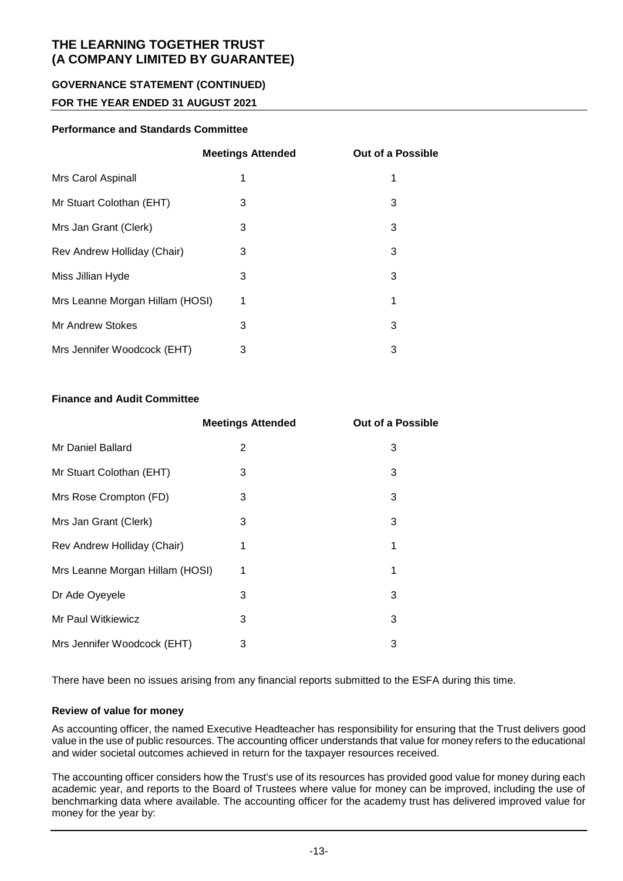### Performance and Standards Committee

| | Meetings Attended | Out of a Possible |
|---|---|---|
| Mrs Carol Aspinall | 1 | 1 |
| Mr Stuart Colothan (EHT) | 3 | 3 |
| Mrs Jan Grant (Clerk) | 3 | 3 |
| Rev Andrew Holliday (Chair) | 3 | 3 |
| Miss Jillian Hyde | 3 | 3 |
| Mrs Leanne Morgan Hillam (HOSI) | 1 | 1 |
| Mr Andrew Stokes | 3 | 3 |
| Mrs Jennifer Woodcock (EHT) | 3 | 3 |

### Finance and Audit Committee

| | Meetings Attended | Out of a Possible |
|---|---|---|
| Mr Daniel Ballard | 2 | 3 |
| Mr Stuart Colothan (EHT) | 3 | 3 |
| Mrs Rose Crompton (FD) | 3 | 3 |
| Mrs Jan Grant (Clerk) | 3 | 3 |
| Rev Andrew Holliday (Chair) | 1 | 1 |
| Mrs Leanne Morgan Hillam (HOSI) | 1 | 1 |
| Dr Ade Oyeyele | 3 | 3 |
| Mr Paul Witkiewicz | 3 | 3 |
| Mrs Jennifer Woodcock (EHT) | 3 | 3 |

There have been no issues arising from any financial reports submitted to the ESFA during this time.

### Review of value for money

As accounting officer, the named Executive Headteacher has responsibility for ensuring that the Trust delivers good value in the use of public resources. The accounting officer understands that value for money refers to the educational and wider societal outcomes achieved in return for the taxpayer resources received.

The accounting officer considers how the Trust's use of its resources has provided good value for money during each academic year, and reports to the Board of Trustees where value for money can be improved, including the use of benchmarking data where available. The accounting officer for the academy trust has delivered improved value for money for the year by: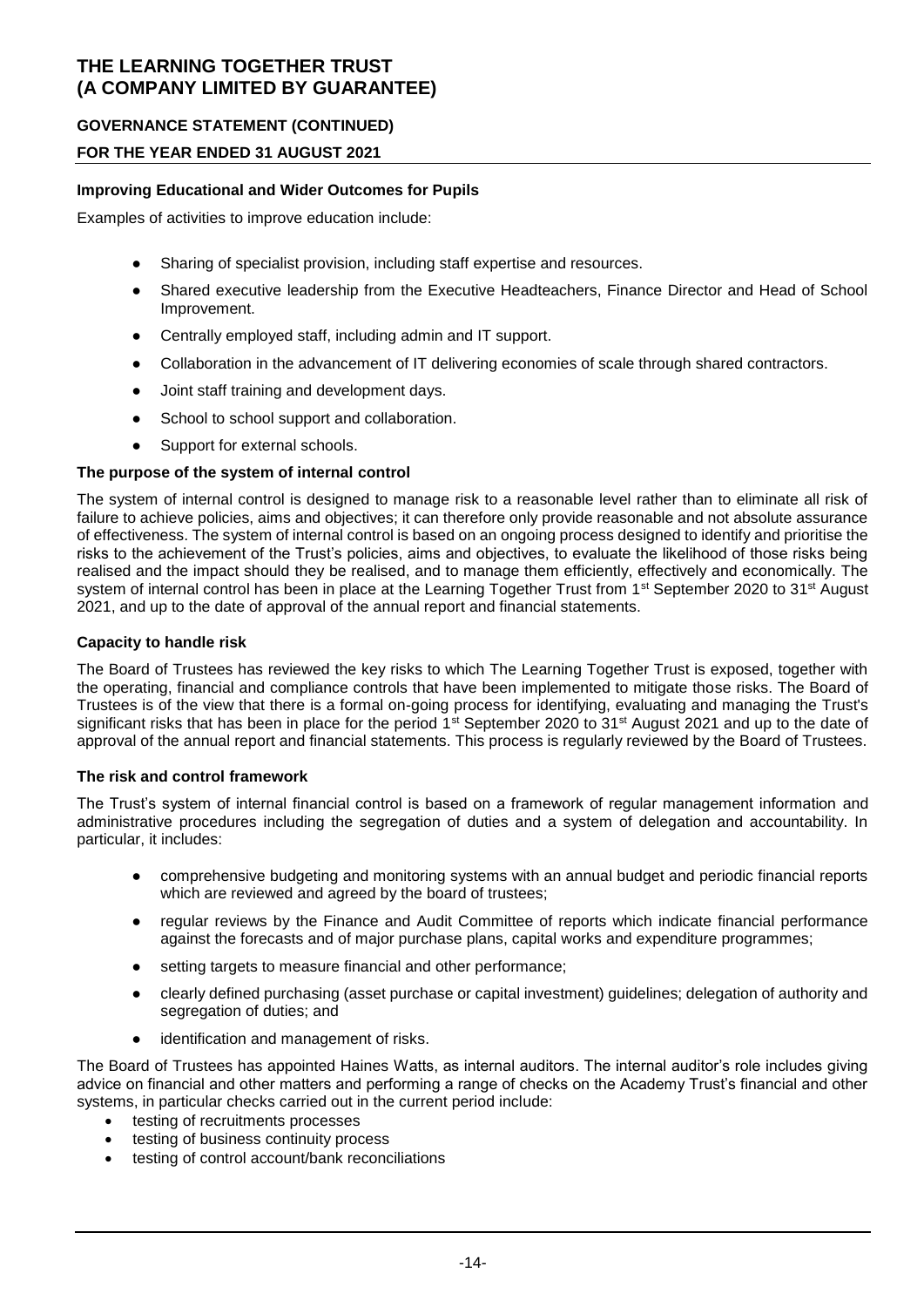**Improving Educational and Wider Outcomes for Pupils**

Examples of activities to improve education include:

- Sharing of specialist provision, including staff expertise and resources.
- Shared executive leadership from the Executive Headteachers, Finance Director and Head of School Improvement.
- Centrally employed staff, including admin and IT support.
- Collaboration in the advancement of IT delivering economies of scale through shared contractors.
- Joint staff training and development days.
- School to school support and collaboration.
- Support for external schools.

**The purpose of the system of internal control**

The system of internal control is designed to manage risk to a reasonable level rather than to eliminate all risk of failure to achieve policies, aims and objectives; it can therefore only provide reasonable and not absolute assurance of effectiveness. The system of internal control is based on an ongoing process designed to identify and prioritise the risks to the achievement of the Trust's policies, aims and objectives, to evaluate the likelihood of those risks being realised and the impact should they be realised, and to manage them efficiently, effectively and economically. The system of internal control has been in place at the Learning Together Trust from 1st September 2020 to 31st August 2021, and up to the date of approval of the annual report and financial statements.

**Capacity to handle risk**

The Board of Trustees has reviewed the key risks to which The Learning Together Trust is exposed, together with the operating, financial and compliance controls that have been implemented to mitigate those risks. The Board of Trustees is of the view that there is a formal on-going process for identifying, evaluating and managing the Trust's significant risks that has been in place for the period 1st September 2020 to 31st August 2021 and up to the date of approval of the annual report and financial statements. This process is regularly reviewed by the Board of Trustees.

**The risk and control framework**

The Trust's system of internal financial control is based on a framework of regular management information and administrative procedures including the segregation of duties and a system of delegation and accountability. In particular, it includes:

- comprehensive budgeting and monitoring systems with an annual budget and periodic financial reports which are reviewed and agreed by the board of trustees;
- regular reviews by the Finance and Audit Committee of reports which indicate financial performance against the forecasts and of major purchase plans, capital works and expenditure programmes;
- setting targets to measure financial and other performance;
- clearly defined purchasing (asset purchase or capital investment) guidelines; delegation of authority and segregation of duties; and
- identification and management of risks.

The Board of Trustees has appointed Haines Watts, as internal auditors. The internal auditor's role includes giving advice on financial and other matters and performing a range of checks on the Academy Trust's financial and other systems, in particular checks carried out in the current period include:

- testing of recruitments processes
- testing of business continuity process
- testing of control account/bank reconciliations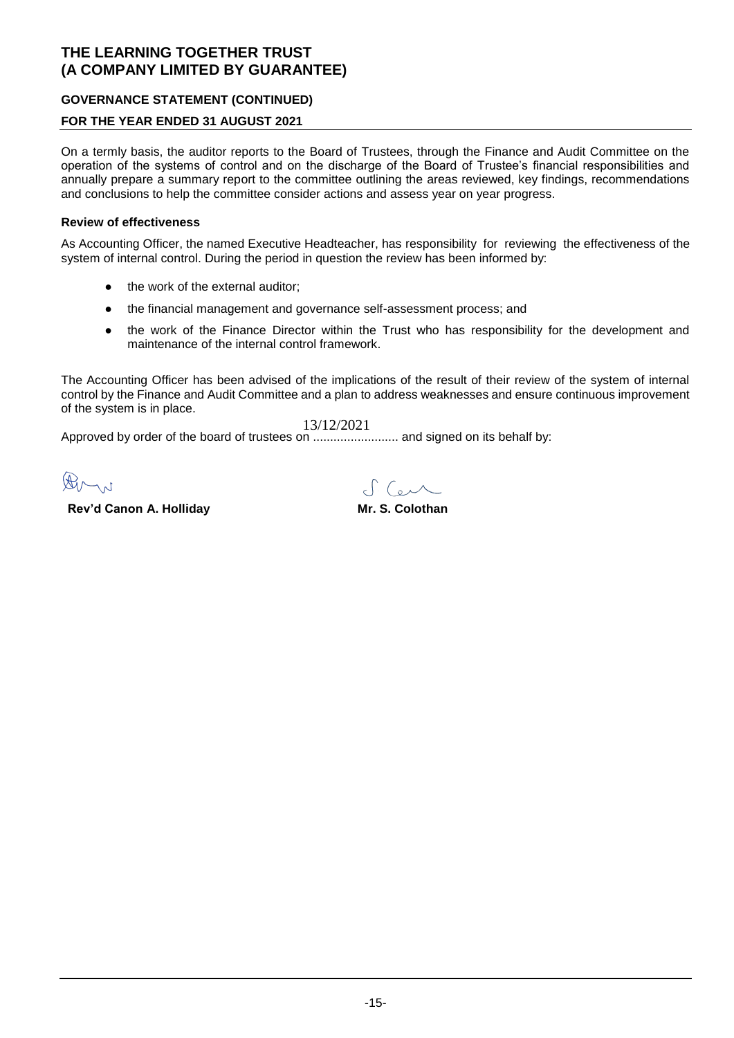# THE LEARNING TOGETHER TRUST
# (A COMPANY LIMITED BY GUARANTEE)

### GOVERNANCE STATEMENT (CONTINUED)

### FOR THE YEAR ENDED 31 AUGUST 2021

On a termly basis, the auditor reports to the Board of Trustees, through the Finance and Audit Committee on the operation of the systems of control and on the discharge of the Board of Trustee's financial responsibilities and annually prepare a summary report to the committee outlining the areas reviewed, key findings, recommendations and conclusions to help the committee consider actions and assess year on year progress.

#### Review of effectiveness

As Accounting Officer, the named Executive Headteacher, has responsibility for reviewing the effectiveness of the system of internal control. During the period in question the review has been informed by:

- the work of the external auditor;
- the financial management and governance self-assessment process; and
- the work of the Finance Director within the Trust who has responsibility for the development and maintenance of the internal control framework.

The Accounting Officer has been advised of the implications of the result of their review of the system of internal control by the Finance and Audit Committee and a plan to address weaknesses and ensure continuous improvement of the system is in place.

Approved by order of the board of trustees on 13/12/2021 and signed on its behalf by:

**Rev'd Canon A. Holliday** **Mr. S. Colothan**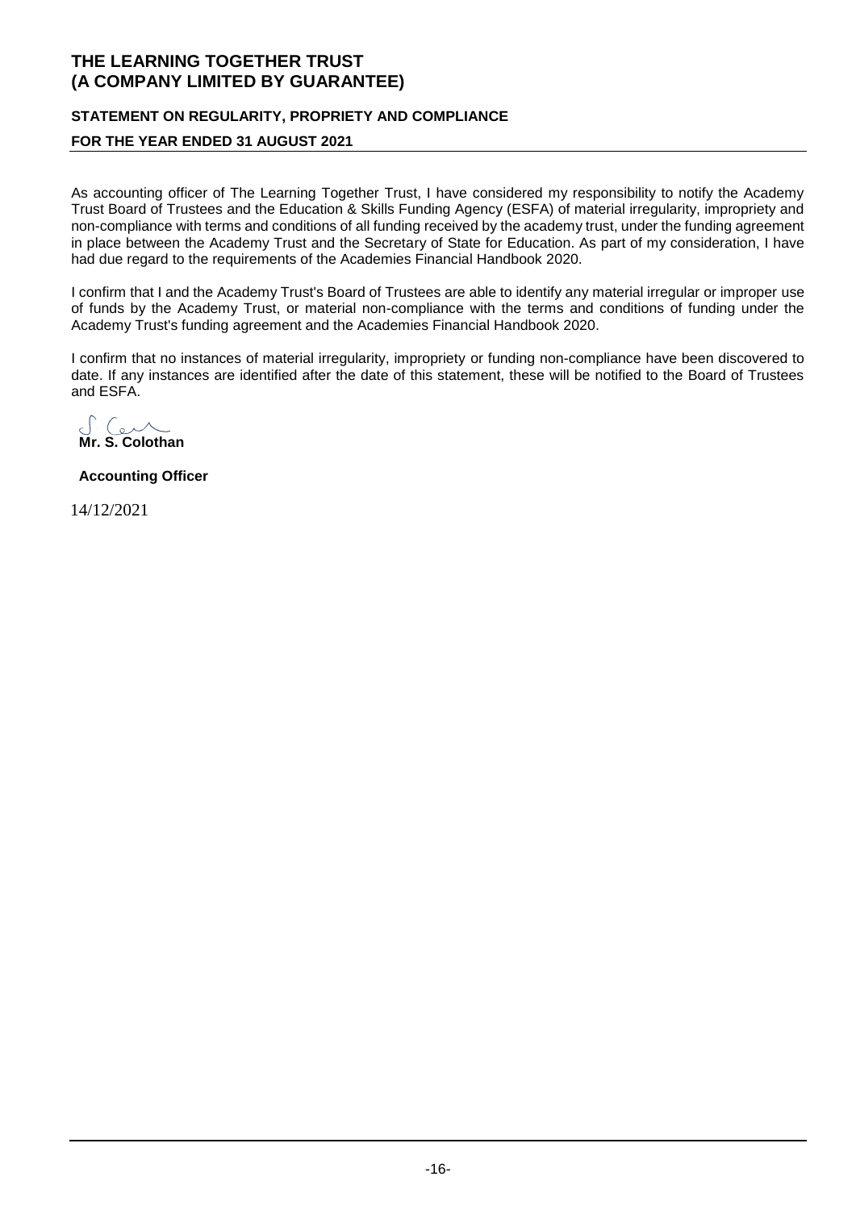# THE LEARNING TOGETHER TRUST
# (A COMPANY LIMITED BY GUARANTEE)

## STATEMENT ON REGULARITY, PROPRIETY AND COMPLIANCE

## FOR THE YEAR ENDED 31 AUGUST 2021

As accounting officer of The Learning Together Trust, I have considered my responsibility to notify the Academy Trust Board of Trustees and the Education & Skills Funding Agency (ESFA) of material irregularity, impropriety and non-compliance with terms and conditions of all funding received by the academy trust, under the funding agreement in place between the Academy Trust and the Secretary of State for Education. As part of my consideration, I have had due regard to the requirements of the Academies Financial Handbook 2020.

I confirm that I and the Academy Trust's Board of Trustees are able to identify any material irregular or improper use of funds by the Academy Trust, or material non-compliance with the terms and conditions of funding under the Academy Trust's funding agreement and the Academies Financial Handbook 2020.

I confirm that no instances of material irregularity, impropriety or funding non-compliance have been discovered to date. If any instances are identified after the date of this statement, these will be notified to the Board of Trustees and ESFA.

**Mr. S. Colothan**

**Accounting Officer**

14/12/2021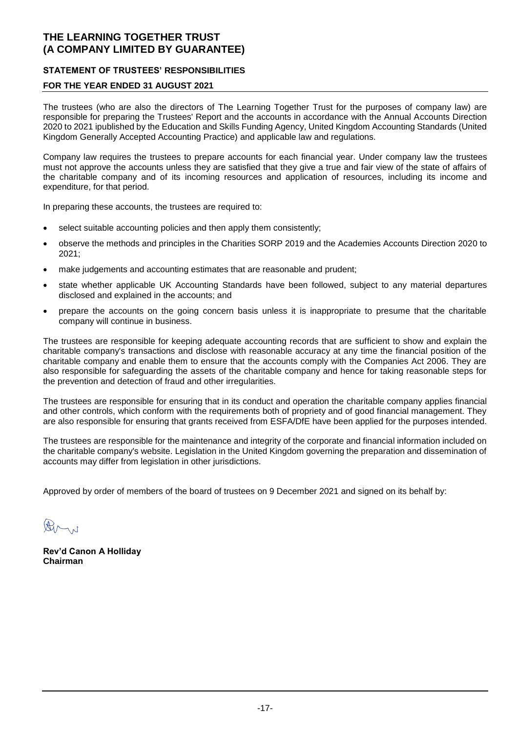# THE LEARNING TOGETHER TRUST
# (A COMPANY LIMITED BY GUARANTEE)

## STATEMENT OF TRUSTEES' RESPONSIBILITIES

### FOR THE YEAR ENDED 31 AUGUST 2021

The trustees (who are also the directors of The Learning Together Trust for the purposes of company law) are responsible for preparing the Trustees' Report and the accounts in accordance with the Annual Accounts Direction 2020 to 2021 ipublished by the Education and Skills Funding Agency, United Kingdom Accounting Standards (United Kingdom Generally Accepted Accounting Practice) and applicable law and regulations.

Company law requires the trustees to prepare accounts for each financial year. Under company law the trustees must not approve the accounts unless they are satisfied that they give a true and fair view of the state of affairs of the charitable company and of its incoming resources and application of resources, including its income and expenditure, for that period.

In preparing these accounts, the trustees are required to:

- select suitable accounting policies and then apply them consistently;
- observe the methods and principles in the Charities SORP 2019 and the Academies Accounts Direction 2020 to 2021;
- make judgements and accounting estimates that are reasonable and prudent;
- state whether applicable UK Accounting Standards have been followed, subject to any material departures disclosed and explained in the accounts; and
- prepare the accounts on the going concern basis unless it is inappropriate to presume that the charitable company will continue in business.

The trustees are responsible for keeping adequate accounting records that are sufficient to show and explain the charitable company's transactions and disclose with reasonable accuracy at any time the financial position of the charitable company and enable them to ensure that the accounts comply with the Companies Act 2006. They are also responsible for safeguarding the assets of the charitable company and hence for taking reasonable steps for the prevention and detection of fraud and other irregularities.

The trustees are responsible for ensuring that in its conduct and operation the charitable company applies financial and other controls, which conform with the requirements both of propriety and of good financial management. They are also responsible for ensuring that grants received from ESFA/DfE have been applied for the purposes intended.

The trustees are responsible for the maintenance and integrity of the corporate and financial information included on the charitable company's website. Legislation in the United Kingdom governing the preparation and dissemination of accounts may differ from legislation in other jurisdictions.

Approved by order of members of the board of trustees on 9 December 2021 and signed on its behalf by:

**Rev'd Canon A Holliday**
**Chairman**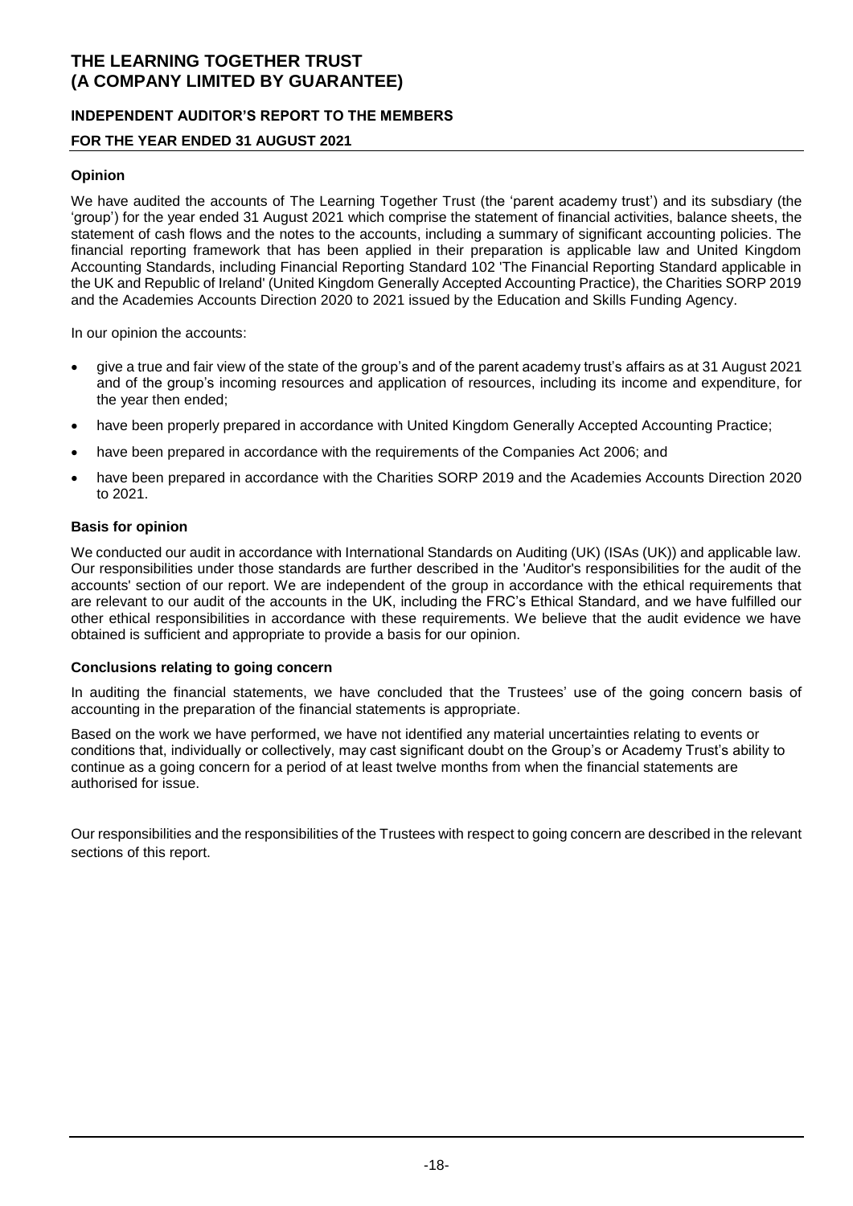# THE LEARNING TOGETHER TRUST
# (A COMPANY LIMITED BY GUARANTEE)

## INDEPENDENT AUDITOR'S REPORT TO THE MEMBERS

## FOR THE YEAR ENDED 31 AUGUST 2021

### Opinion

We have audited the accounts of The Learning Together Trust (the 'parent academy trust') and its subsdiary (the 'group') for the year ended 31 August 2021 which comprise the statement of financial activities, balance sheets, the statement of cash flows and the notes to the accounts, including a summary of significant accounting policies. The financial reporting framework that has been applied in their preparation is applicable law and United Kingdom Accounting Standards, including Financial Reporting Standard 102 'The Financial Reporting Standard applicable in the UK and Republic of Ireland' (United Kingdom Generally Accepted Accounting Practice), the Charities SORP 2019 and the Academies Accounts Direction 2020 to 2021 issued by the Education and Skills Funding Agency.

In our opinion the accounts:

- give a true and fair view of the state of the group's and of the parent academy trust's affairs as at 31 August 2021 and of the group's incoming resources and application of resources, including its income and expenditure, for the year then ended;
- have been properly prepared in accordance with United Kingdom Generally Accepted Accounting Practice;
- have been prepared in accordance with the requirements of the Companies Act 2006; and
- have been prepared in accordance with the Charities SORP 2019 and the Academies Accounts Direction 2020 to 2021.

### Basis for opinion

We conducted our audit in accordance with International Standards on Auditing (UK) (ISAs (UK)) and applicable law. Our responsibilities under those standards are further described in the 'Auditor's responsibilities for the audit of the accounts' section of our report. We are independent of the group in accordance with the ethical requirements that are relevant to our audit of the accounts in the UK, including the FRC's Ethical Standard, and we have fulfilled our other ethical responsibilities in accordance with these requirements. We believe that the audit evidence we have obtained is sufficient and appropriate to provide a basis for our opinion.

### Conclusions relating to going concern

In auditing the financial statements, we have concluded that the Trustees' use of the going concern basis of accounting in the preparation of the financial statements is appropriate.

Based on the work we have performed, we have not identified any material uncertainties relating to events or conditions that, individually or collectively, may cast significant doubt on the Group's or Academy Trust's ability to continue as a going concern for a period of at least twelve months from when the financial statements are authorised for issue.

Our responsibilities and the responsibilities of the Trustees with respect to going concern are described in the relevant sections of this report.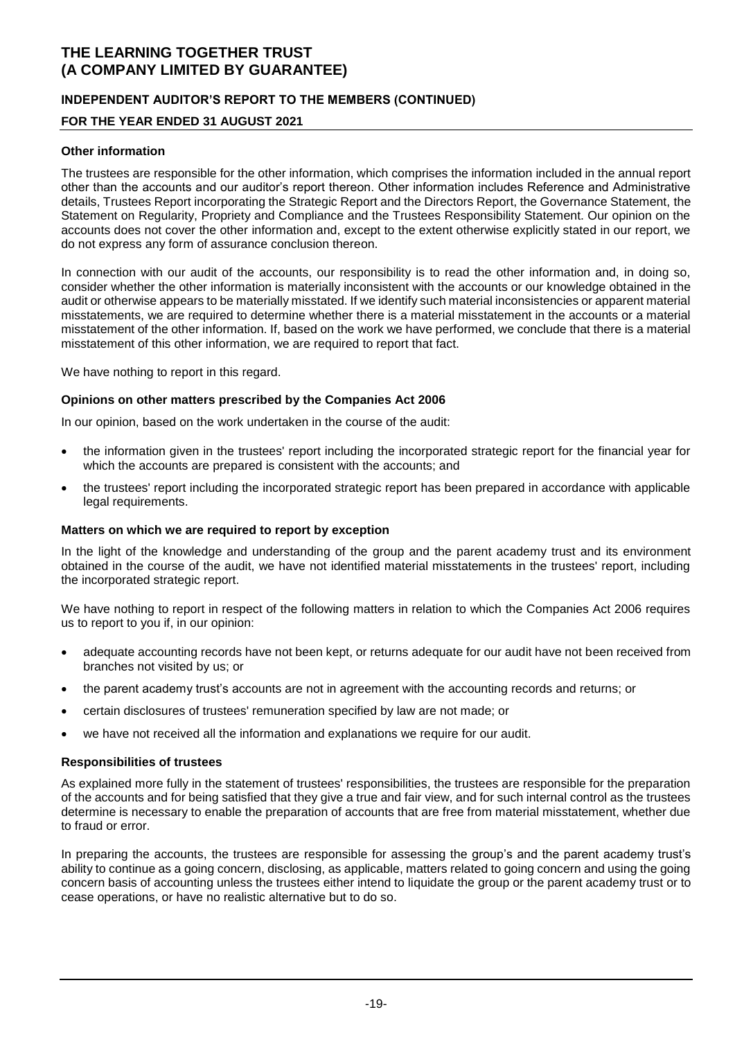### Other information

The trustees are responsible for the other information, which comprises the information included in the annual report other than the accounts and our auditor's report thereon. Other information includes Reference and Administrative details, Trustees Report incorporating the Strategic Report and the Directors Report, the Governance Statement, the Statement on Regularity, Propriety and Compliance and the Trustees Responsibility Statement. Our opinion on the accounts does not cover the other information and, except to the extent otherwise explicitly stated in our report, we do not express any form of assurance conclusion thereon.

In connection with our audit of the accounts, our responsibility is to read the other information and, in doing so, consider whether the other information is materially inconsistent with the accounts or our knowledge obtained in the audit or otherwise appears to be materially misstated. If we identify such material inconsistencies or apparent material misstatements, we are required to determine whether there is a material misstatement in the accounts or a material misstatement of the other information. If, based on the work we have performed, we conclude that there is a material misstatement of this other information, we are required to report that fact.

We have nothing to report in this regard.

### Opinions on other matters prescribed by the Companies Act 2006

In our opinion, based on the work undertaken in the course of the audit:

- the information given in the trustees' report including the incorporated strategic report for the financial year for which the accounts are prepared is consistent with the accounts; and
- the trustees' report including the incorporated strategic report has been prepared in accordance with applicable legal requirements.

### Matters on which we are required to report by exception

In the light of the knowledge and understanding of the group and the parent academy trust and its environment obtained in the course of the audit, we have not identified material misstatements in the trustees' report, including the incorporated strategic report.

We have nothing to report in respect of the following matters in relation to which the Companies Act 2006 requires us to report to you if, in our opinion:

- adequate accounting records have not been kept, or returns adequate for our audit have not been received from branches not visited by us; or
- the parent academy trust's accounts are not in agreement with the accounting records and returns; or
- certain disclosures of trustees' remuneration specified by law are not made; or
- we have not received all the information and explanations we require for our audit.

### Responsibilities of trustees

As explained more fully in the statement of trustees' responsibilities, the trustees are responsible for the preparation of the accounts and for being satisfied that they give a true and fair view, and for such internal control as the trustees determine is necessary to enable the preparation of accounts that are free from material misstatement, whether due to fraud or error.

In preparing the accounts, the trustees are responsible for assessing the group's and the parent academy trust's ability to continue as a going concern, disclosing, as applicable, matters related to going concern and using the going concern basis of accounting unless the trustees either intend to liquidate the group or the parent academy trust or to cease operations, or have no realistic alternative but to do so.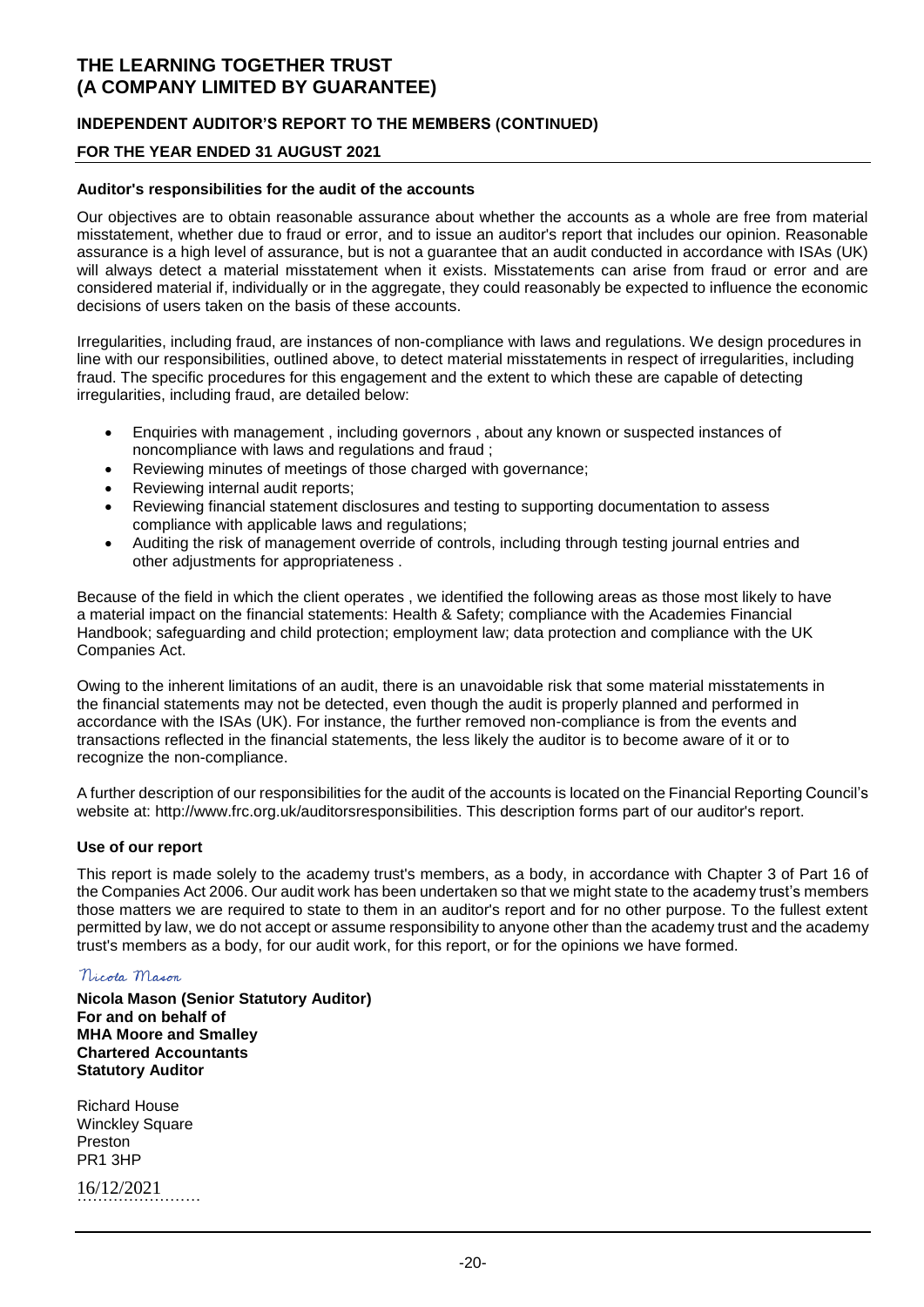### Auditor's responsibilities for the audit of the accounts

Our objectives are to obtain reasonable assurance about whether the accounts as a whole are free from material misstatement, whether due to fraud or error, and to issue an auditor's report that includes our opinion. Reasonable assurance is a high level of assurance, but is not a guarantee that an audit conducted in accordance with ISAs (UK) will always detect a material misstatement when it exists. Misstatements can arise from fraud or error and are considered material if, individually or in the aggregate, they could reasonably be expected to influence the economic decisions of users taken on the basis of these accounts.

Irregularities, including fraud, are instances of non-compliance with laws and regulations. We design procedures in line with our responsibilities, outlined above, to detect material misstatements in respect of irregularities, including fraud. The specific procedures for this engagement and the extent to which these are capable of detecting irregularities, including fraud, are detailed below:

- Enquiries with management , including governors , about any known or suspected instances of noncompliance with laws and regulations and fraud ;
- Reviewing minutes of meetings of those charged with governance;
- Reviewing internal audit reports;
- Reviewing financial statement disclosures and testing to supporting documentation to assess compliance with applicable laws and regulations;
- Auditing the risk of management override of controls, including through testing journal entries and other adjustments for appropriateness .

Because of the field in which the client operates , we identified the following areas as those most likely to have a material impact on the financial statements: Health & Safety; compliance with the Academies Financial Handbook; safeguarding and child protection; employment law; data protection and compliance with the UK Companies Act.

Owing to the inherent limitations of an audit, there is an unavoidable risk that some material misstatements in the financial statements may not be detected, even though the audit is properly planned and performed in accordance with the ISAs (UK). For instance, the further removed non-compliance is from the events and transactions reflected in the financial statements, the less likely the auditor is to become aware of it or to recognize the non-compliance.

A further description of our responsibilities for the audit of the accounts is located on the Financial Reporting Council's website at: http://www.frc.org.uk/auditorsresponsibilities. This description forms part of our auditor's report.

### Use of our report

This report is made solely to the academy trust's members, as a body, in accordance with Chapter 3 of Part 16 of the Companies Act 2006. Our audit work has been undertaken so that we might state to the academy trust's members those matters we are required to state to them in an auditor's report and for no other purpose. To the fullest extent permitted by law, we do not accept or assume responsibility to anyone other than the academy trust and the academy trust's members as a body, for our audit work, for this report, or for the opinions we have formed.

*Nicola Mason*

**Nicola Mason (Senior Statutory Auditor)**
**For and on behalf of**
**MHA Moore and Smalley**
**Chartered Accountants**
**Statutory Auditor**

Richard House
Winckley Square
Preston
PR1 3HP

16/12/2021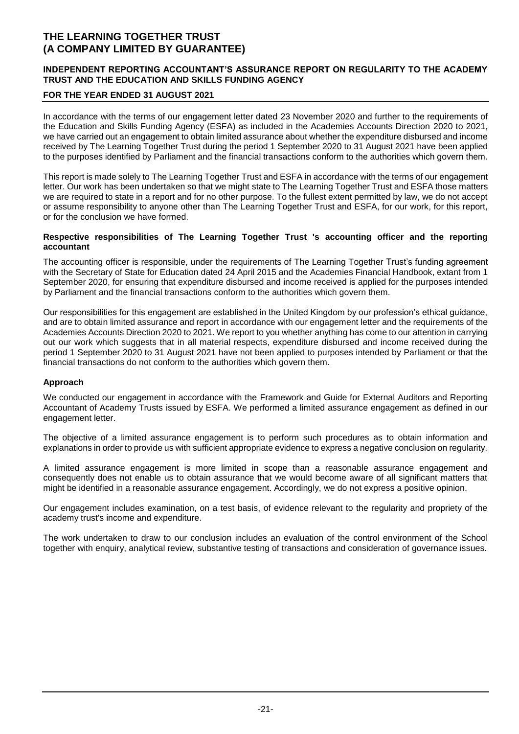# THE LEARNING TOGETHER TRUST
# (A COMPANY LIMITED BY GUARANTEE)

## INDEPENDENT REPORTING ACCOUNTANT'S ASSURANCE REPORT ON REGULARITY TO THE ACADEMY TRUST AND THE EDUCATION AND SKILLS FUNDING AGENCY

## FOR THE YEAR ENDED 31 AUGUST 2021

In accordance with the terms of our engagement letter dated 23 November 2020 and further to the requirements of the Education and Skills Funding Agency (ESFA) as included in the Academies Accounts Direction 2020 to 2021, we have carried out an engagement to obtain limited assurance about whether the expenditure disbursed and income received by The Learning Together Trust during the period 1 September 2020 to 31 August 2021 have been applied to the purposes identified by Parliament and the financial transactions conform to the authorities which govern them.

This report is made solely to The Learning Together Trust and ESFA in accordance with the terms of our engagement letter. Our work has been undertaken so that we might state to The Learning Together Trust and ESFA those matters we are required to state in a report and for no other purpose. To the fullest extent permitted by law, we do not accept or assume responsibility to anyone other than The Learning Together Trust and ESFA, for our work, for this report, or for the conclusion we have formed.

### Respective responsibilities of The Learning Together Trust 's accounting officer and the reporting accountant

The accounting officer is responsible, under the requirements of The Learning Together Trust's funding agreement with the Secretary of State for Education dated 24 April 2015 and the Academies Financial Handbook, extant from 1 September 2020, for ensuring that expenditure disbursed and income received is applied for the purposes intended by Parliament and the financial transactions conform to the authorities which govern them.

Our responsibilities for this engagement are established in the United Kingdom by our profession's ethical guidance, and are to obtain limited assurance and report in accordance with our engagement letter and the requirements of the Academies Accounts Direction 2020 to 2021. We report to you whether anything has come to our attention in carrying out our work which suggests that in all material respects, expenditure disbursed and income received during the period 1 September 2020 to 31 August 2021 have not been applied to purposes intended by Parliament or that the financial transactions do not conform to the authorities which govern them.

### Approach

We conducted our engagement in accordance with the Framework and Guide for External Auditors and Reporting Accountant of Academy Trusts issued by ESFA. We performed a limited assurance engagement as defined in our engagement letter.

The objective of a limited assurance engagement is to perform such procedures as to obtain information and explanations in order to provide us with sufficient appropriate evidence to express a negative conclusion on regularity.

A limited assurance engagement is more limited in scope than a reasonable assurance engagement and consequently does not enable us to obtain assurance that we would become aware of all significant matters that might be identified in a reasonable assurance engagement. Accordingly, we do not express a positive opinion.

Our engagement includes examination, on a test basis, of evidence relevant to the regularity and propriety of the academy trust's income and expenditure.

The work undertaken to draw to our conclusion includes an evaluation of the control environment of the School together with enquiry, analytical review, substantive testing of transactions and consideration of governance issues.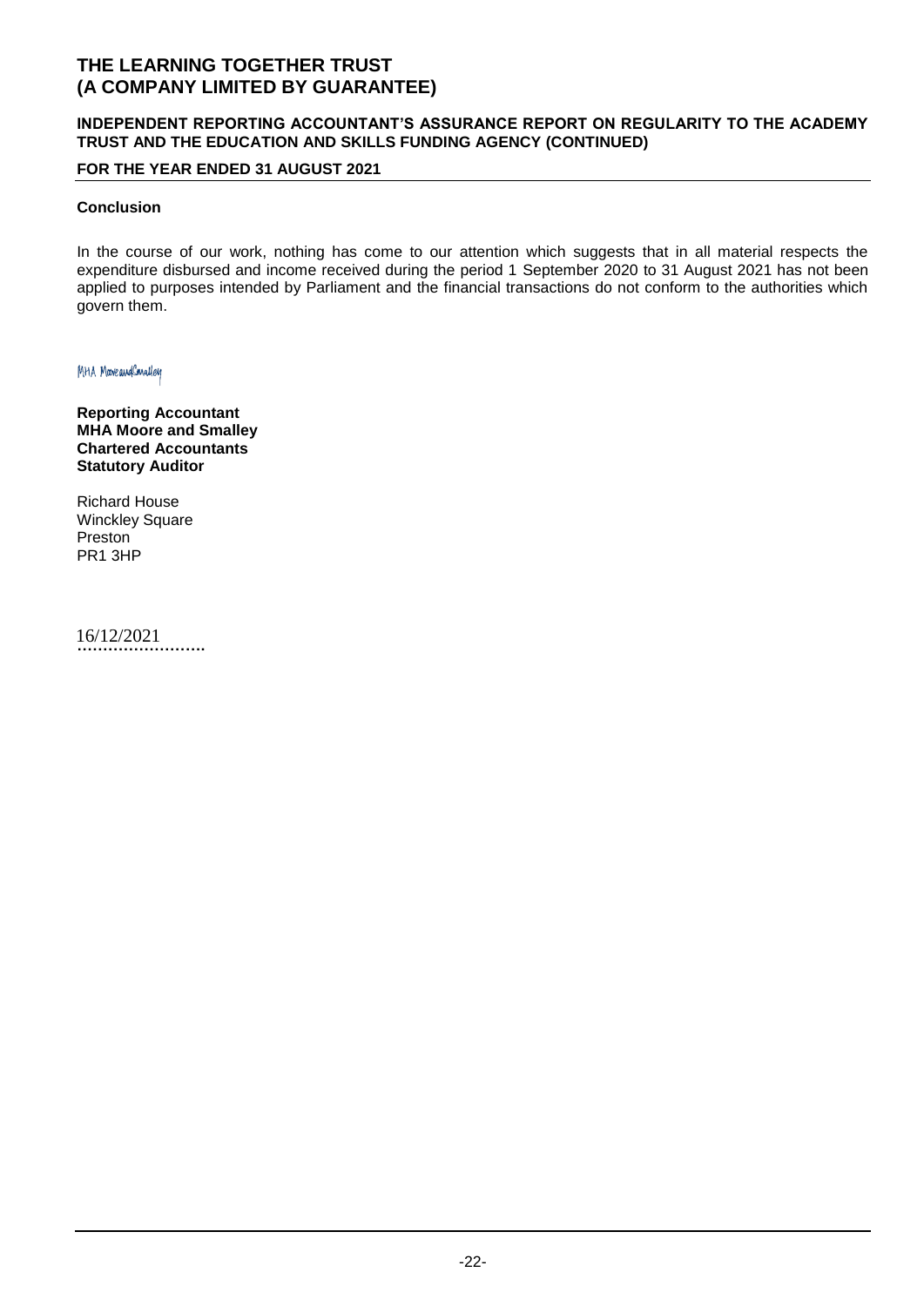# THE LEARNING TOGETHER TRUST
# (A COMPANY LIMITED BY GUARANTEE)

### INDEPENDENT REPORTING ACCOUNTANT'S ASSURANCE REPORT ON REGULARITY TO THE ACADEMY TRUST AND THE EDUCATION AND SKILLS FUNDING AGENCY (CONTINUED)

### FOR THE YEAR ENDED 31 AUGUST 2021

**Conclusion**

In the course of our work, nothing has come to our attention which suggests that in all material respects the expenditure disbursed and income received during the period 1 September 2020 to 31 August 2021 has not been applied to purposes intended by Parliament and the financial transactions do not conform to the authorities which govern them.

MHA MooreandSmalley

**Reporting Accountant**
**MHA Moore and Smalley**
**Chartered Accountants**
**Statutory Auditor**

Richard House
Winckley Square
Preston
PR1 3HP

16/12/2021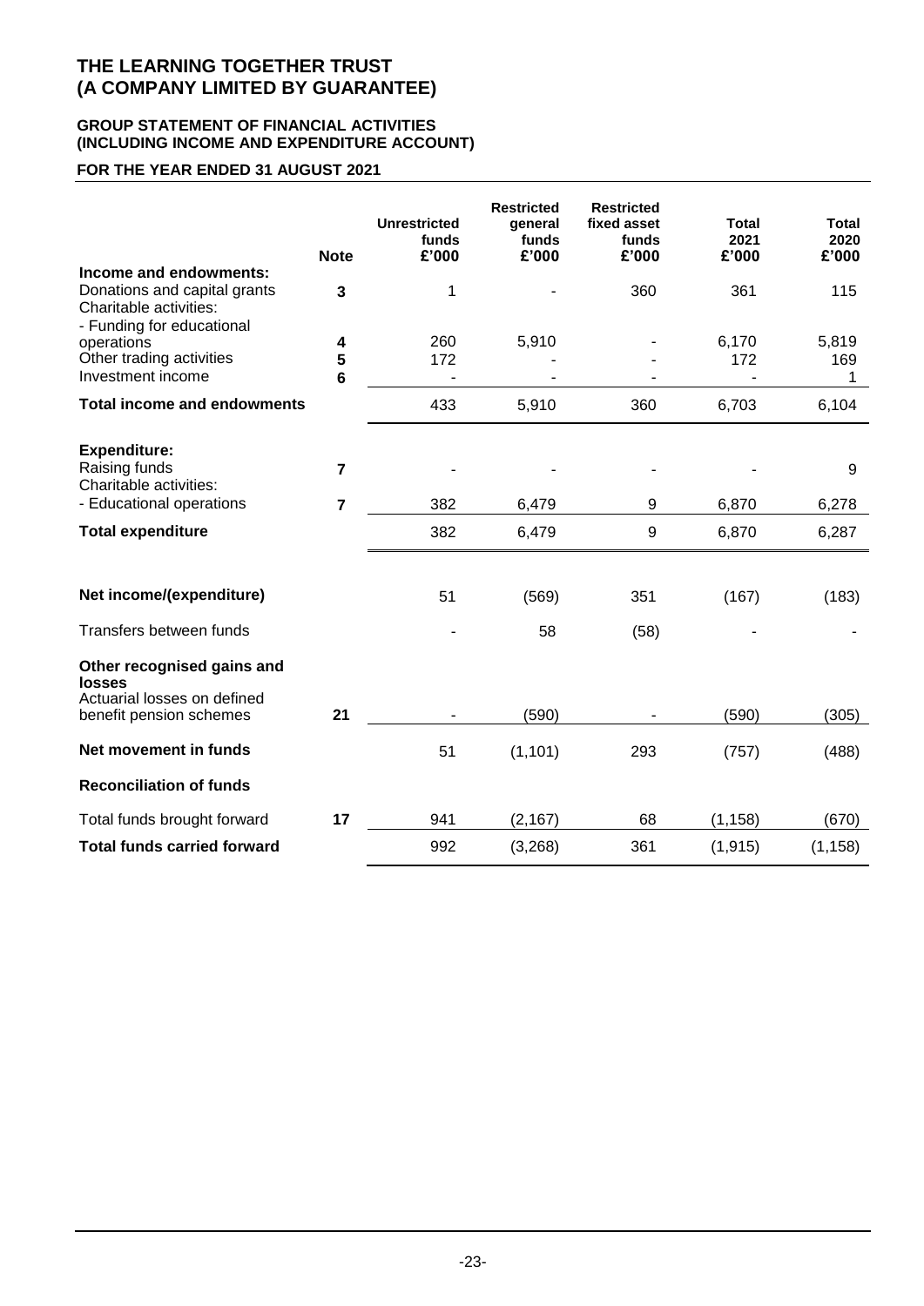# THE LEARNING TOGETHER TRUST
# (A COMPANY LIMITED BY GUARANTEE)

## GROUP STATEMENT OF FINANCIAL ACTIVITIES
## (INCLUDING INCOME AND EXPENDITURE ACCOUNT)

### FOR THE YEAR ENDED 31 AUGUST 2021

| | Note | Unrestricted funds £'000 | Restricted general funds £'000 | Restricted fixed asset funds £'000 | Total 2021 £'000 | Total 2020 £'000 |
|---|---|---|---|---|---|---|
| **Income and endowments:** | | | | | | |
| Donations and capital grants | 3 | 1 | - | 360 | 361 | 115 |
| Charitable activities: | | | | | | |
| - Funding for educational operations | 4 | 260 | 5,910 | - | 6,170 | 5,819 |
| Other trading activities | 5 | 172 | - | - | 172 | 169 |
| Investment income | 6 | - | - | - | - | 1 |
| **Total income and endowments** | | 433 | 5,910 | 360 | 6,703 | 6,104 |
| **Expenditure:** | | | | | | |
| Raising funds | 7 | - | - | - | - | 9 |
| Charitable activities: | | | | | | |
| - Educational operations | 7 | 382 | 6,479 | 9 | 6,870 | 6,278 |
| **Total expenditure** | | 382 | 6,479 | 9 | 6,870 | 6,287 |
| **Net income/(expenditure)** | | 51 | (569) | 351 | (167) | (183) |
| Transfers between funds | | - | 58 | (58) | - | - |
| **Other recognised gains and losses** | | | | | | |
| Actuarial losses on defined benefit pension schemes | 21 | - | (590) | - | (590) | (305) |
| **Net movement in funds** | | 51 | (1,101) | 293 | (757) | (488) |
| **Reconciliation of funds** | | | | | | |
| Total funds brought forward | 17 | 941 | (2,167) | 68 | (1,158) | (670) |
| **Total funds carried forward** | | 992 | (3,268) | 361 | (1,915) | (1,158) |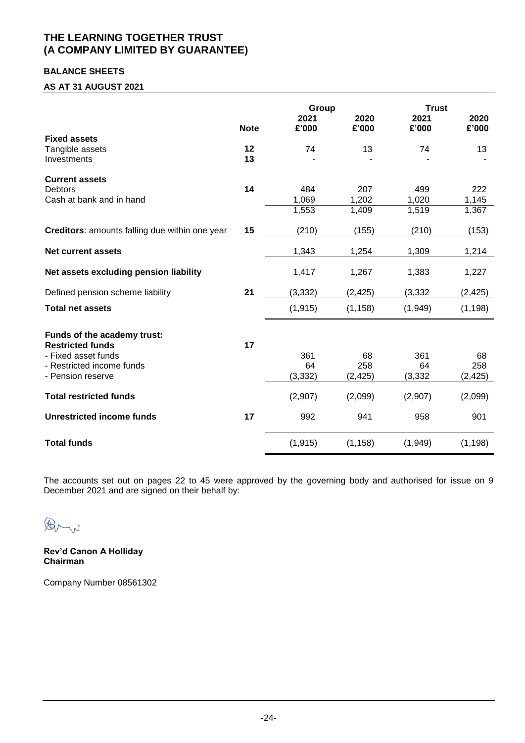# THE LEARNING TOGETHER TRUST
# (A COMPANY LIMITED BY GUARANTEE)

## BALANCE SHEETS

### AS AT 31 AUGUST 2021

| | Note | Group 2021 £'000 | Group 2020 £'000 | Trust 2021 £'000 | Trust 2020 £'000 |
|---|---|---|---|---|---|
| **Fixed assets** | | | | | |
| Tangible assets | 12 | 74 | 13 | 74 | 13 |
| Investments | 13 | - | - | - | - |
| **Current assets** | | | | | |
| Debtors | 14 | 484 | 207 | 499 | 222 |
| Cash at bank and in hand | | 1,069 | 1,202 | 1,020 | 1,145 |
| | | 1,553 | 1,409 | 1,519 | 1,367 |
| **Creditors**: amounts falling due within one year | 15 | (210) | (155) | (210) | (153) |
| **Net current assets** | | 1,343 | 1,254 | 1,309 | 1,214 |
| **Net assets excluding pension liability** | | 1,417 | 1,267 | 1,383 | 1,227 |
| Defined pension scheme liability | 21 | (3,332) | (2,425) | (3,332 | (2,425) |
| **Total net assets** | | (1,915) | (1,158) | (1,949) | (1,198) |
| **Funds of the academy trust:** | | | | | |
| **Restricted funds** | 17 | | | | |
| - Fixed asset funds | | 361 | 68 | 361 | 68 |
| - Restricted income funds | | 64 | 258 | 64 | 258 |
| - Pension reserve | | (3,332) | (2,425) | (3,332 | (2,425) |
| **Total restricted funds** | | (2,907) | (2,099) | (2,907) | (2,099) |
| **Unrestricted income funds** | 17 | 992 | 941 | 958 | 901 |
| **Total funds** | | (1,915) | (1,158) | (1,949) | (1,198) |

The accounts set out on pages 22 to 45 were approved by the governing body and authorised for issue on 9 December 2021 and are signed on their behalf by:

**Rev'd Canon A Holliday**
**Chairman**

Company Number 08561302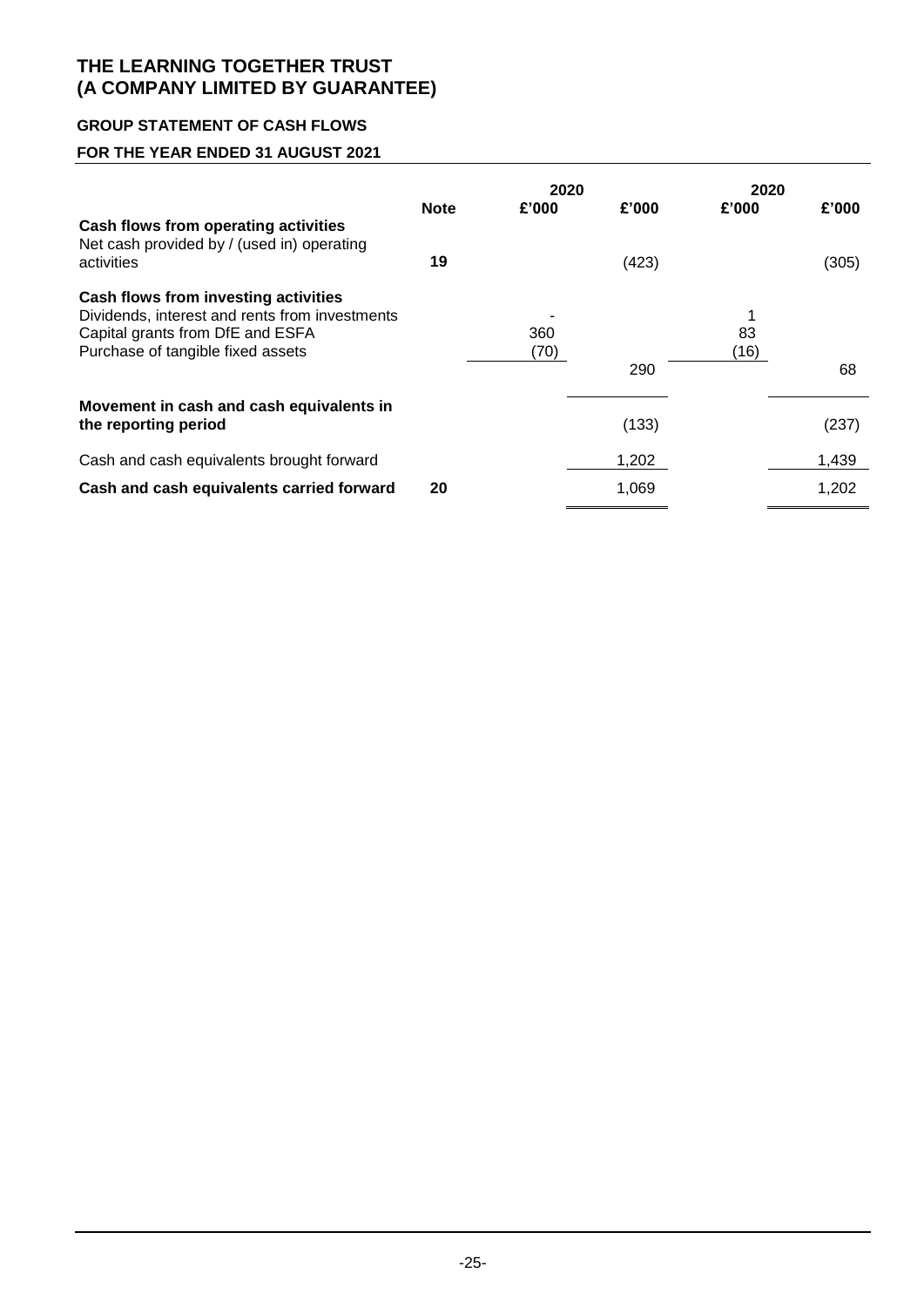# THE LEARNING TOGETHER TRUST
# (A COMPANY LIMITED BY GUARANTEE)

## GROUP STATEMENT OF CASH FLOWS

## FOR THE YEAR ENDED 31 AUGUST 2021

| | Note | 2020 £'000 | £'000 | 2020 £'000 | £'000 |
|---|---|---|---|---|---|
| **Cash flows from operating activities** | | | | | |
| Net cash provided by / (used in) operating activities | **19** | | (423) | | (305) |
| **Cash flows from investing activities** | | | | | |
| Dividends, interest and rents from investments | | - | | 1 | |
| Capital grants from DfE and ESFA | | 360 | | 83 | |
| Purchase of tangible fixed assets | | (70) | | (16) | |
| | | | 290 | | 68 |
| **Movement in cash and cash equivalents in the reporting period** | | | (133) | | (237) |
| Cash and cash equivalents brought forward | | | 1,202 | | 1,439 |
| **Cash and cash equivalents carried forward** | **20** | | 1,069 | | 1,202 |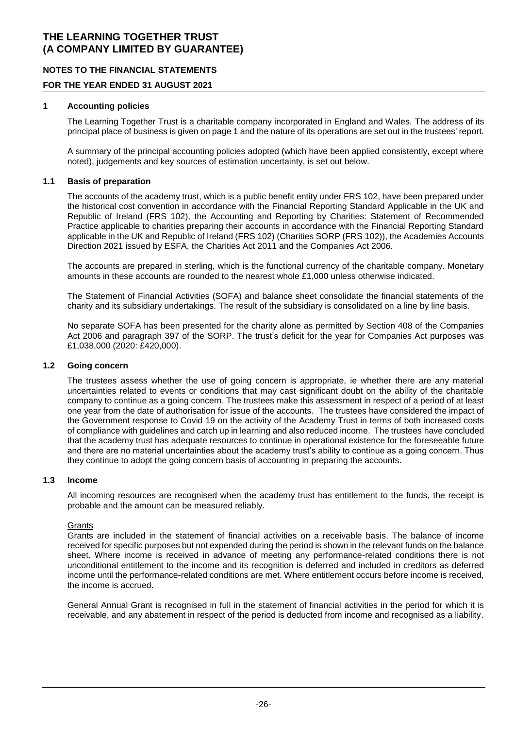# THE LEARNING TOGETHER TRUST
# (A COMPANY LIMITED BY GUARANTEE)

## NOTES TO THE FINANCIAL STATEMENTS

### FOR THE YEAR ENDED 31 AUGUST 2021

### 1 Accounting policies

The Learning Together Trust is a charitable company incorporated in England and Wales. The address of its principal place of business is given on page 1 and the nature of its operations are set out in the trustees' report.

A summary of the principal accounting policies adopted (which have been applied consistently, except where noted), judgements and key sources of estimation uncertainty, is set out below.

### 1.1 Basis of preparation

The accounts of the academy trust, which is a public benefit entity under FRS 102, have been prepared under the historical cost convention in accordance with the Financial Reporting Standard Applicable in the UK and Republic of Ireland (FRS 102), the Accounting and Reporting by Charities: Statement of Recommended Practice applicable to charities preparing their accounts in accordance with the Financial Reporting Standard applicable in the UK and Republic of Ireland (FRS 102) (Charities SORP (FRS 102)), the Academies Accounts Direction 2021 issued by ESFA, the Charities Act 2011 and the Companies Act 2006.

The accounts are prepared in sterling, which is the functional currency of the charitable company. Monetary amounts in these accounts are rounded to the nearest whole £1,000 unless otherwise indicated.

The Statement of Financial Activities (SOFA) and balance sheet consolidate the financial statements of the charity and its subsidiary undertakings. The result of the subsidiary is consolidated on a line by line basis.

No separate SOFA has been presented for the charity alone as permitted by Section 408 of the Companies Act 2006 and paragraph 397 of the SORP. The trust's deficit for the year for Companies Act purposes was £1,038,000 (2020: £420,000).

### 1.2 Going concern

The trustees assess whether the use of going concern is appropriate, ie whether there are any material uncertainties related to events or conditions that may cast significant doubt on the ability of the charitable company to continue as a going concern. The trustees make this assessment in respect of a period of at least one year from the date of authorisation for issue of the accounts. The trustees have considered the impact of the Government response to Covid 19 on the activity of the Academy Trust in terms of both increased costs of compliance with guidelines and catch up in learning and also reduced income. The trustees have concluded that the academy trust has adequate resources to continue in operational existence for the foreseeable future and there are no material uncertainties about the academy trust's ability to continue as a going concern. Thus they continue to adopt the going concern basis of accounting in preparing the accounts.

### 1.3 Income

All incoming resources are recognised when the academy trust has entitlement to the funds, the receipt is probable and the amount can be measured reliably.

Grants

Grants are included in the statement of financial activities on a receivable basis. The balance of income received for specific purposes but not expended during the period is shown in the relevant funds on the balance sheet. Where income is received in advance of meeting any performance-related conditions there is not unconditional entitlement to the income and its recognition is deferred and included in creditors as deferred income until the performance-related conditions are met. Where entitlement occurs before income is received, the income is accrued.

General Annual Grant is recognised in full in the statement of financial activities in the period for which it is receivable, and any abatement in respect of the period is deducted from income and recognised as a liability.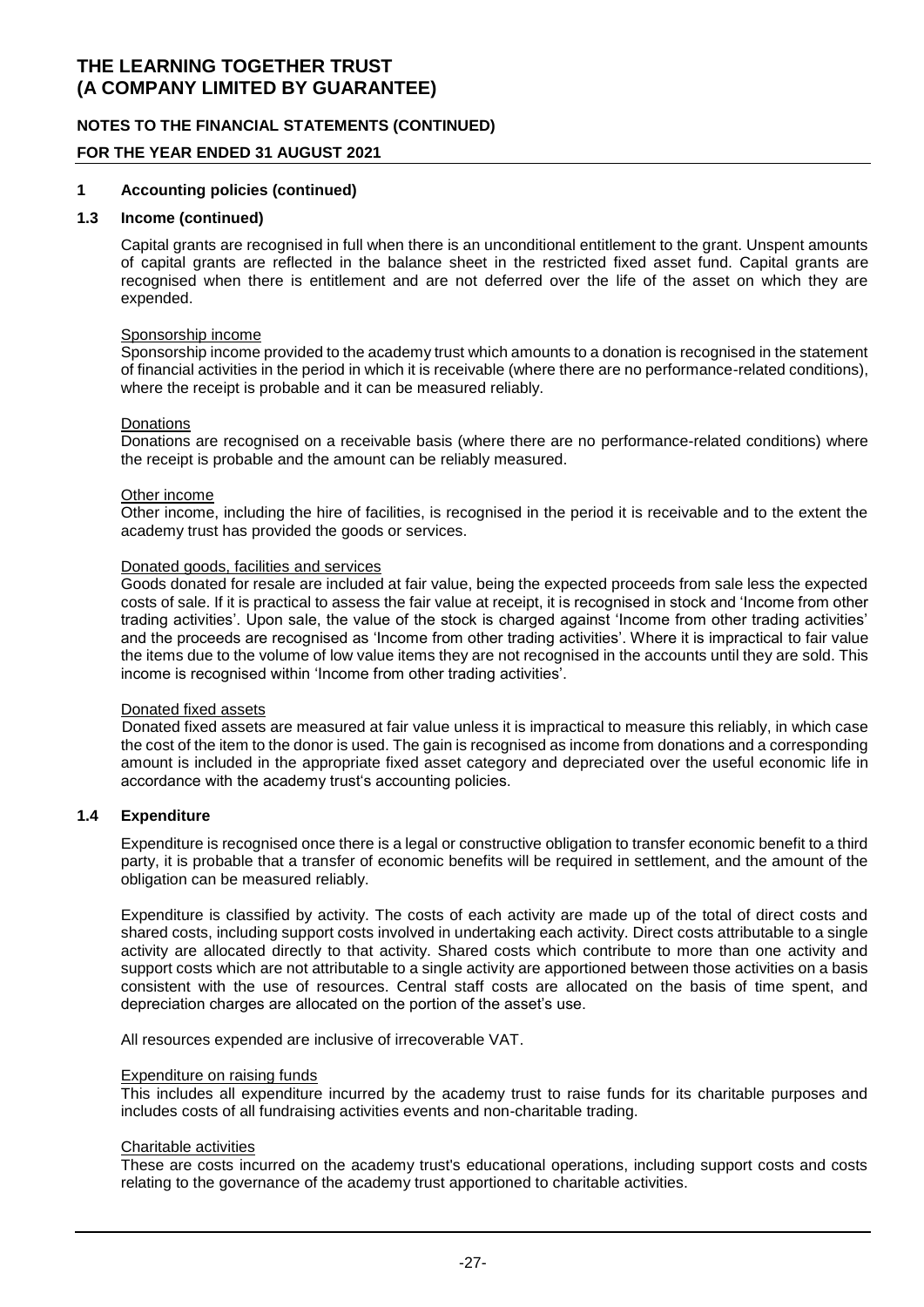# THE LEARNING TOGETHER TRUST
# (A COMPANY LIMITED BY GUARANTEE)

## NOTES TO THE FINANCIAL STATEMENTS (CONTINUED)

## FOR THE YEAR ENDED 31 AUGUST 2021

### 1 Accounting policies (continued)

### 1.3 Income (continued)

Capital grants are recognised in full when there is an unconditional entitlement to the grant. Unspent amounts of capital grants are reflected in the balance sheet in the restricted fixed asset fund. Capital grants are recognised when there is entitlement and are not deferred over the life of the asset on which they are expended.

Sponsorship income

Sponsorship income provided to the academy trust which amounts to a donation is recognised in the statement of financial activities in the period in which it is receivable (where there are no performance-related conditions), where the receipt is probable and it can be measured reliably.

Donations

Donations are recognised on a receivable basis (where there are no performance-related conditions) where the receipt is probable and the amount can be reliably measured.

Other income

Other income, including the hire of facilities, is recognised in the period it is receivable and to the extent the academy trust has provided the goods or services.

Donated goods, facilities and services

Goods donated for resale are included at fair value, being the expected proceeds from sale less the expected costs of sale. If it is practical to assess the fair value at receipt, it is recognised in stock and 'Income from other trading activities'. Upon sale, the value of the stock is charged against 'Income from other trading activities' and the proceeds are recognised as 'Income from other trading activities'. Where it is impractical to fair value the items due to the volume of low value items they are not recognised in the accounts until they are sold. This income is recognised within 'Income from other trading activities'.

Donated fixed assets

Donated fixed assets are measured at fair value unless it is impractical to measure this reliably, in which case the cost of the item to the donor is used. The gain is recognised as income from donations and a corresponding amount is included in the appropriate fixed asset category and depreciated over the useful economic life in accordance with the academy trust's accounting policies.

### 1.4 Expenditure

Expenditure is recognised once there is a legal or constructive obligation to transfer economic benefit to a third party, it is probable that a transfer of economic benefits will be required in settlement, and the amount of the obligation can be measured reliably.

Expenditure is classified by activity. The costs of each activity are made up of the total of direct costs and shared costs, including support costs involved in undertaking each activity. Direct costs attributable to a single activity are allocated directly to that activity. Shared costs which contribute to more than one activity and support costs which are not attributable to a single activity are apportioned between those activities on a basis consistent with the use of resources. Central staff costs are allocated on the basis of time spent, and depreciation charges are allocated on the portion of the asset's use.

All resources expended are inclusive of irrecoverable VAT.

Expenditure on raising funds

This includes all expenditure incurred by the academy trust to raise funds for its charitable purposes and includes costs of all fundraising activities events and non-charitable trading.

Charitable activities

These are costs incurred on the academy trust's educational operations, including support costs and costs relating to the governance of the academy trust apportioned to charitable activities.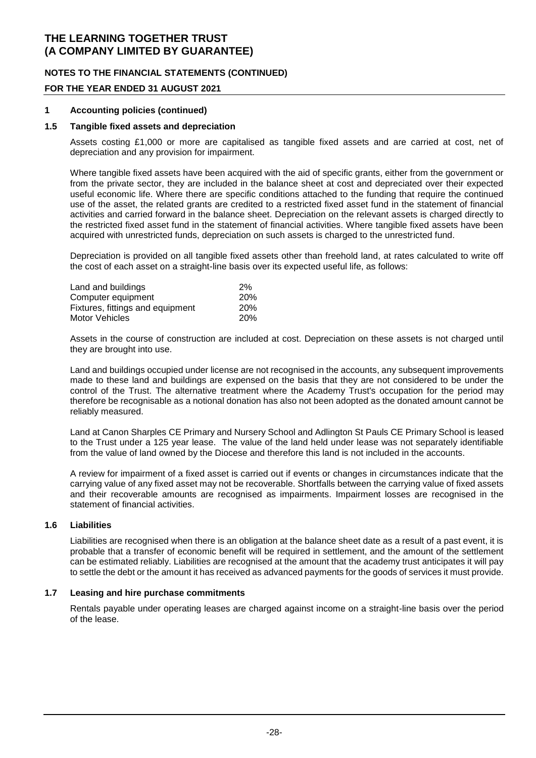# THE LEARNING TOGETHER TRUST
# (A COMPANY LIMITED BY GUARANTEE)

## NOTES TO THE FINANCIAL STATEMENTS (CONTINUED)

## FOR THE YEAR ENDED 31 AUGUST 2021

### 1 Accounting policies (continued)

### 1.5 Tangible fixed assets and depreciation

Assets costing £1,000 or more are capitalised as tangible fixed assets and are carried at cost, net of depreciation and any provision for impairment.

Where tangible fixed assets have been acquired with the aid of specific grants, either from the government or from the private sector, they are included in the balance sheet at cost and depreciated over their expected useful economic life. Where there are specific conditions attached to the funding that require the continued use of the asset, the related grants are credited to a restricted fixed asset fund in the statement of financial activities and carried forward in the balance sheet. Depreciation on the relevant assets is charged directly to the restricted fixed asset fund in the statement of financial activities. Where tangible fixed assets have been acquired with unrestricted funds, depreciation on such assets is charged to the unrestricted fund.

Depreciation is provided on all tangible fixed assets other than freehold land, at rates calculated to write off the cost of each asset on a straight-line basis over its expected useful life, as follows:

| | |
|---|---|
| Land and buildings | 2% |
| Computer equipment | 20% |
| Fixtures, fittings and equipment | 20% |
| Motor Vehicles | 20% |

Assets in the course of construction are included at cost. Depreciation on these assets is not charged until they are brought into use.

Land and buildings occupied under license are not recognised in the accounts, any subsequent improvements made to these land and buildings are expensed on the basis that they are not considered to be under the control of the Trust. The alternative treatment where the Academy Trust's occupation for the period may therefore be recognisable as a notional donation has also not been adopted as the donated amount cannot be reliably measured.

Land at Canon Sharples CE Primary and Nursery School and Adlington St Pauls CE Primary School is leased to the Trust under a 125 year lease. The value of the land held under lease was not separately identifiable from the value of land owned by the Diocese and therefore this land is not included in the accounts.

A review for impairment of a fixed asset is carried out if events or changes in circumstances indicate that the carrying value of any fixed asset may not be recoverable. Shortfalls between the carrying value of fixed assets and their recoverable amounts are recognised as impairments. Impairment losses are recognised in the statement of financial activities.

### 1.6 Liabilities

Liabilities are recognised when there is an obligation at the balance sheet date as a result of a past event, it is probable that a transfer of economic benefit will be required in settlement, and the amount of the settlement can be estimated reliably. Liabilities are recognised at the amount that the academy trust anticipates it will pay to settle the debt or the amount it has received as advanced payments for the goods of services it must provide.

### 1.7 Leasing and hire purchase commitments

Rentals payable under operating leases are charged against income on a straight-line basis over the period of the lease.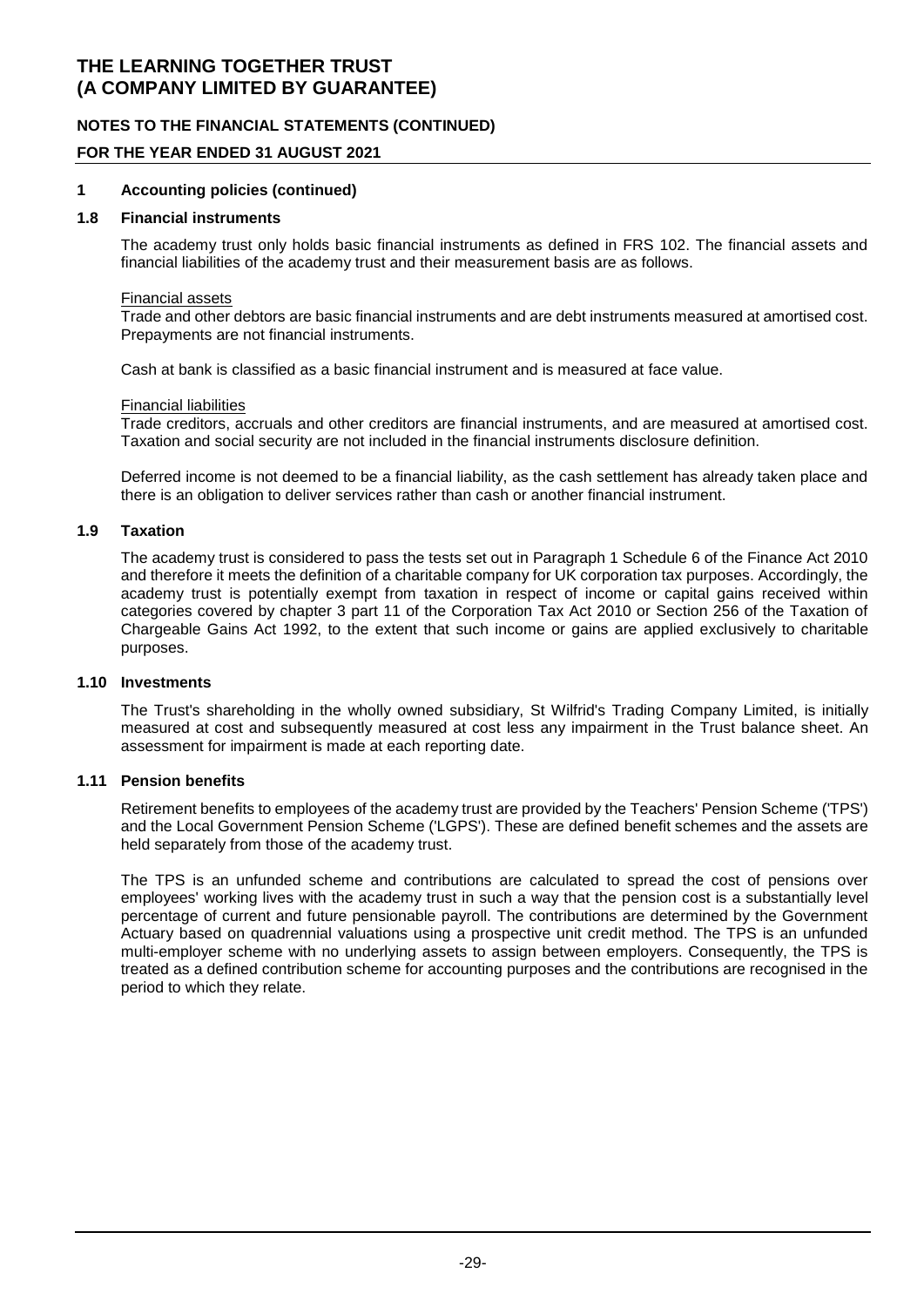## 1 Accounting policies (continued)

### 1.8 Financial instruments

The academy trust only holds basic financial instruments as defined in FRS 102. The financial assets and financial liabilities of the academy trust and their measurement basis are as follows.

Financial assets
Trade and other debtors are basic financial instruments and are debt instruments measured at amortised cost. Prepayments are not financial instruments.

Cash at bank is classified as a basic financial instrument and is measured at face value.

Financial liabilities
Trade creditors, accruals and other creditors are financial instruments, and are measured at amortised cost. Taxation and social security are not included in the financial instruments disclosure definition.

Deferred income is not deemed to be a financial liability, as the cash settlement has already taken place and there is an obligation to deliver services rather than cash or another financial instrument.

### 1.9 Taxation

The academy trust is considered to pass the tests set out in Paragraph 1 Schedule 6 of the Finance Act 2010 and therefore it meets the definition of a charitable company for UK corporation tax purposes. Accordingly, the academy trust is potentially exempt from taxation in respect of income or capital gains received within categories covered by chapter 3 part 11 of the Corporation Tax Act 2010 or Section 256 of the Taxation of Chargeable Gains Act 1992, to the extent that such income or gains are applied exclusively to charitable purposes.

### 1.10 Investments

The Trust's shareholding in the wholly owned subsidiary, St Wilfrid's Trading Company Limited, is initially measured at cost and subsequently measured at cost less any impairment in the Trust balance sheet. An assessment for impairment is made at each reporting date.

### 1.11 Pension benefits

Retirement benefits to employees of the academy trust are provided by the Teachers' Pension Scheme ('TPS') and the Local Government Pension Scheme ('LGPS'). These are defined benefit schemes and the assets are held separately from those of the academy trust.

The TPS is an unfunded scheme and contributions are calculated to spread the cost of pensions over employees' working lives with the academy trust in such a way that the pension cost is a substantially level percentage of current and future pensionable payroll. The contributions are determined by the Government Actuary based on quadrennial valuations using a prospective unit credit method. The TPS is an unfunded multi-employer scheme with no underlying assets to assign between employers. Consequently, the TPS is treated as a defined contribution scheme for accounting purposes and the contributions are recognised in the period to which they relate.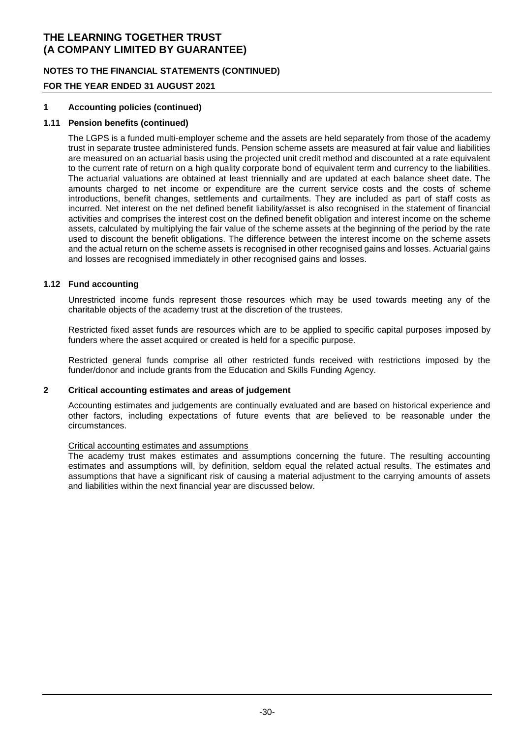## 1 Accounting policies (continued)

### 1.11 Pension benefits (continued)

The LGPS is a funded multi-employer scheme and the assets are held separately from those of the academy trust in separate trustee administered funds. Pension scheme assets are measured at fair value and liabilities are measured on an actuarial basis using the projected unit credit method and discounted at a rate equivalent to the current rate of return on a high quality corporate bond of equivalent term and currency to the liabilities. The actuarial valuations are obtained at least triennially and are updated at each balance sheet date. The amounts charged to net income or expenditure are the current service costs and the costs of scheme introductions, benefit changes, settlements and curtailments. They are included as part of staff costs as incurred. Net interest on the net defined benefit liability/asset is also recognised in the statement of financial activities and comprises the interest cost on the defined benefit obligation and interest income on the scheme assets, calculated by multiplying the fair value of the scheme assets at the beginning of the period by the rate used to discount the benefit obligations. The difference between the interest income on the scheme assets and the actual return on the scheme assets is recognised in other recognised gains and losses. Actuarial gains and losses are recognised immediately in other recognised gains and losses.

### 1.12 Fund accounting

Unrestricted income funds represent those resources which may be used towards meeting any of the charitable objects of the academy trust at the discretion of the trustees.

Restricted fixed asset funds are resources which are to be applied to specific capital purposes imposed by funders where the asset acquired or created is held for a specific purpose.

Restricted general funds comprise all other restricted funds received with restrictions imposed by the funder/donor and include grants from the Education and Skills Funding Agency.

## 2 Critical accounting estimates and areas of judgement

Accounting estimates and judgements are continually evaluated and are based on historical experience and other factors, including expectations of future events that are believed to be reasonable under the circumstances.

Critical accounting estimates and assumptions

The academy trust makes estimates and assumptions concerning the future. The resulting accounting estimates and assumptions will, by definition, seldom equal the related actual results. The estimates and assumptions that have a significant risk of causing a material adjustment to the carrying amounts of assets and liabilities within the next financial year are discussed below.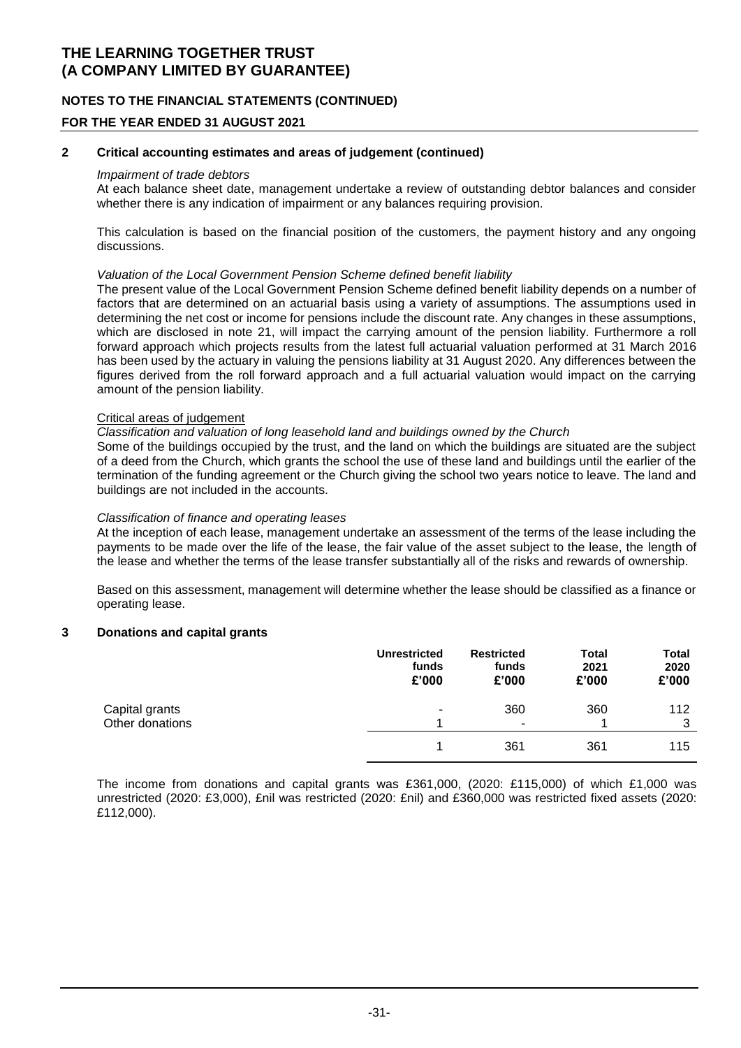## 2 Critical accounting estimates and areas of judgement (continued)

*Impairment of trade debtors*

At each balance sheet date, management undertake a review of outstanding debtor balances and consider whether there is any indication of impairment or any balances requiring provision.

This calculation is based on the financial position of the customers, the payment history and any ongoing discussions.

*Valuation of the Local Government Pension Scheme defined benefit liability*

The present value of the Local Government Pension Scheme defined benefit liability depends on a number of factors that are determined on an actuarial basis using a variety of assumptions. The assumptions used in determining the net cost or income for pensions include the discount rate. Any changes in these assumptions, which are disclosed in note 21, will impact the carrying amount of the pension liability. Furthermore a roll forward approach which projects results from the latest full actuarial valuation performed at 31 March 2016 has been used by the actuary in valuing the pensions liability at 31 August 2020. Any differences between the figures derived from the roll forward approach and a full actuarial valuation would impact on the carrying amount of the pension liability.

Critical areas of judgement

*Classification and valuation of long leasehold land and buildings owned by the Church*

Some of the buildings occupied by the trust, and the land on which the buildings are situated are the subject of a deed from the Church, which grants the school the use of these land and buildings until the earlier of the termination of the funding agreement or the Church giving the school two years notice to leave. The land and buildings are not included in the accounts.

*Classification of finance and operating leases*

At the inception of each lease, management undertake an assessment of the terms of the lease including the payments to be made over the life of the lease, the fair value of the asset subject to the lease, the length of the lease and whether the terms of the lease transfer substantially all of the risks and rewards of ownership.

Based on this assessment, management will determine whether the lease should be classified as a finance or operating lease.

## 3 Donations and capital grants

| | Unrestricted funds £'000 | Restricted funds £'000 | Total 2021 £'000 | Total 2020 £'000 |
|---|---|---|---|---|
| Capital grants | - | 360 | 360 | 112 |
| Other donations | 1 | - | 1 | 3 |
| | 1 | 361 | 361 | 115 |

The income from donations and capital grants was £361,000, (2020: £115,000) of which £1,000 was unrestricted (2020: £3,000), £nil was restricted (2020: £nil) and £360,000 was restricted fixed assets (2020: £112,000).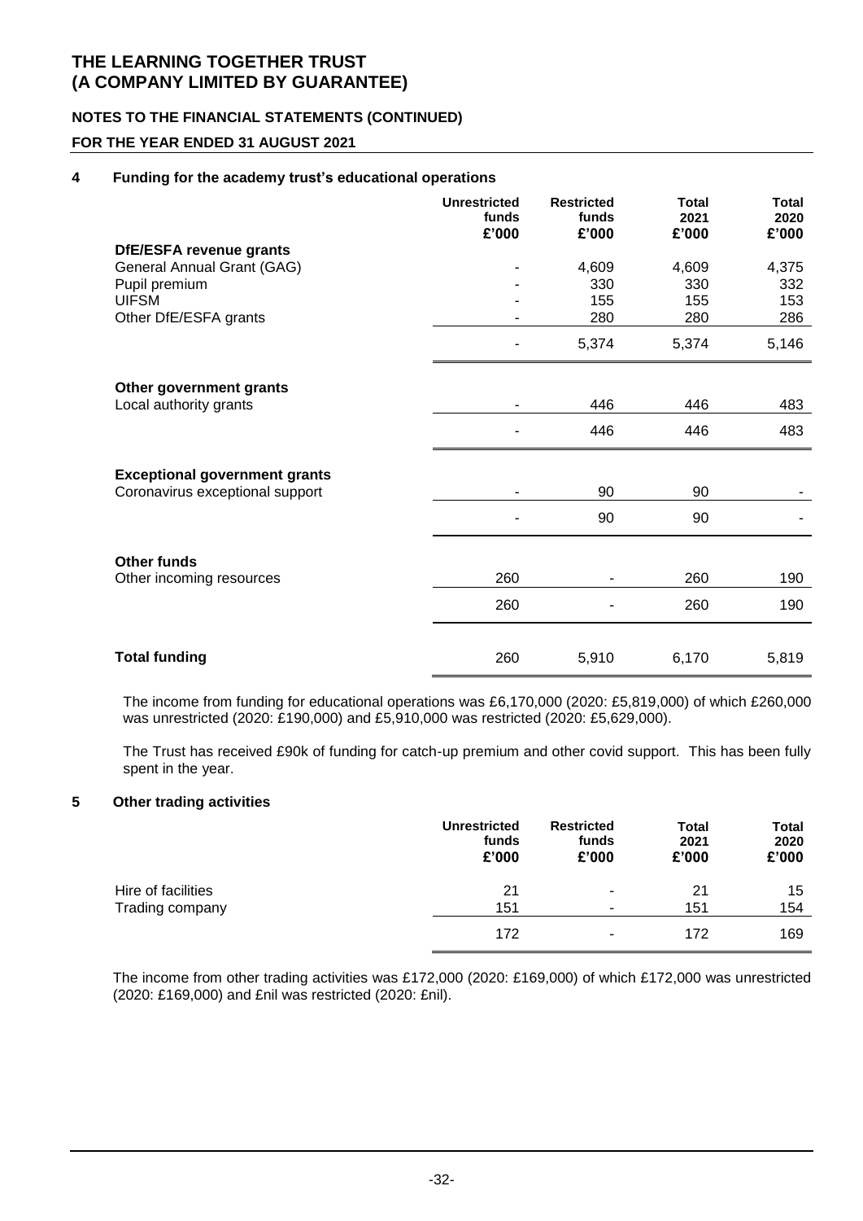# THE LEARNING TOGETHER TRUST
# (A COMPANY LIMITED BY GUARANTEE)

## NOTES TO THE FINANCIAL STATEMENTS (CONTINUED)

## FOR THE YEAR ENDED 31 AUGUST 2021

### 4 Funding for the academy trust's educational operations

| | Unrestricted funds £'000 | Restricted funds £'000 | Total 2021 £'000 | Total 2020 £'000 |
|---|---|---|---|---|
| **DfE/ESFA revenue grants** | | | | |
| General Annual Grant (GAG) | - | 4,609 | 4,609 | 4,375 |
| Pupil premium | - | 330 | 330 | 332 |
| UIFSM | - | 155 | 155 | 153 |
| Other DfE/ESFA grants | - | 280 | 280 | 286 |
| | - | 5,374 | 5,374 | 5,146 |
| **Other government grants** | | | | |
| Local authority grants | - | 446 | 446 | 483 |
| | - | 446 | 446 | 483 |
| **Exceptional government grants** | | | | |
| Coronavirus exceptional support | - | 90 | 90 | - |
| | - | 90 | 90 | - |
| **Other funds** | | | | |
| Other incoming resources | 260 | - | 260 | 190 |
| | 260 | - | 260 | 190 |
| **Total funding** | 260 | 5,910 | 6,170 | 5,819 |

The income from funding for educational operations was £6,170,000 (2020: £5,819,000) of which £260,000 was unrestricted (2020: £190,000) and £5,910,000 was restricted (2020: £5,629,000).

The Trust has received £90k of funding for catch-up premium and other covid support. This has been fully spent in the year.

### 5 Other trading activities

| | Unrestricted funds £'000 | Restricted funds £'000 | Total 2021 £'000 | Total 2020 £'000 |
|---|---|---|---|---|
| Hire of facilities | 21 | - | 21 | 15 |
| Trading company | 151 | - | 151 | 154 |
| | 172 | - | 172 | 169 |

The income from other trading activities was £172,000 (2020: £169,000) of which £172,000 was unrestricted (2020: £169,000) and £nil was restricted (2020: £nil).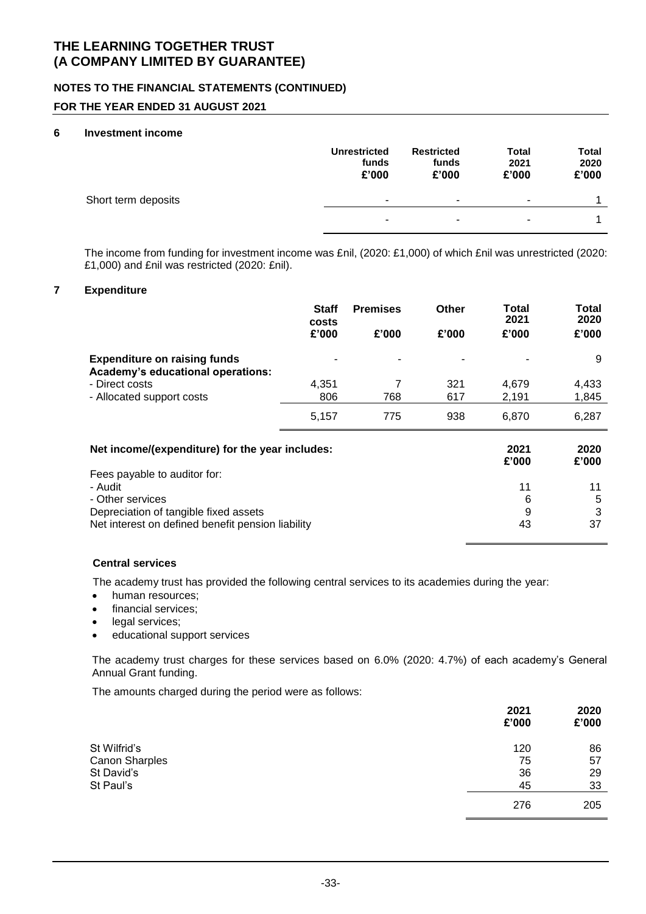# THE LEARNING TOGETHER TRUST
# (A COMPANY LIMITED BY GUARANTEE)

## NOTES TO THE FINANCIAL STATEMENTS (CONTINUED)

## FOR THE YEAR ENDED 31 AUGUST 2021

### 6 Investment income

| | Unrestricted funds £'000 | Restricted funds £'000 | Total 2021 £'000 | Total 2020 £'000 |
|---|---|---|---|---|
| Short term deposits | - | - | - | 1 |
| | - | - | - | 1 |

The income from funding for investment income was £nil, (2020: £1,000) of which £nil was unrestricted (2020: £1,000) and £nil was restricted (2020: £nil).

### 7 Expenditure

| | Staff costs £'000 | Premises £'000 | Other £'000 | Total 2021 £'000 | Total 2020 £'000 |
|---|---|---|---|---|---|
| **Expenditure on raising funds** | - | - | - | - | 9 |
| **Academy's educational operations:** | | | | | |
| - Direct costs | 4,351 | 7 | 321 | 4,679 | 4,433 |
| - Allocated support costs | 806 | 768 | 617 | 2,191 | 1,845 |
| | 5,157 | 775 | 938 | 6,870 | 6,287 |

| **Net income/(expenditure) for the year includes:** | 2021 £'000 | 2020 £'000 |
|---|---|---|
| Fees payable to auditor for: | | |
| - Audit | 11 | 11 |
| - Other services | 6 | 5 |
| Depreciation of tangible fixed assets | 9 | 3 |
| Net interest on defined benefit pension liability | 43 | 37 |

#### Central services

The academy trust has provided the following central services to its academies during the year:

- human resources;
- financial services;
- legal services;
- educational support services

The academy trust charges for these services based on 6.0% (2020: 4.7%) of each academy's General Annual Grant funding.

The amounts charged during the period were as follows:

| | 2021 £'000 | 2020 £'000 |
|---|---|---|
| St Wilfrid's | 120 | 86 |
| Canon Sharples | 75 | 57 |
| St David's | 36 | 29 |
| St Paul's | 45 | 33 |
| | 276 | 205 |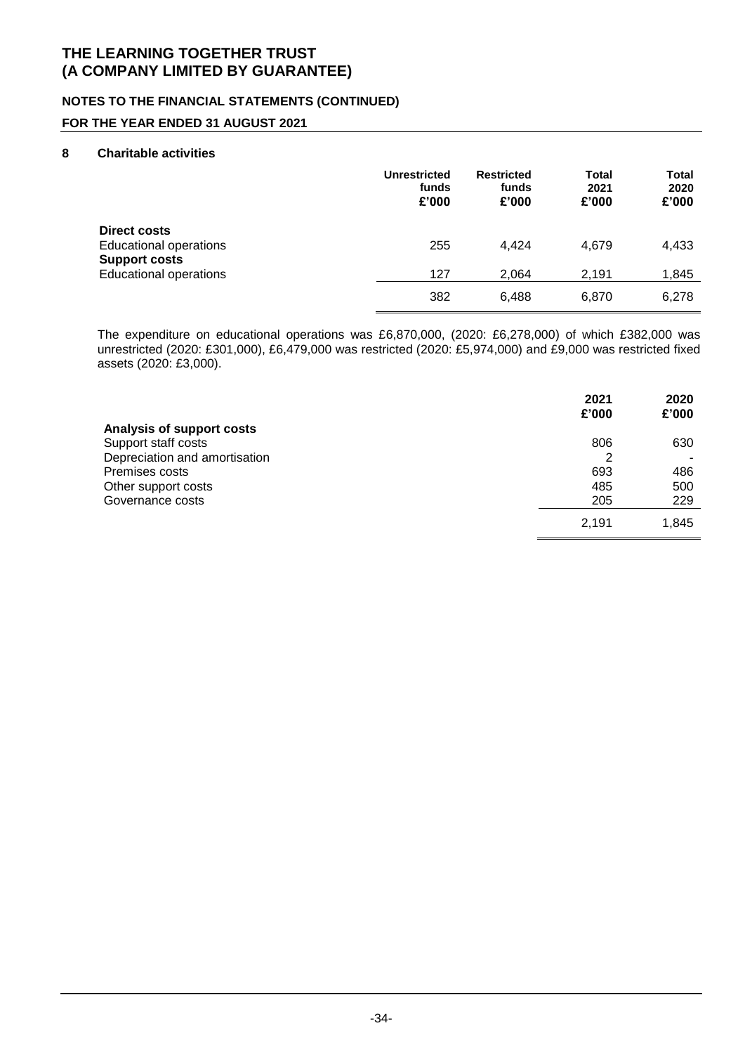# THE LEARNING TOGETHER TRUST
# (A COMPANY LIMITED BY GUARANTEE)

## NOTES TO THE FINANCIAL STATEMENTS (CONTINUED)

## FOR THE YEAR ENDED 31 AUGUST 2021

### 8 Charitable activities

| | Unrestricted funds £'000 | Restricted funds £'000 | Total 2021 £'000 | Total 2020 £'000 |
|---|---|---|---|---|
| **Direct costs** | | | | |
| Educational operations | 255 | 4,424 | 4,679 | 4,433 |
| **Support costs** | | | | |
| Educational operations | 127 | 2,064 | 2,191 | 1,845 |
| | 382 | 6,488 | 6,870 | 6,278 |

The expenditure on educational operations was £6,870,000, (2020: £6,278,000) of which £382,000 was unrestricted (2020: £301,000), £6,479,000 was restricted (2020: £5,974,000) and £9,000 was restricted fixed assets (2020: £3,000).

| | 2021 £'000 | 2020 £'000 |
|---|---|---|
| **Analysis of support costs** | | |
| Support staff costs | 806 | 630 |
| Depreciation and amortisation | 2 | - |
| Premises costs | 693 | 486 |
| Other support costs | 485 | 500 |
| Governance costs | 205 | 229 |
| | 2,191 | 1,845 |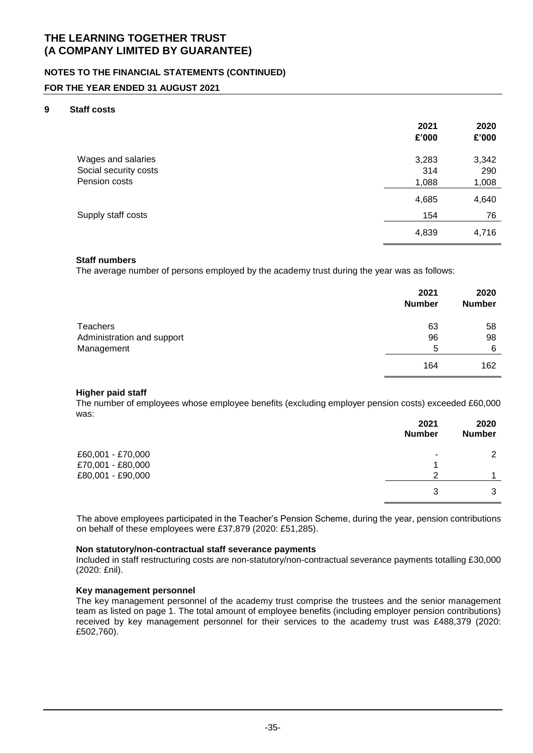# THE LEARNING TOGETHER TRUST
# (A COMPANY LIMITED BY GUARANTEE)

## NOTES TO THE FINANCIAL STATEMENTS (CONTINUED)

## FOR THE YEAR ENDED 31 AUGUST 2021

### 9 Staff costs

| | 2021 £'000 | 2020 £'000 |
|---|---|---|
| Wages and salaries | 3,283 | 3,342 |
| Social security costs | 314 | 290 |
| Pension costs | 1,088 | 1,008 |
| | 4,685 | 4,640 |
| Supply staff costs | 154 | 76 |
| | 4,839 | 4,716 |

**Staff numbers**

The average number of persons employed by the academy trust during the year was as follows:

| | 2021 Number | 2020 Number |
|---|---|---|
| Teachers | 63 | 58 |
| Administration and support | 96 | 98 |
| Management | 5 | 6 |
| | 164 | 162 |

**Higher paid staff**

The number of employees whose employee benefits (excluding employer pension costs) exceeded £60,000 was:

| | 2021 Number | 2020 Number |
|---|---|---|
| £60,001 - £70,000 | - | 2 |
| £70,001 - £80,000 | 1 | |
| £80,001 - £90,000 | 2 | 1 |
| | 3 | 3 |

The above employees participated in the Teacher's Pension Scheme, during the year, pension contributions on behalf of these employees were £37,879 (2020: £51,285).

**Non statutory/non-contractual staff severance payments**

Included in staff restructuring costs are non-statutory/non-contractual severance payments totalling £30,000 (2020: £nil).

**Key management personnel**

The key management personnel of the academy trust comprise the trustees and the senior management team as listed on page 1. The total amount of employee benefits (including employer pension contributions) received by key management personnel for their services to the academy trust was £488,379 (2020: £502,760).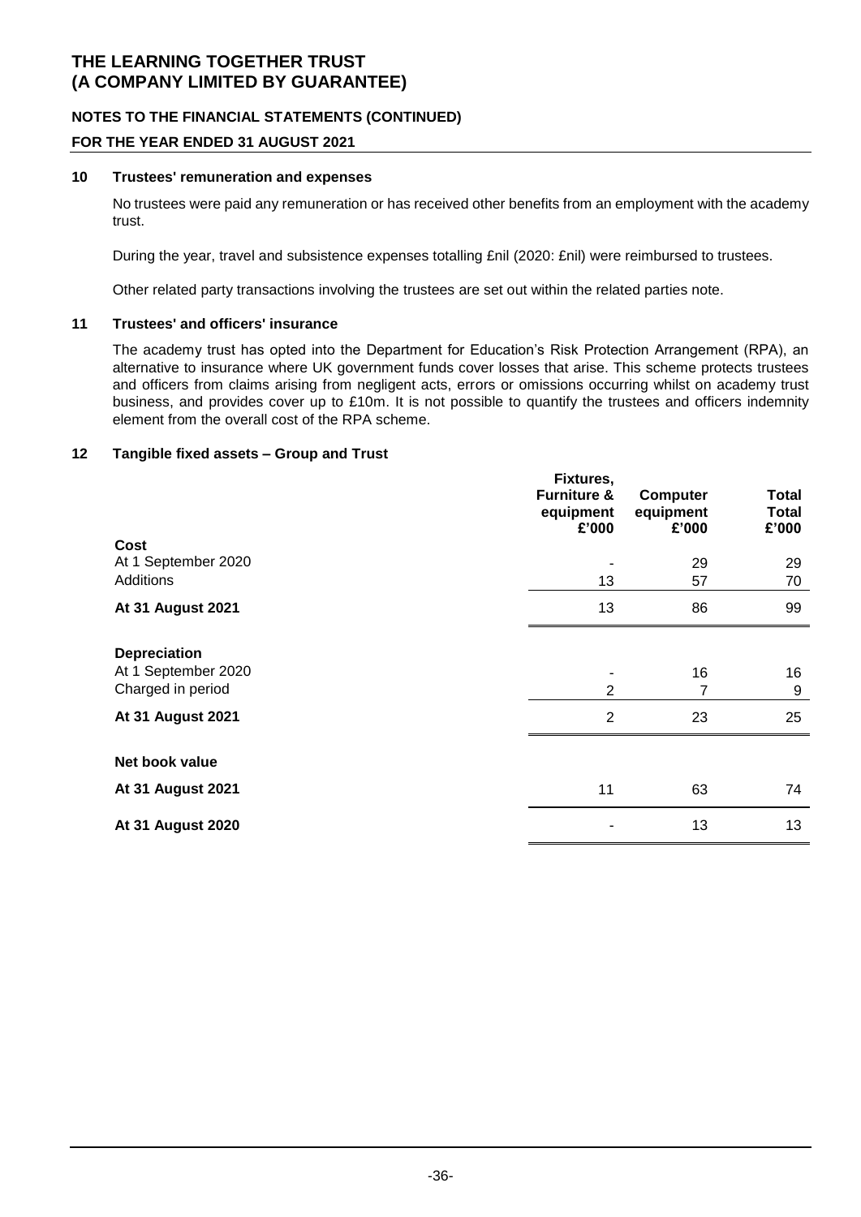# THE LEARNING TOGETHER TRUST
# (A COMPANY LIMITED BY GUARANTEE)

## NOTES TO THE FINANCIAL STATEMENTS (CONTINUED)

### FOR THE YEAR ENDED 31 AUGUST 2021

### 10 Trustees' remuneration and expenses

No trustees were paid any remuneration or has received other benefits from an employment with the academy trust.

During the year, travel and subsistence expenses totalling £nil (2020: £nil) were reimbursed to trustees.

Other related party transactions involving the trustees are set out within the related parties note.

### 11 Trustees' and officers' insurance

The academy trust has opted into the Department for Education's Risk Protection Arrangement (RPA), an alternative to insurance where UK government funds cover losses that arise. This scheme protects trustees and officers from claims arising from negligent acts, errors or omissions occurring whilst on academy trust business, and provides cover up to £10m. It is not possible to quantify the trustees and officers indemnity element from the overall cost of the RPA scheme.

### 12 Tangible fixed assets – Group and Trust

| | Fixtures, Furniture & equipment £'000 | Computer equipment £'000 | Total Total £'000 |
|---|---|---|---|
| **Cost** | | | |
| At 1 September 2020 | - | 29 | 29 |
| Additions | 13 | 57 | 70 |
| **At 31 August 2021** | 13 | 86 | 99 |
| **Depreciation** | | | |
| At 1 September 2020 | - | 16 | 16 |
| Charged in period | 2 | 7 | 9 |
| **At 31 August 2021** | 2 | 23 | 25 |
| **Net book value** | | | |
| **At 31 August 2021** | 11 | 63 | 74 |
| **At 31 August 2020** | - | 13 | 13 |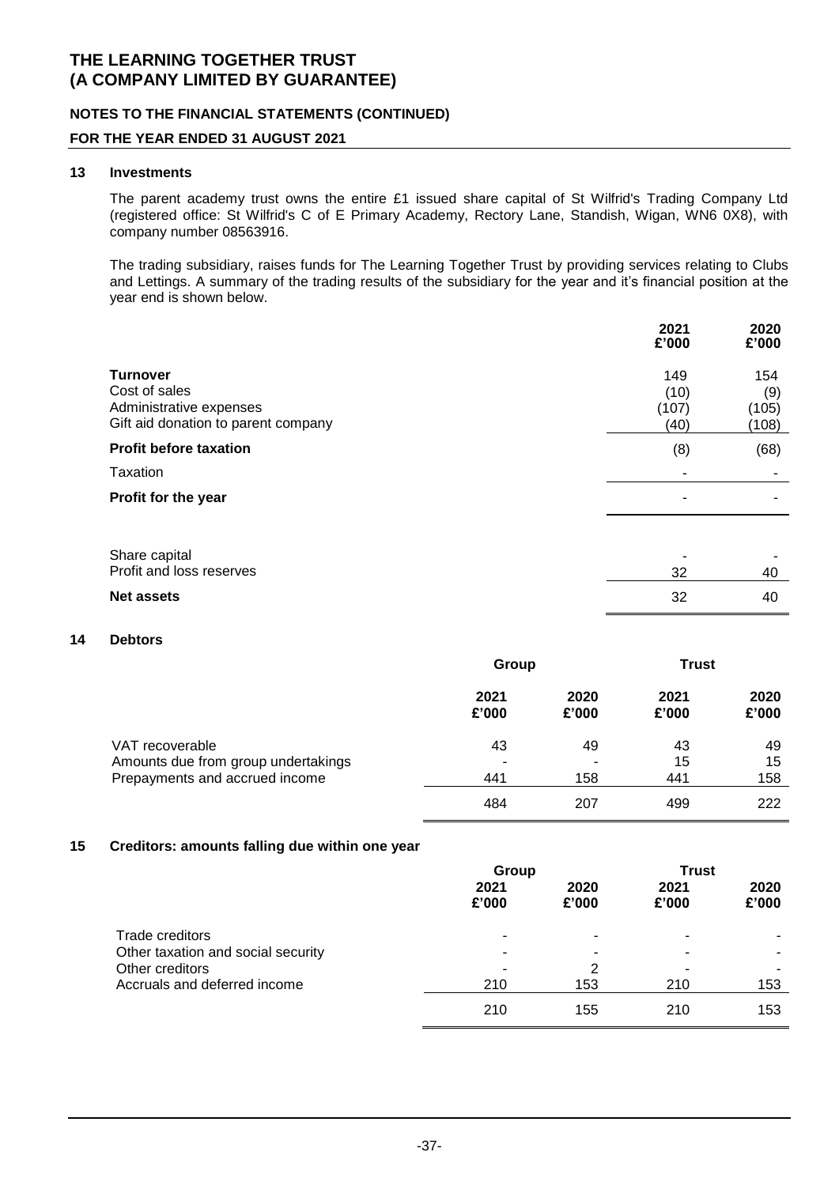## 13 Investments

The parent academy trust owns the entire £1 issued share capital of St Wilfrid's Trading Company Ltd (registered office: St Wilfrid's C of E Primary Academy, Rectory Lane, Standish, Wigan, WN6 0X8), with company number 08563916.

The trading subsidiary, raises funds for The Learning Together Trust by providing services relating to Clubs and Lettings. A summary of the trading results of the subsidiary for the year and it's financial position at the year end is shown below.

| | 2021 £'000 | 2020 £'000 |
|---|---|---|
| **Turnover** | 149 | 154 |
| Cost of sales | (10) | (9) |
| Administrative expenses | (107) | (105) |
| Gift aid donation to parent company | (40) | (108) |
| **Profit before taxation** | (8) | (68) |
| Taxation | - | - |
| **Profit for the year** | - | - |
| | | |
| Share capital | - | - |
| Profit and loss reserves | 32 | 40 |
| **Net assets** | 32 | 40 |

## 14 Debtors

| | Group | | Trust | |
|---|---|---|---|---|
| | 2021 £'000 | 2020 £'000 | 2021 £'000 | 2020 £'000 |
| VAT recoverable | 43 | 49 | 43 | 49 |
| Amounts due from group undertakings | - | - | 15 | 15 |
| Prepayments and accrued income | 441 | 158 | 441 | 158 |
| | 484 | 207 | 499 | 222 |

## 15 Creditors: amounts falling due within one year

| | Group | | Trust | |
|---|---|---|---|---|
| | 2021 £'000 | 2020 £'000 | 2021 £'000 | 2020 £'000 |
| Trade creditors | - | - | - | - |
| Other taxation and social security | - | - | - | - |
| Other creditors | - | 2 | - | - |
| Accruals and deferred income | 210 | 153 | 210 | 153 |
| | 210 | 155 | 210 | 153 |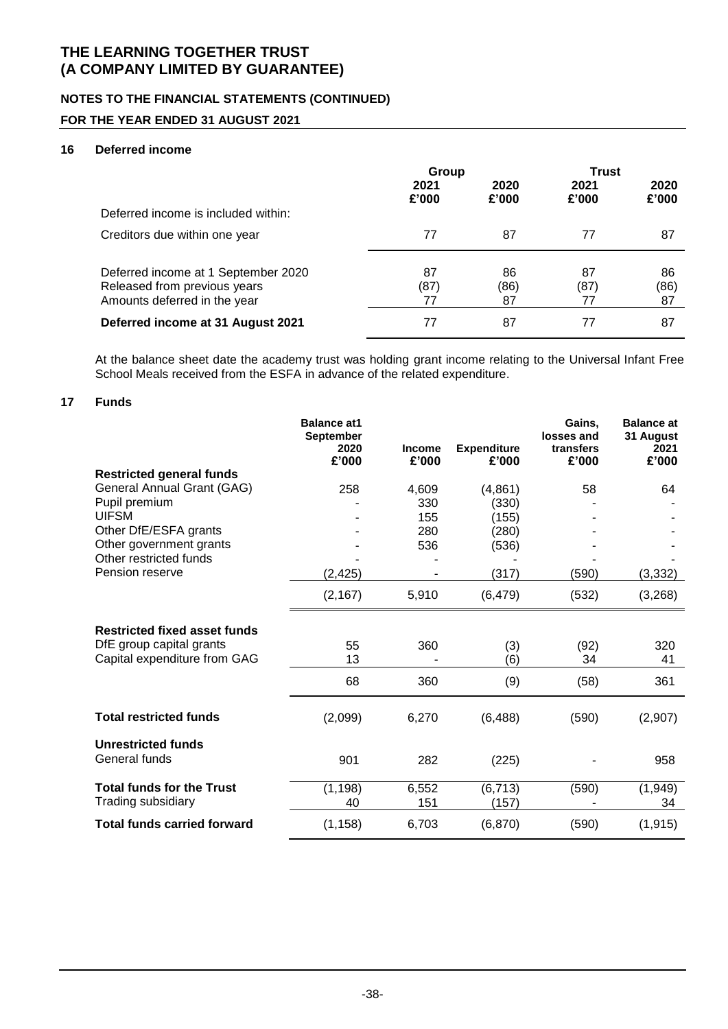## 16 Deferred income

| | Group | | Trust | |
|---|---|---|---|---|
| | 2021 £'000 | 2020 £'000 | 2021 £'000 | 2020 £'000 |
| Deferred income is included within: | | | | |
| Creditors due within one year | 77 | 87 | 77 | 87 |
| Deferred income at 1 September 2020 | 87 | 86 | 87 | 86 |
| Released from previous years | (87) | (86) | (87) | (86) |
| Amounts deferred in the year | 77 | 87 | 77 | 87 |
| **Deferred income at 31 August 2021** | 77 | 87 | 77 | 87 |

At the balance sheet date the academy trust was holding grant income relating to the Universal Infant Free School Meals received from the ESFA in advance of the related expenditure.

## 17 Funds

| | Balance at1 September 2020 £'000 | Income £'000 | Expenditure £'000 | Gains, losses and transfers £'000 | Balance at 31 August 2021 £'000 |
|---|---|---|---|---|---|
| **Restricted general funds** | | | | | |
| General Annual Grant (GAG) | 258 | 4,609 | (4,861) | 58 | 64 |
| Pupil premium | - | 330 | (330) | - | - |
| UIFSM | - | 155 | (155) | - | - |
| Other DfE/ESFA grants | - | 280 | (280) | - | - |
| Other government grants | - | 536 | (536) | - | - |
| Other restricted funds | - | - | - | - | - |
| Pension reserve | (2,425) | - | (317) | (590) | (3,332) |
| | (2,167) | 5,910 | (6,479) | (532) | (3,268) |
| **Restricted fixed asset funds** | | | | | |
| DfE group capital grants | 55 | 360 | (3) | (92) | 320 |
| Capital expenditure from GAG | 13 | - | (6) | 34 | 41 |
| | 68 | 360 | (9) | (58) | 361 |
| **Total restricted funds** | (2,099) | 6,270 | (6,488) | (590) | (2,907) |
| **Unrestricted funds** | | | | | |
| General funds | 901 | 282 | (225) | - | 958 |
| **Total funds for the Trust** | (1,198) | 6,552 | (6,713) | (590) | (1,949) |
| Trading subsidiary | 40 | 151 | (157) | - | 34 |
| **Total funds carried forward** | (1,158) | 6,703 | (6,870) | (590) | (1,915) |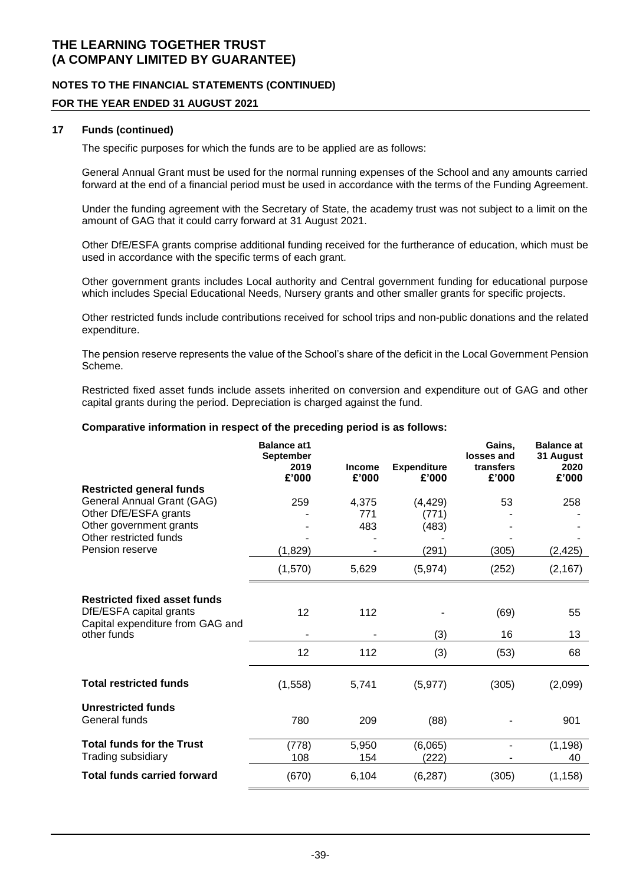# THE LEARNING TOGETHER TRUST (A COMPANY LIMITED BY GUARANTEE)

## NOTES TO THE FINANCIAL STATEMENTS (CONTINUED)

## FOR THE YEAR ENDED 31 AUGUST 2021

### 17 Funds (continued)

The specific purposes for which the funds are to be applied are as follows:

General Annual Grant must be used for the normal running expenses of the School and any amounts carried forward at the end of a financial period must be used in accordance with the terms of the Funding Agreement.

Under the funding agreement with the Secretary of State, the academy trust was not subject to a limit on the amount of GAG that it could carry forward at 31 August 2021.

Other DfE/ESFA grants comprise additional funding received for the furtherance of education, which must be used in accordance with the specific terms of each grant.

Other government grants includes Local authority and Central government funding for educational purpose which includes Special Educational Needs, Nursery grants and other smaller grants for specific projects.

Other restricted funds include contributions received for school trips and non-public donations and the related expenditure.

The pension reserve represents the value of the School's share of the deficit in the Local Government Pension Scheme.

Restricted fixed asset funds include assets inherited on conversion and expenditure out of GAG and other capital grants during the period. Depreciation is charged against the fund.

**Comparative information in respect of the preceding period is as follows:**

| | Balance at1 September 2019 £'000 | Income £'000 | Expenditure £'000 | Gains, losses and transfers £'000 | Balance at 31 August 2020 £'000 |
|---|---|---|---|---|---|
| **Restricted general funds** | | | | | |
| General Annual Grant (GAG) | 259 | 4,375 | (4,429) | 53 | 258 |
| Other DfE/ESFA grants | - | 771 | (771) | - | - |
| Other government grants | - | 483 | (483) | - | - |
| Other restricted funds | - | - | - | - | - |
| Pension reserve | (1,829) | - | (291) | (305) | (2,425) |
| | (1,570) | 5,629 | (5,974) | (252) | (2,167) |
| **Restricted fixed asset funds** | | | | | |
| DfE/ESFA capital grants | 12 | 112 | - | (69) | 55 |
| Capital expenditure from GAG and other funds | - | - | (3) | 16 | 13 |
| | 12 | 112 | (3) | (53) | 68 |
| **Total restricted funds** | (1,558) | 5,741 | (5,977) | (305) | (2,099) |
| **Unrestricted funds** | | | | | |
| General funds | 780 | 209 | (88) | - | 901 |
| **Total funds for the Trust** | (778) | 5,950 | (6,065) | - | (1,198) |
| Trading subsidiary | 108 | 154 | (222) | - | 40 |
| **Total funds carried forward** | (670) | 6,104 | (6,287) | (305) | (1,158) |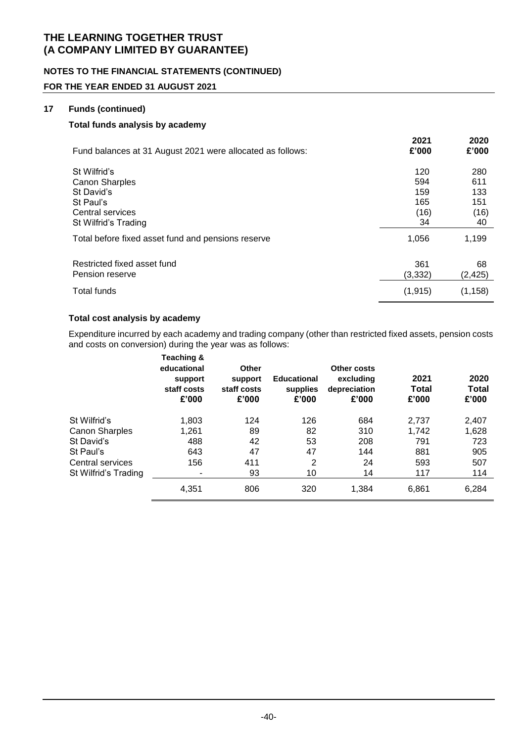# THE LEARNING TOGETHER TRUST
# (A COMPANY LIMITED BY GUARANTEE)

## NOTES TO THE FINANCIAL STATEMENTS (CONTINUED)

## FOR THE YEAR ENDED 31 AUGUST 2021

### 17 Funds (continued)

#### Total funds analysis by academy

| Fund balances at 31 August 2021 were allocated as follows: | 2021 £'000 | 2020 £'000 |
|---|---|---|
| St Wilfrid's | 120 | 280 |
| Canon Sharples | 594 | 611 |
| St David's | 159 | 133 |
| St Paul's | 165 | 151 |
| Central services | (16) | (16) |
| St Wilfrid's Trading | 34 | 40 |
| Total before fixed asset fund and pensions reserve | 1,056 | 1,199 |
| Restricted fixed asset fund | 361 | 68 |
| Pension reserve | (3,332) | (2,425) |
| Total funds | (1,915) | (1,158) |

#### Total cost analysis by academy

Expenditure incurred by each academy and trading company (other than restricted fixed assets, pension costs and costs on conversion) during the year was as follows:

| | Teaching & educational support staff costs £'000 | Other support staff costs £'000 | Educational supplies £'000 | Other costs excluding depreciation £'000 | 2021 Total £'000 | 2020 Total £'000 |
|---|---|---|---|---|---|---|
| St Wilfrid's | 1,803 | 124 | 126 | 684 | 2,737 | 2,407 |
| Canon Sharples | 1,261 | 89 | 82 | 310 | 1,742 | 1,628 |
| St David's | 488 | 42 | 53 | 208 | 791 | 723 |
| St Paul's | 643 | 47 | 47 | 144 | 881 | 905 |
| Central services | 156 | 411 | 2 | 24 | 593 | 507 |
| St Wilfrid's Trading | - | 93 | 10 | 14 | 117 | 114 |
| | 4,351 | 806 | 320 | 1,384 | 6,861 | 6,284 |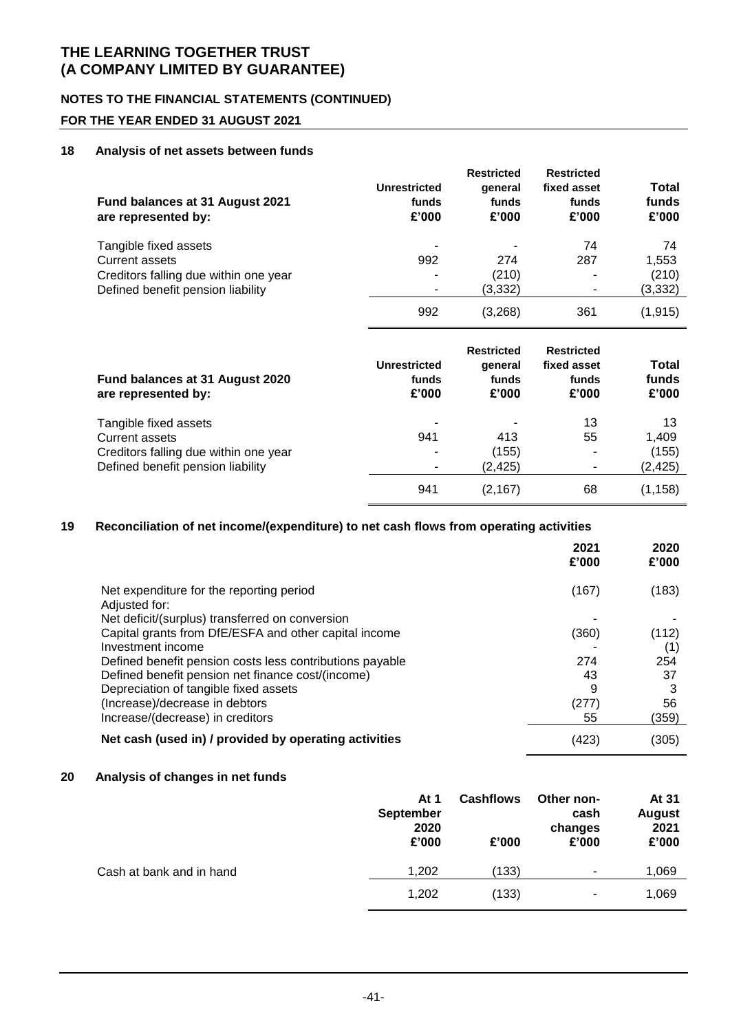# THE LEARNING TOGETHER TRUST (A COMPANY LIMITED BY GUARANTEE)

## NOTES TO THE FINANCIAL STATEMENTS (CONTINUED)

## FOR THE YEAR ENDED 31 AUGUST 2021

### 18 Analysis of net assets between funds

| Fund balances at 31 August 2021 are represented by: | Unrestricted funds £'000 | Restricted general funds £'000 | Restricted fixed asset funds £'000 | Total funds £'000 |
|---|---|---|---|---|
| Tangible fixed assets | - | - | 74 | 74 |
| Current assets | 992 | 274 | 287 | 1,553 |
| Creditors falling due within one year | - | (210) | - | (210) |
| Defined benefit pension liability | - | (3,332) | - | (3,332) |
| | 992 | (3,268) | 361 | (1,915) |

| Fund balances at 31 August 2020 are represented by: | Unrestricted funds £'000 | Restricted general funds £'000 | Restricted fixed asset funds £'000 | Total funds £'000 |
|---|---|---|---|---|
| Tangible fixed assets | - | - | 13 | 13 |
| Current assets | 941 | 413 | 55 | 1,409 |
| Creditors falling due within one year | - | (155) | - | (155) |
| Defined benefit pension liability | - | (2,425) | - | (2,425) |
| | 941 | (2,167) | 68 | (1,158) |

### 19 Reconciliation of net income/(expenditure) to net cash flows from operating activities

| | 2021 £'000 | 2020 £'000 |
|---|---|---|
| Net expenditure for the reporting period | (167) | (183) |
| Adjusted for: | | |
| Net deficit/(surplus) transferred on conversion | - | - |
| Capital grants from DfE/ESFA and other capital income | (360) | (112) |
| Investment income | - | (1) |
| Defined benefit pension costs less contributions payable | 274 | 254 |
| Defined benefit pension net finance cost/(income) | 43 | 37 |
| Depreciation of tangible fixed assets | 9 | 3 |
| (Increase)/decrease in debtors | (277) | 56 |
| Increase/(decrease) in creditors | 55 | (359) |
| **Net cash (used in) / provided by operating activities** | (423) | (305) |

### 20 Analysis of changes in net funds

| | At 1 September 2020 £'000 | Cashflows £'000 | Other non-cash changes £'000 | At 31 August 2021 £'000 |
|---|---|---|---|---|
| Cash at bank and in hand | 1,202 | (133) | - | 1,069 |
| | 1,202 | (133) | - | 1,069 |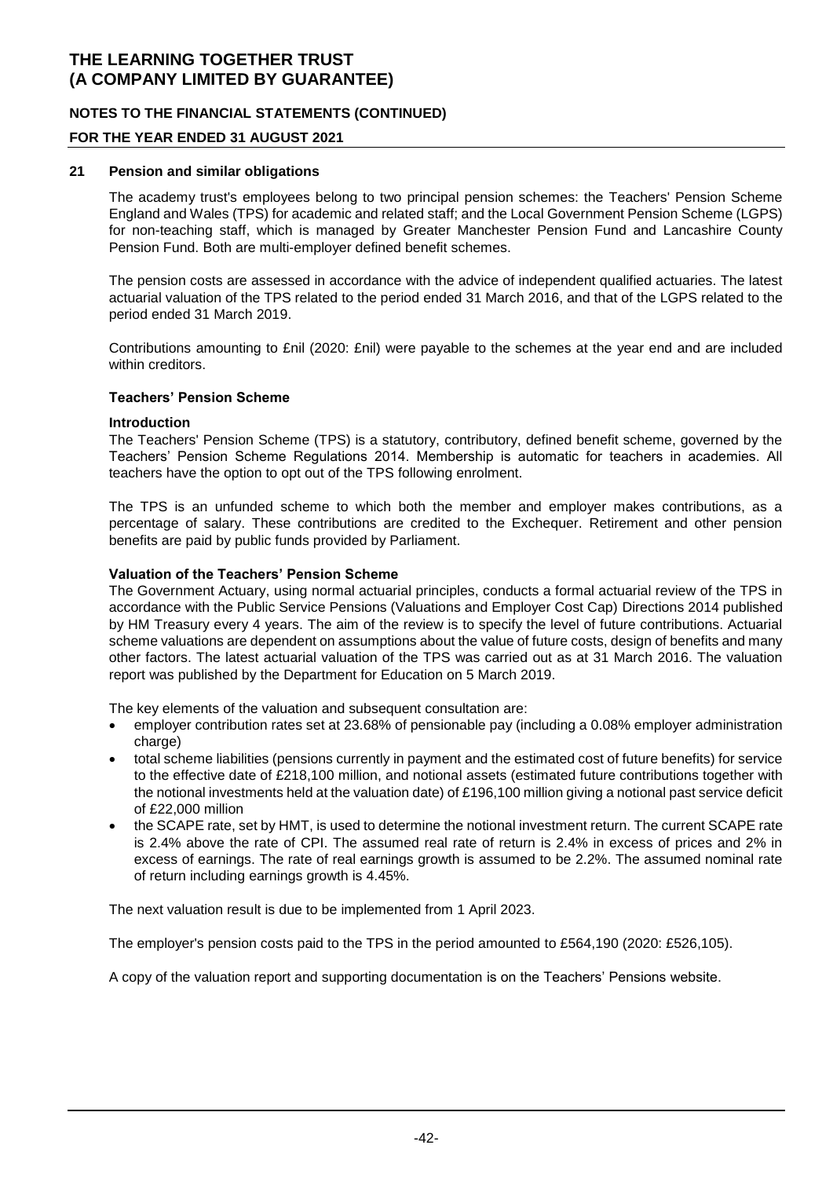## 21 Pension and similar obligations

The academy trust's employees belong to two principal pension schemes: the Teachers' Pension Scheme England and Wales (TPS) for academic and related staff; and the Local Government Pension Scheme (LGPS) for non-teaching staff, which is managed by Greater Manchester Pension Fund and Lancashire County Pension Fund. Both are multi-employer defined benefit schemes.

The pension costs are assessed in accordance with the advice of independent qualified actuaries. The latest actuarial valuation of the TPS related to the period ended 31 March 2016, and that of the LGPS related to the period ended 31 March 2019.

Contributions amounting to £nil (2020: £nil) were payable to the schemes at the year end and are included within creditors.

### Teachers' Pension Scheme

#### Introduction

The Teachers' Pension Scheme (TPS) is a statutory, contributory, defined benefit scheme, governed by the Teachers' Pension Scheme Regulations 2014. Membership is automatic for teachers in academies. All teachers have the option to opt out of the TPS following enrolment.

The TPS is an unfunded scheme to which both the member and employer makes contributions, as a percentage of salary. These contributions are credited to the Exchequer. Retirement and other pension benefits are paid by public funds provided by Parliament.

#### Valuation of the Teachers' Pension Scheme

The Government Actuary, using normal actuarial principles, conducts a formal actuarial review of the TPS in accordance with the Public Service Pensions (Valuations and Employer Cost Cap) Directions 2014 published by HM Treasury every 4 years. The aim of the review is to specify the level of future contributions. Actuarial scheme valuations are dependent on assumptions about the value of future costs, design of benefits and many other factors. The latest actuarial valuation of the TPS was carried out as at 31 March 2016. The valuation report was published by the Department for Education on 5 March 2019.

The key elements of the valuation and subsequent consultation are:

- employer contribution rates set at 23.68% of pensionable pay (including a 0.08% employer administration charge)
- total scheme liabilities (pensions currently in payment and the estimated cost of future benefits) for service to the effective date of £218,100 million, and notional assets (estimated future contributions together with the notional investments held at the valuation date) of £196,100 million giving a notional past service deficit of £22,000 million
- the SCAPE rate, set by HMT, is used to determine the notional investment return. The current SCAPE rate is 2.4% above the rate of CPI. The assumed real rate of return is 2.4% in excess of prices and 2% in excess of earnings. The rate of real earnings growth is assumed to be 2.2%. The assumed nominal rate of return including earnings growth is 4.45%.

The next valuation result is due to be implemented from 1 April 2023.

The employer's pension costs paid to the TPS in the period amounted to £564,190 (2020: £526,105).

A copy of the valuation report and supporting documentation is on the Teachers' Pensions website.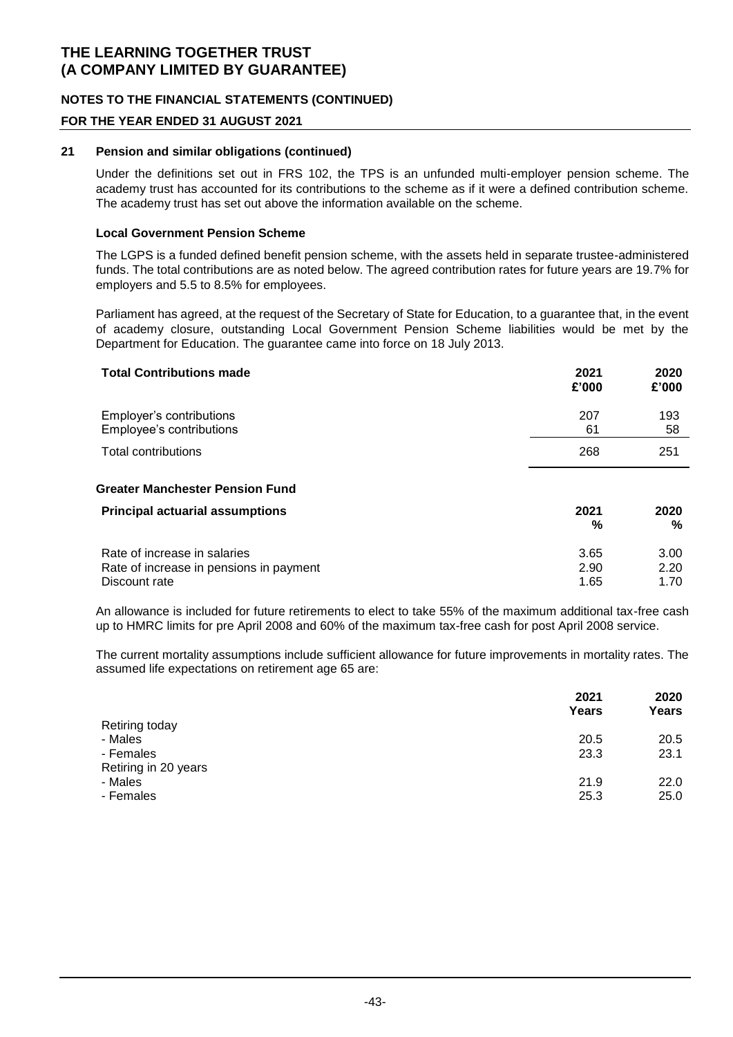### 21 Pension and similar obligations (continued)

Under the definitions set out in FRS 102, the TPS is an unfunded multi-employer pension scheme. The academy trust has accounted for its contributions to the scheme as if it were a defined contribution scheme. The academy trust has set out above the information available on the scheme.

#### Local Government Pension Scheme

The LGPS is a funded defined benefit pension scheme, with the assets held in separate trustee-administered funds. The total contributions are as noted below. The agreed contribution rates for future years are 19.7% for employers and 5.5 to 8.5% for employees.

Parliament has agreed, at the request of the Secretary of State for Education, to a guarantee that, in the event of academy closure, outstanding Local Government Pension Scheme liabilities would be met by the Department for Education. The guarantee came into force on 18 July 2013.

| **Total Contributions made** | **2021 £'000** | **2020 £'000** |
|---|---|---|
| Employer's contributions | 207 | 193 |
| Employee's contributions | 61 | 58 |
| Total contributions | 268 | 251 |

#### Greater Manchester Pension Fund

| **Principal actuarial assumptions** | **2021 %** | **2020 %** |
|---|---|---|
| Rate of increase in salaries | 3.65 | 3.00 |
| Rate of increase in pensions in payment | 2.90 | 2.20 |
| Discount rate | 1.65 | 1.70 |

An allowance is included for future retirements to elect to take 55% of the maximum additional tax-free cash up to HMRC limits for pre April 2008 and 60% of the maximum tax-free cash for post April 2008 service.

The current mortality assumptions include sufficient allowance for future improvements in mortality rates. The assumed life expectations on retirement age 65 are:

| | **2021 Years** | **2020 Years** |
|---|---|---|
| Retiring today | | |
| - Males | 20.5 | 20.5 |
| - Females | 23.3 | 23.1 |
| Retiring in 20 years | | |
| - Males | 21.9 | 22.0 |
| - Females | 25.3 | 25.0 |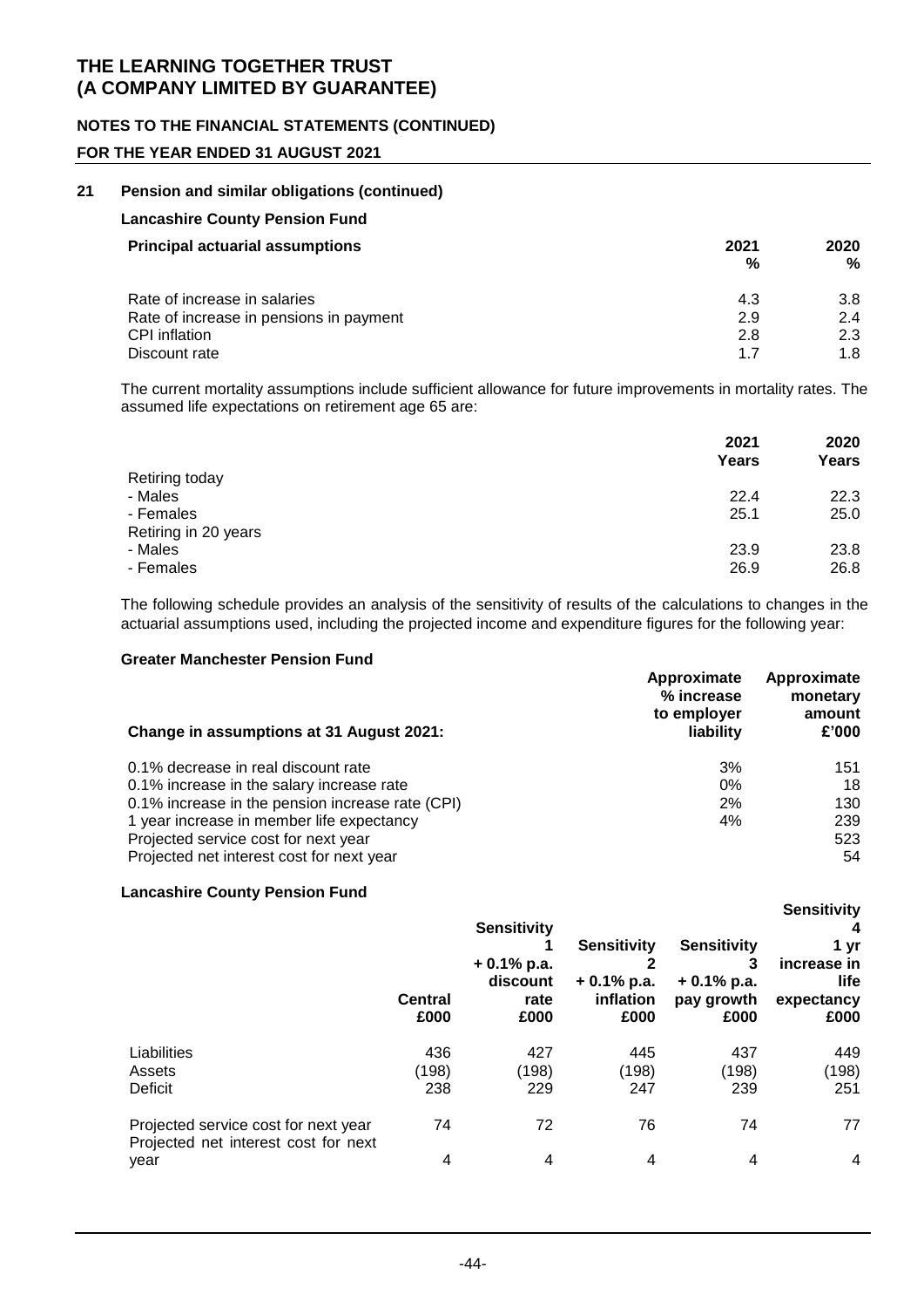# THE LEARNING TOGETHER TRUST
# (A COMPANY LIMITED BY GUARANTEE)

## NOTES TO THE FINANCIAL STATEMENTS (CONTINUED)

## FOR THE YEAR ENDED 31 AUGUST 2021

### 21 Pension and similar obligations (continued)

**Lancashire County Pension Fund**

| **Principal actuarial assumptions** | **2021 %** | **2020 %** |
|---|---|---|
| Rate of increase in salaries | 4.3 | 3.8 |
| Rate of increase in pensions in payment | 2.9 | 2.4 |
| CPI inflation | 2.8 | 2.3 |
| Discount rate | 1.7 | 1.8 |

The current mortality assumptions include sufficient allowance for future improvements in mortality rates. The assumed life expectations on retirement age 65 are:

| | **2021 Years** | **2020 Years** |
|---|---|---|
| Retiring today | | |
| - Males | 22.4 | 22.3 |
| - Females | 25.1 | 25.0 |
| Retiring in 20 years | | |
| - Males | 23.9 | 23.8 |
| - Females | 26.9 | 26.8 |

The following schedule provides an analysis of the sensitivity of results of the calculations to changes in the actuarial assumptions used, including the projected income and expenditure figures for the following year:

**Greater Manchester Pension Fund**

| **Change in assumptions at 31 August 2021:** | **Approximate % increase to employer liability** | **Approximate monetary amount £'000** |
|---|---|---|
| 0.1% decrease in real discount rate | 3% | 151 |
| 0.1% increase in the salary increase rate | 0% | 18 |
| 0.1% increase in the pension increase rate (CPI) | 2% | 130 |
| 1 year increase in member life expectancy | 4% | 239 |
| Projected service cost for next year | | 523 |
| Projected net interest cost for next year | | 54 |

**Lancashire County Pension Fund**

| | **Central £000** | **Sensitivity 1 + 0.1% p.a. discount rate £000** | **Sensitivity 2 + 0.1% p.a. inflation £000** | **Sensitivity 3 + 0.1% p.a. pay growth £000** | **Sensitivity 4 1 yr increase in life expectancy £000** |
|---|---|---|---|---|---|
| Liabilities | 436 | 427 | 445 | 437 | 449 |
| Assets | (198) | (198) | (198) | (198) | (198) |
| Deficit | 238 | 229 | 247 | 239 | 251 |
| Projected service cost for next year | 74 | 72 | 76 | 74 | 77 |
| Projected net interest cost for next year | 4 | 4 | 4 | 4 | 4 |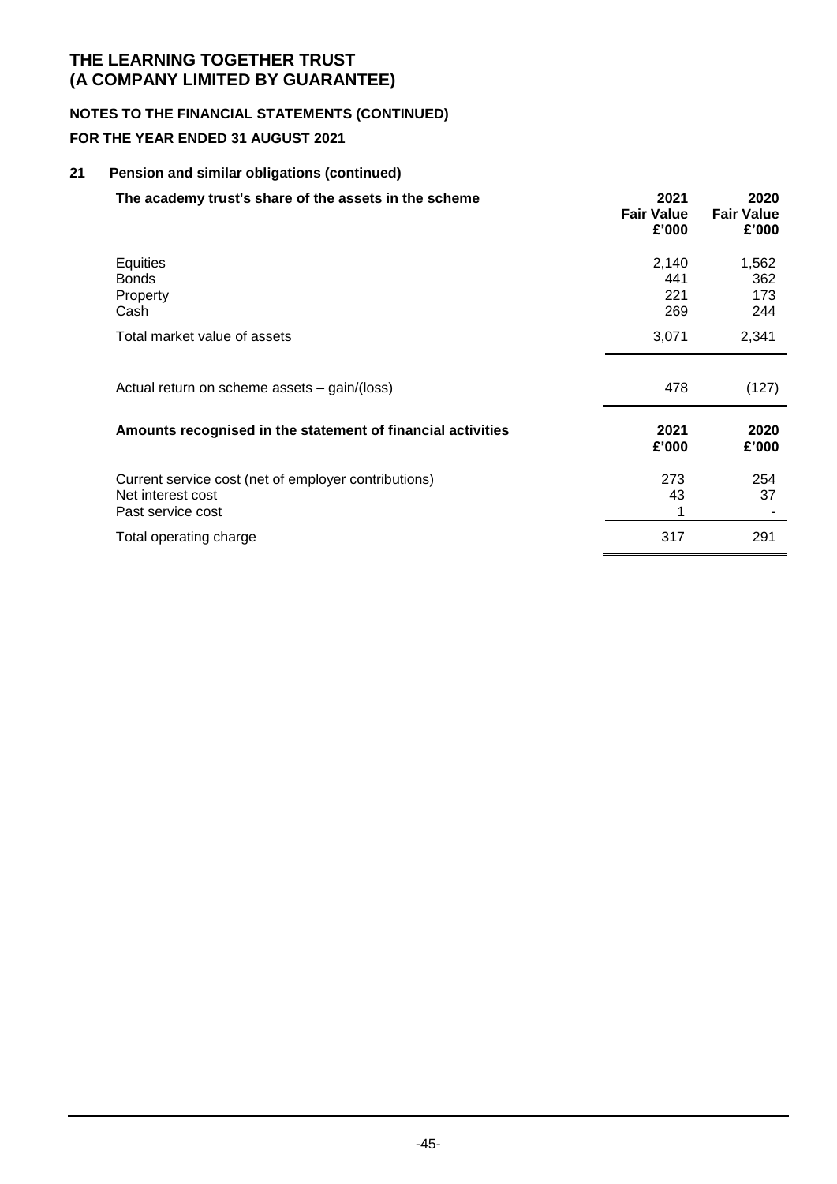# THE LEARNING TOGETHER TRUST
# (A COMPANY LIMITED BY GUARANTEE)

## NOTES TO THE FINANCIAL STATEMENTS (CONTINUED)

## FOR THE YEAR ENDED 31 AUGUST 2021

### 21 Pension and similar obligations (continued)

| The academy trust's share of the assets in the scheme | 2021 Fair Value £'000 | 2020 Fair Value £'000 |
|---|---|---|
| Equities | 2,140 | 1,562 |
| Bonds | 441 | 362 |
| Property | 221 | 173 |
| Cash | 269 | 244 |
| Total market value of assets | 3,071 | 2,341 |
| Actual return on scheme assets – gain/(loss) | 478 | (127) |

| Amounts recognised in the statement of financial activities | 2021 £'000 | 2020 £'000 |
|---|---|---|
| Current service cost (net of employer contributions) | 273 | 254 |
| Net interest cost | 43 | 37 |
| Past service cost | 1 | - |
| Total operating charge | 317 | 291 |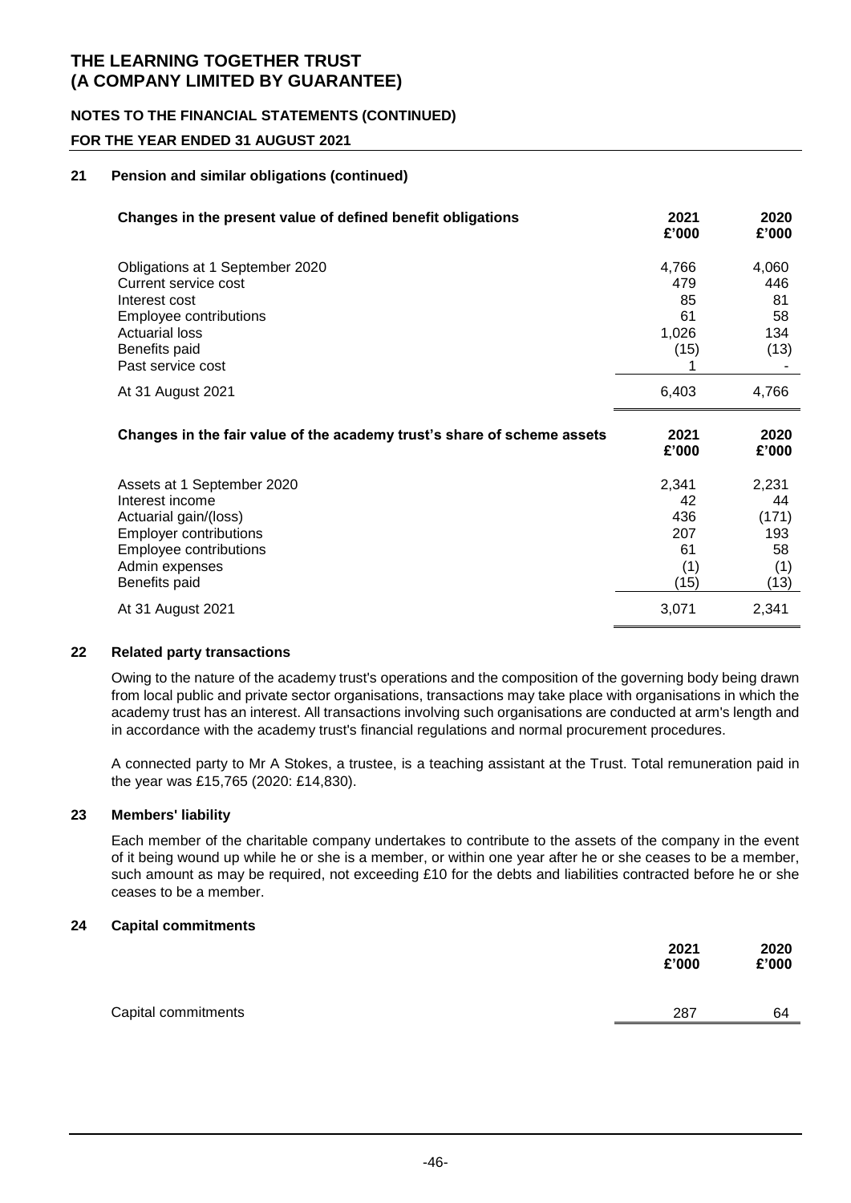# THE LEARNING TOGETHER TRUST
# (A COMPANY LIMITED BY GUARANTEE)

**NOTES TO THE FINANCIAL STATEMENTS (CONTINUED)**

**FOR THE YEAR ENDED 31 AUGUST 2021**

## 21 Pension and similar obligations (continued)

| Changes in the present value of defined benefit obligations | 2021 £'000 | 2020 £'000 |
|---|---|---|
| Obligations at 1 September 2020 | 4,766 | 4,060 |
| Current service cost | 479 | 446 |
| Interest cost | 85 | 81 |
| Employee contributions | 61 | 58 |
| Actuarial loss | 1,026 | 134 |
| Benefits paid | (15) | (13) |
| Past service cost | 1 | - |
| At 31 August 2021 | 6,403 | 4,766 |

| Changes in the fair value of the academy trust's share of scheme assets | 2021 £'000 | 2020 £'000 |
|---|---|---|
| Assets at 1 September 2020 | 2,341 | 2,231 |
| Interest income | 42 | 44 |
| Actuarial gain/(loss) | 436 | (171) |
| Employer contributions | 207 | 193 |
| Employee contributions | 61 | 58 |
| Admin expenses | (1) | (1) |
| Benefits paid | (15) | (13) |
| At 31 August 2021 | 3,071 | 2,341 |

## 22 Related party transactions

Owing to the nature of the academy trust's operations and the composition of the governing body being drawn from local public and private sector organisations, transactions may take place with organisations in which the academy trust has an interest. All transactions involving such organisations are conducted at arm's length and in accordance with the academy trust's financial regulations and normal procurement procedures.

A connected party to Mr A Stokes, a trustee, is a teaching assistant at the Trust. Total remuneration paid in the year was £15,765 (2020: £14,830).

## 23 Members' liability

Each member of the charitable company undertakes to contribute to the assets of the company in the event of it being wound up while he or she is a member, or within one year after he or she ceases to be a member, such amount as may be required, not exceeding £10 for the debts and liabilities contracted before he or she ceases to be a member.

## 24 Capital commitments

| | 2021 £'000 | 2020 £'000 |
|---|---|---|
| Capital commitments | 287 | 64 |